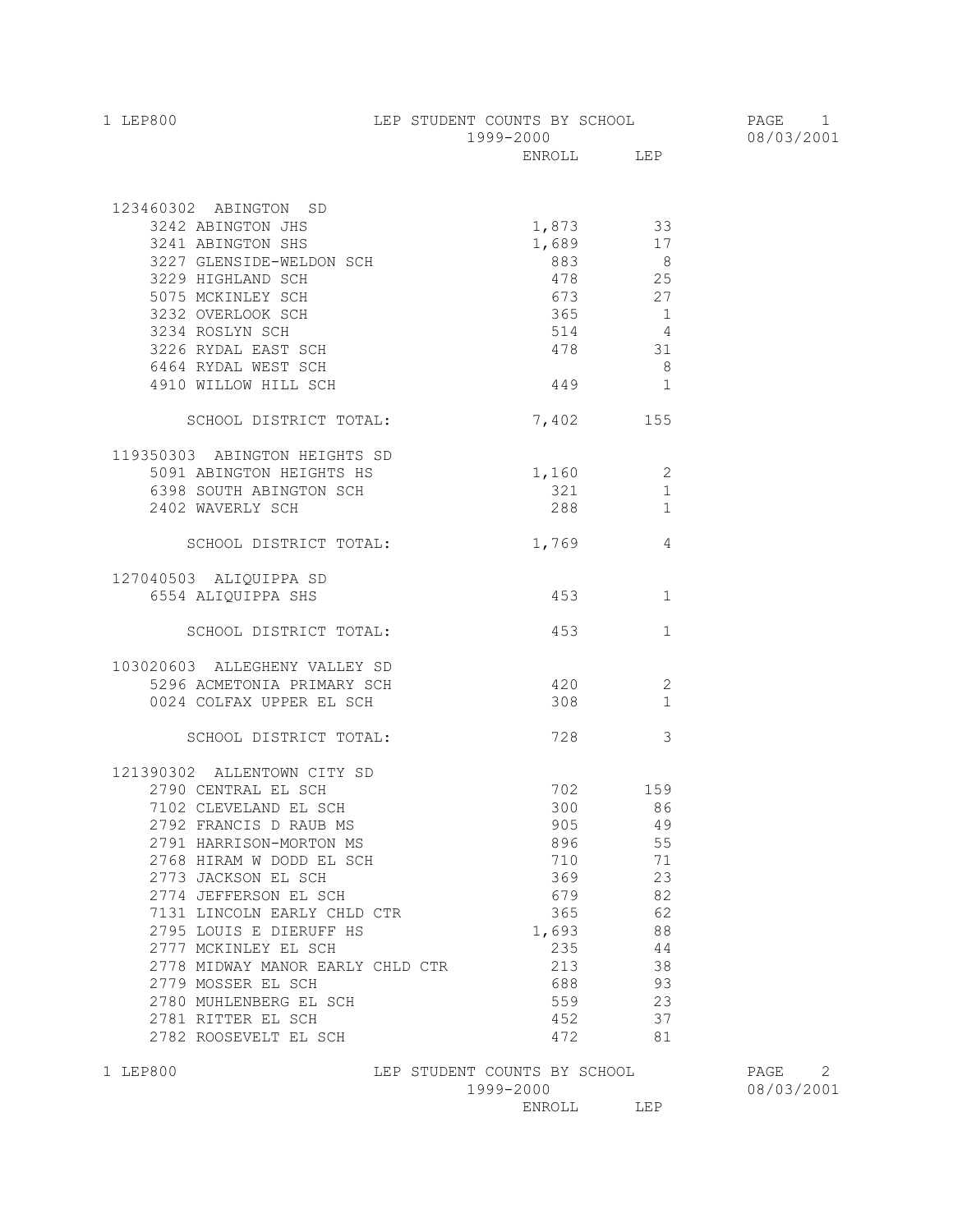# LEP STUDENT COUNTS BY SCHOOL

1999-2000

| | ENROLL | LEP |
|---|---|---|
| **123460302 ABINGTON SD** | | |
| 3242 ABINGTON JHS | 1,873 | 33 |
| 3241 ABINGTON SHS | 1,689 | 17 |
| 3227 GLENSIDE-WELDON SCH | 883 | 8 |
| 3229 HIGHLAND SCH | 478 | 25 |
| 5075 MCKINLEY SCH | 673 | 27 |
| 3232 OVERLOOK SCH | 365 | 1 |
| 3234 ROSLYN SCH | 514 | 4 |
| 3226 RYDAL EAST SCH | 478 | 31 |
| 6464 RYDAL WEST SCH | | 8 |
| 4910 WILLOW HILL SCH | 449 | 1 |
| SCHOOL DISTRICT TOTAL: | 7,402 | 155 |
| **119350303 ABINGTON HEIGHTS SD** | | |
| 5091 ABINGTON HEIGHTS HS | 1,160 | 2 |
| 6398 SOUTH ABINGTON SCH | 321 | 1 |
| 2402 WAVERLY SCH | 288 | 1 |
| SCHOOL DISTRICT TOTAL: | 1,769 | 4 |
| **127040503 ALIQUIPPA SD** | | |
| 6554 ALIQUIPPA SHS | 453 | 1 |
| SCHOOL DISTRICT TOTAL: | 453 | 1 |
| **103020603 ALLEGHENY VALLEY SD** | | |
| 5296 ACMETONIA PRIMARY SCH | 420 | 2 |
| 0024 COLFAX UPPER EL SCH | 308 | 1 |
| SCHOOL DISTRICT TOTAL: | 728 | 3 |
| **121390302 ALLENTOWN CITY SD** | | |
| 2790 CENTRAL EL SCH | 702 | 159 |
| 7102 CLEVELAND EL SCH | 300 | 86 |
| 2792 FRANCIS D RAUB MS | 905 | 49 |
| 2791 HARRISON-MORTON MS | 896 | 55 |
| 2768 HIRAM W DODD EL SCH | 710 | 71 |
| 2773 JACKSON EL SCH | 369 | 23 |
| 2774 JEFFERSON EL SCH | 679 | 82 |
| 7131 LINCOLN EARLY CHLD CTR | 365 | 62 |
| 2795 LOUIS E DIERUFF HS | 1,693 | 88 |
| 2777 MCKINLEY EL SCH | 235 | 44 |
| 2778 MIDWAY MANOR EARLY CHLD CTR | 213 | 38 |
| 2779 MOSSER EL SCH | 688 | 93 |
| 2780 MUHLENBERG EL SCH | 559 | 23 |
| 2781 RITTER EL SCH | 452 | 37 |
| 2782 ROOSEVELT EL SCH | 472 | 81 |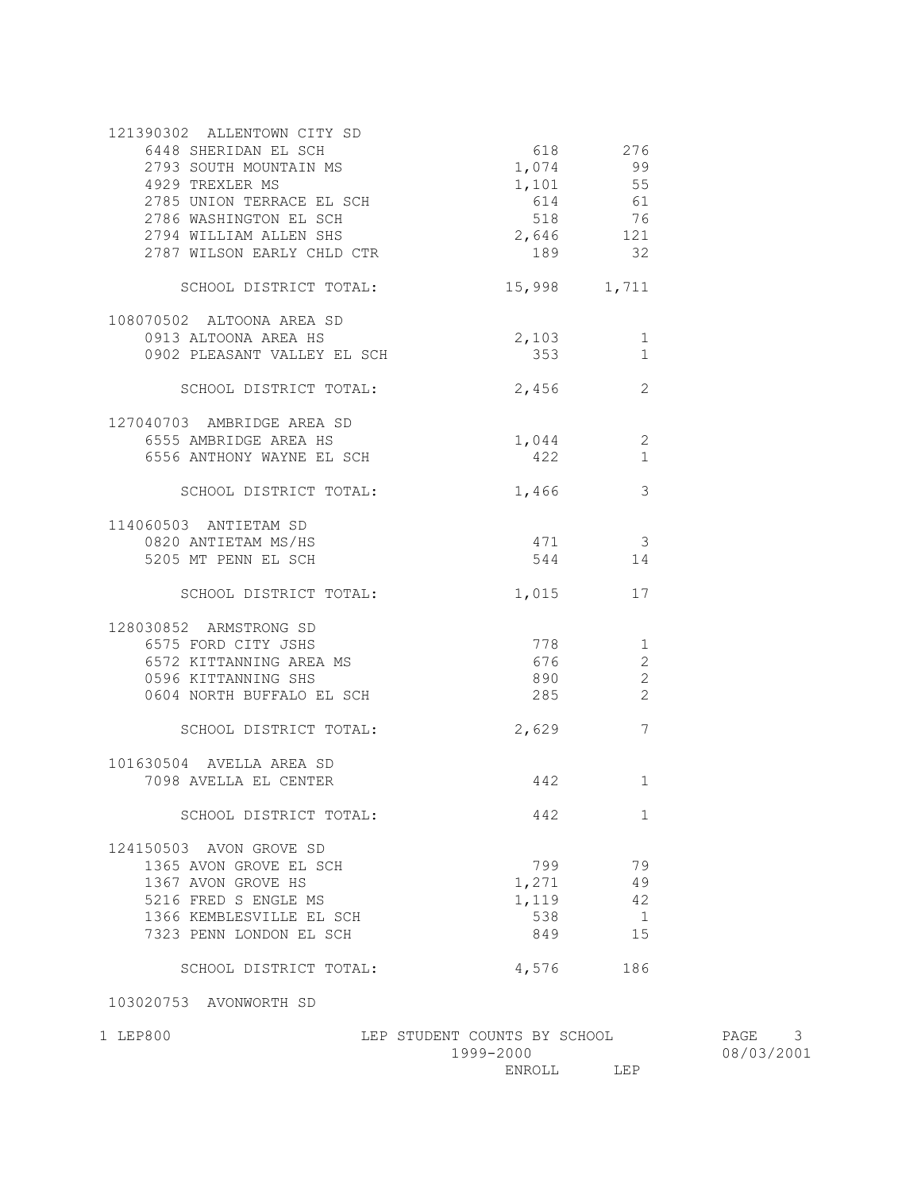| | ENROLL | LEP |
|---|---|---|
| **121390302 ALLENTOWN CITY SD** | | |
| 6448 SHERIDAN EL SCH | 618 | 276 |
| 2793 SOUTH MOUNTAIN MS | 1,074 | 99 |
| 4929 TREXLER MS | 1,101 | 55 |
| 2785 UNION TERRACE EL SCH | 614 | 61 |
| 2786 WASHINGTON EL SCH | 518 | 76 |
| 2794 WILLIAM ALLEN SHS | 2,646 | 121 |
| 2787 WILSON EARLY CHLD CTR | 189 | 32 |
| SCHOOL DISTRICT TOTAL: | 15,998 | 1,711 |
| **108070502 ALTOONA AREA SD** | | |
| 0913 ALTOONA AREA HS | 2,103 | 1 |
| 0902 PLEASANT VALLEY EL SCH | 353 | 1 |
| SCHOOL DISTRICT TOTAL: | 2,456 | 2 |
| **127040703 AMBRIDGE AREA SD** | | |
| 6555 AMBRIDGE AREA HS | 1,044 | 2 |
| 6556 ANTHONY WAYNE EL SCH | 422 | 1 |
| SCHOOL DISTRICT TOTAL: | 1,466 | 3 |
| **114060503 ANTIETAM SD** | | |
| 0820 ANTIETAM MS/HS | 471 | 3 |
| 5205 MT PENN EL SCH | 544 | 14 |
| SCHOOL DISTRICT TOTAL: | 1,015 | 17 |
| **128030852 ARMSTRONG SD** | | |
| 6575 FORD CITY JSHS | 778 | 1 |
| 6572 KITTANNING AREA MS | 676 | 2 |
| 0596 KITTANNING SHS | 890 | 2 |
| 0604 NORTH BUFFALO EL SCH | 285 | 2 |
| SCHOOL DISTRICT TOTAL: | 2,629 | 7 |
| **101630504 AVELLA AREA SD** | | |
| 7098 AVELLA EL CENTER | 442 | 1 |
| SCHOOL DISTRICT TOTAL: | 442 | 1 |
| **124150503 AVON GROVE SD** | | |
| 1365 AVON GROVE EL SCH | 799 | 79 |
| 1367 AVON GROVE HS | 1,271 | 49 |
| 5216 FRED S ENGLE MS | 1,119 | 42 |
| 1366 KEMBLESVILLE EL SCH | 538 | 1 |
| 7323 PENN LONDON EL SCH | 849 | 15 |
| SCHOOL DISTRICT TOTAL: | 4,576 | 186 |
| **103020753 AVONWORTH SD** | | |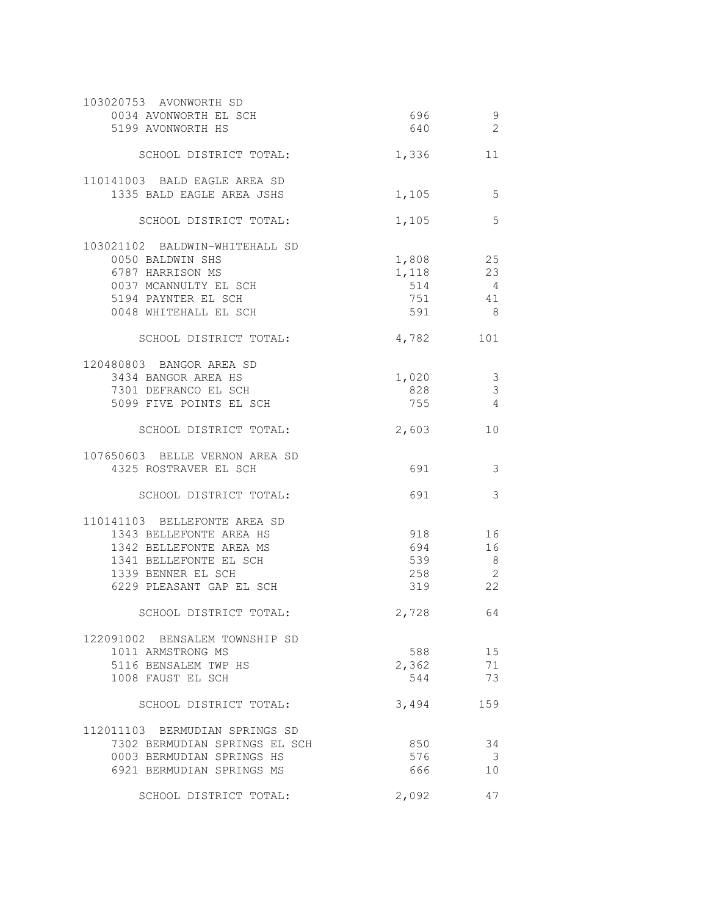| | | |
|---|---|---|
| 103020753 AVONWORTH SD | | |
| 0034 AVONWORTH EL SCH | 696 | 9 |
| 5199 AVONWORTH HS | 640 | 2 |
| SCHOOL DISTRICT TOTAL: | 1,336 | 11 |
| 110141003 BALD EAGLE AREA SD | | |
| 1335 BALD EAGLE AREA JSHS | 1,105 | 5 |
| SCHOOL DISTRICT TOTAL: | 1,105 | 5 |
| 103021102 BALDWIN-WHITEHALL SD | | |
| 0050 BALDWIN SHS | 1,808 | 25 |
| 6787 HARRISON MS | 1,118 | 23 |
| 0037 MCANNULTY EL SCH | 514 | 4 |
| 5194 PAYNTER EL SCH | 751 | 41 |
| 0048 WHITEHALL EL SCH | 591 | 8 |
| SCHOOL DISTRICT TOTAL: | 4,782 | 101 |
| 120480803 BANGOR AREA SD | | |
| 3434 BANGOR AREA HS | 1,020 | 3 |
| 7301 DEFRANCO EL SCH | 828 | 3 |
| 5099 FIVE POINTS EL SCH | 755 | 4 |
| SCHOOL DISTRICT TOTAL: | 2,603 | 10 |
| 107650603 BELLE VERNON AREA SD | | |
| 4325 ROSTRAVER EL SCH | 691 | 3 |
| SCHOOL DISTRICT TOTAL: | 691 | 3 |
| 110141103 BELLEFONTE AREA SD | | |
| 1343 BELLEFONTE AREA HS | 918 | 16 |
| 1342 BELLEFONTE AREA MS | 694 | 16 |
| 1341 BELLEFONTE EL SCH | 539 | 8 |
| 1339 BENNER EL SCH | 258 | 2 |
| 6229 PLEASANT GAP EL SCH | 319 | 22 |
| SCHOOL DISTRICT TOTAL: | 2,728 | 64 |
| 122091002 BENSALEM TOWNSHIP SD | | |
| 1011 ARMSTRONG MS | 588 | 15 |
| 5116 BENSALEM TWP HS | 2,362 | 71 |
| 1008 FAUST EL SCH | 544 | 73 |
| SCHOOL DISTRICT TOTAL: | 3,494 | 159 |
| 112011103 BERMUDIAN SPRINGS SD | | |
| 7302 BERMUDIAN SPRINGS EL SCH | 850 | 34 |
| 0003 BERMUDIAN SPRINGS HS | 576 | 3 |
| 6921 BERMUDIAN SPRINGS MS | 666 | 10 |
| SCHOOL DISTRICT TOTAL: | 2,092 | 47 |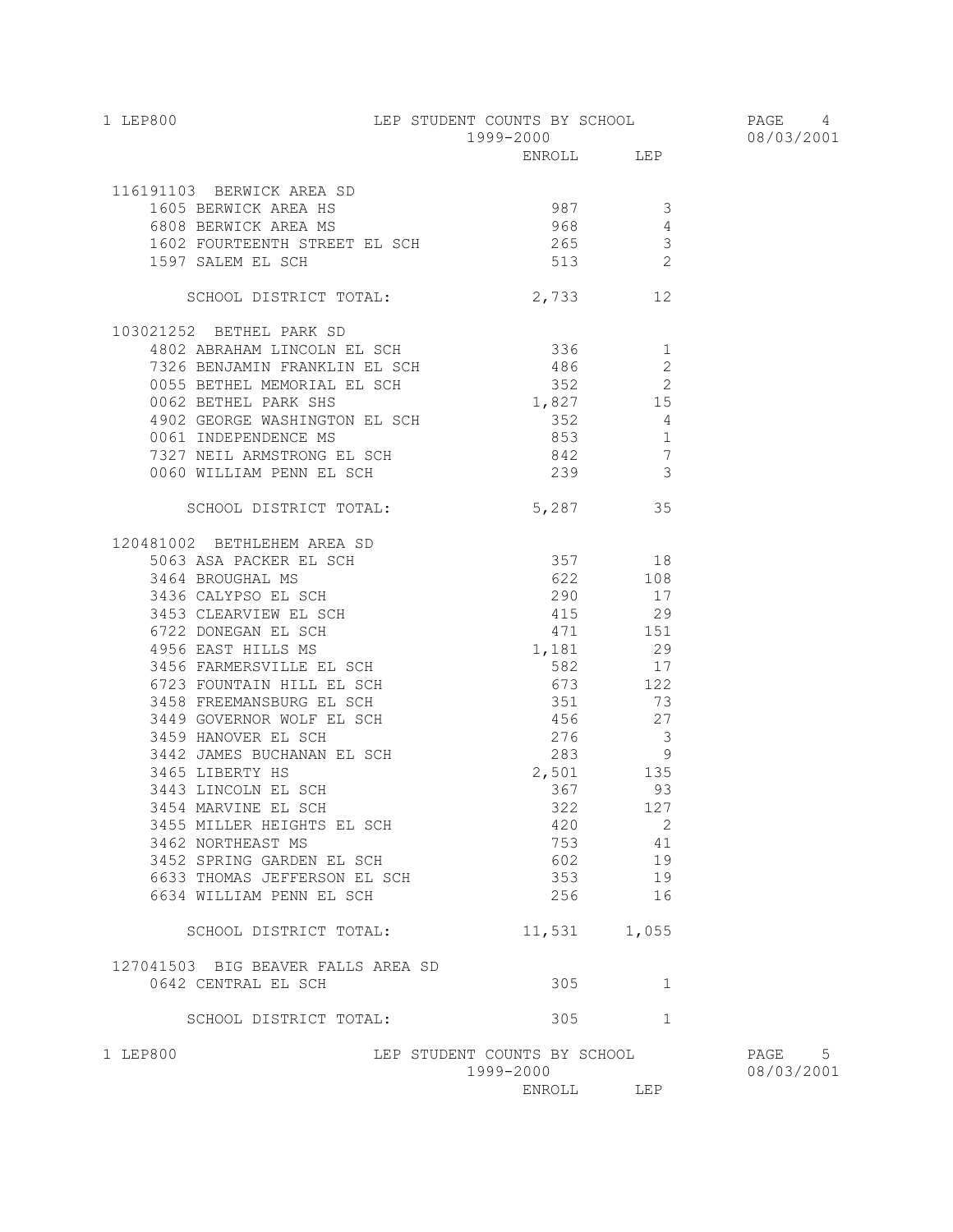| | ENROLL | LEP |
|---|---|---|
| **116191103 BERWICK AREA SD** | | |
| 1605 BERWICK AREA HS | 987 | 3 |
| 6808 BERWICK AREA MS | 968 | 4 |
| 1602 FOURTEENTH STREET EL SCH | 265 | 3 |
| 1597 SALEM EL SCH | 513 | 2 |
| SCHOOL DISTRICT TOTAL: | 2,733 | 12 |
| **103021252 BETHEL PARK SD** | | |
| 4802 ABRAHAM LINCOLN EL SCH | 336 | 1 |
| 7326 BENJAMIN FRANKLIN EL SCH | 486 | 2 |
| 0055 BETHEL MEMORIAL EL SCH | 352 | 2 |
| 0062 BETHEL PARK SHS | 1,827 | 15 |
| 4902 GEORGE WASHINGTON EL SCH | 352 | 4 |
| 0061 INDEPENDENCE MS | 853 | 1 |
| 7327 NEIL ARMSTRONG EL SCH | 842 | 7 |
| 0060 WILLIAM PENN EL SCH | 239 | 3 |
| SCHOOL DISTRICT TOTAL: | 5,287 | 35 |
| **120481002 BETHLEHEM AREA SD** | | |
| 5063 ASA PACKER EL SCH | 357 | 18 |
| 3464 BROUGHAL MS | 622 | 108 |
| 3436 CALYPSO EL SCH | 290 | 17 |
| 3453 CLEARVIEW EL SCH | 415 | 29 |
| 6722 DONEGAN EL SCH | 471 | 151 |
| 4956 EAST HILLS MS | 1,181 | 29 |
| 3456 FARMERSVILLE EL SCH | 582 | 17 |
| 6723 FOUNTAIN HILL EL SCH | 673 | 122 |
| 3458 FREEMANSBURG EL SCH | 351 | 73 |
| 3449 GOVERNOR WOLF EL SCH | 456 | 27 |
| 3459 HANOVER EL SCH | 276 | 3 |
| 3442 JAMES BUCHANAN EL SCH | 283 | 9 |
| 3465 LIBERTY HS | 2,501 | 135 |
| 3443 LINCOLN EL SCH | 367 | 93 |
| 3454 MARVINE EL SCH | 322 | 127 |
| 3455 MILLER HEIGHTS EL SCH | 420 | 2 |
| 3462 NORTHEAST MS | 753 | 41 |
| 3452 SPRING GARDEN EL SCH | 602 | 19 |
| 6633 THOMAS JEFFERSON EL SCH | 353 | 19 |
| 6634 WILLIAM PENN EL SCH | 256 | 16 |
| SCHOOL DISTRICT TOTAL: | 11,531 | 1,055 |
| **127041503 BIG BEAVER FALLS AREA SD** | | |
| 0642 CENTRAL EL SCH | 305 | 1 |
| SCHOOL DISTRICT TOTAL: | 305 | 1 |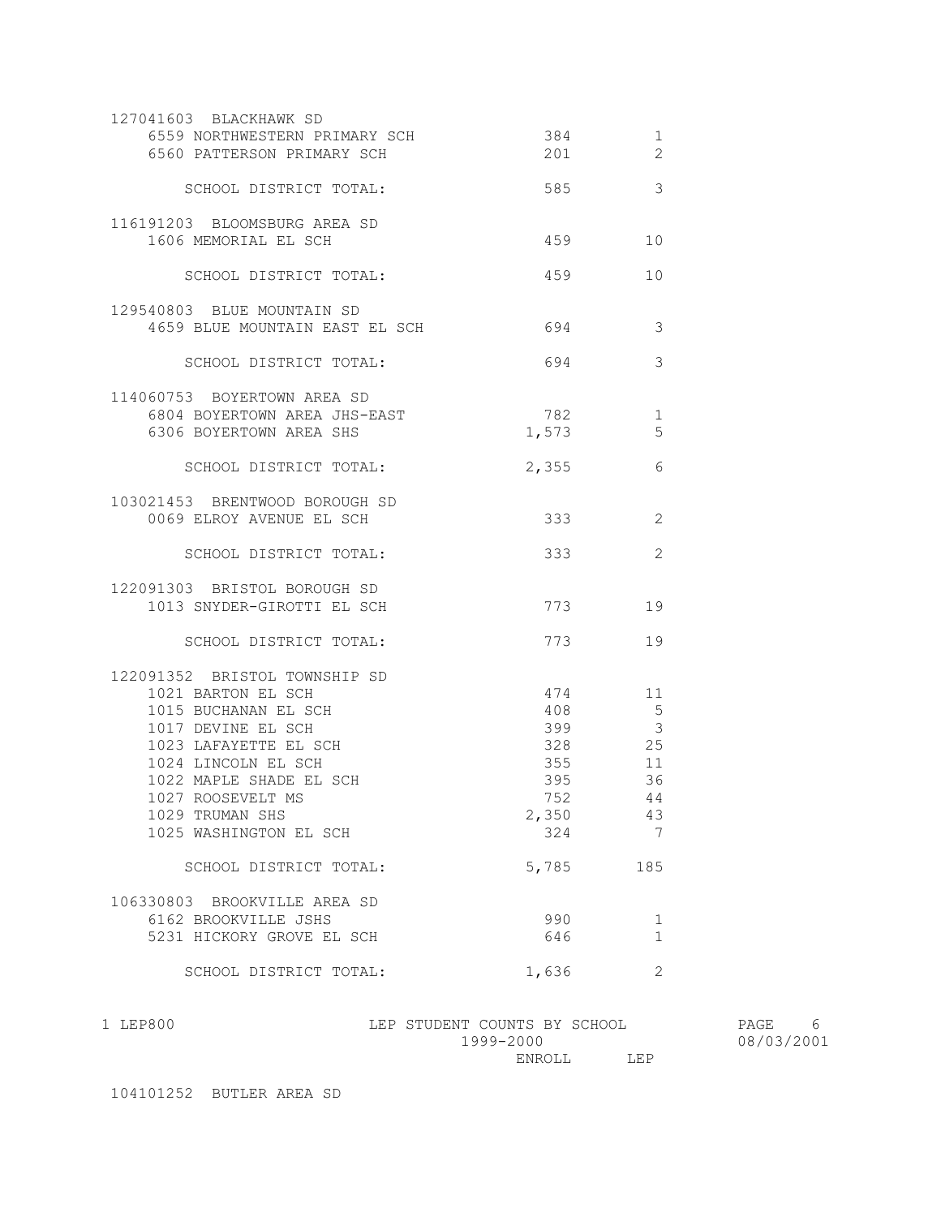| District / School | ENROLL | LEP |
|---|---|---|
| **127041603 BLACKHAWK SD** | | |
| 6559 NORTHWESTERN PRIMARY SCH | 384 | 1 |
| 6560 PATTERSON PRIMARY SCH | 201 | 2 |
| SCHOOL DISTRICT TOTAL: | 585 | 3 |
| **116191203 BLOOMSBURG AREA SD** | | |
| 1606 MEMORIAL EL SCH | 459 | 10 |
| SCHOOL DISTRICT TOTAL: | 459 | 10 |
| **129540803 BLUE MOUNTAIN SD** | | |
| 4659 BLUE MOUNTAIN EAST EL SCH | 694 | 3 |
| SCHOOL DISTRICT TOTAL: | 694 | 3 |
| **114060753 BOYERTOWN AREA SD** | | |
| 6804 BOYERTOWN AREA JHS-EAST | 782 | 1 |
| 6306 BOYERTOWN AREA SHS | 1,573 | 5 |
| SCHOOL DISTRICT TOTAL: | 2,355 | 6 |
| **103021453 BRENTWOOD BOROUGH SD** | | |
| 0069 ELROY AVENUE EL SCH | 333 | 2 |
| SCHOOL DISTRICT TOTAL: | 333 | 2 |
| **122091303 BRISTOL BOROUGH SD** | | |
| 1013 SNYDER-GIROTTI EL SCH | 773 | 19 |
| SCHOOL DISTRICT TOTAL: | 773 | 19 |
| **122091352 BRISTOL TOWNSHIP SD** | | |
| 1021 BARTON EL SCH | 474 | 11 |
| 1015 BUCHANAN EL SCH | 408 | 5 |
| 1017 DEVINE EL SCH | 399 | 3 |
| 1023 LAFAYETTE EL SCH | 328 | 25 |
| 1024 LINCOLN EL SCH | 355 | 11 |
| 1022 MAPLE SHADE EL SCH | 395 | 36 |
| 1027 ROOSEVELT MS | 752 | 44 |
| 1029 TRUMAN SHS | 2,350 | 43 |
| 1025 WASHINGTON EL SCH | 324 | 7 |
| SCHOOL DISTRICT TOTAL: | 5,785 | 185 |
| **106330803 BROOKVILLE AREA SD** | | |
| 6162 BROOKVILLE JSHS | 990 | 1 |
| 5231 HICKORY GROVE EL SCH | 646 | 1 |
| SCHOOL DISTRICT TOTAL: | 1,636 | 2 |

104101252 BUTLER AREA SD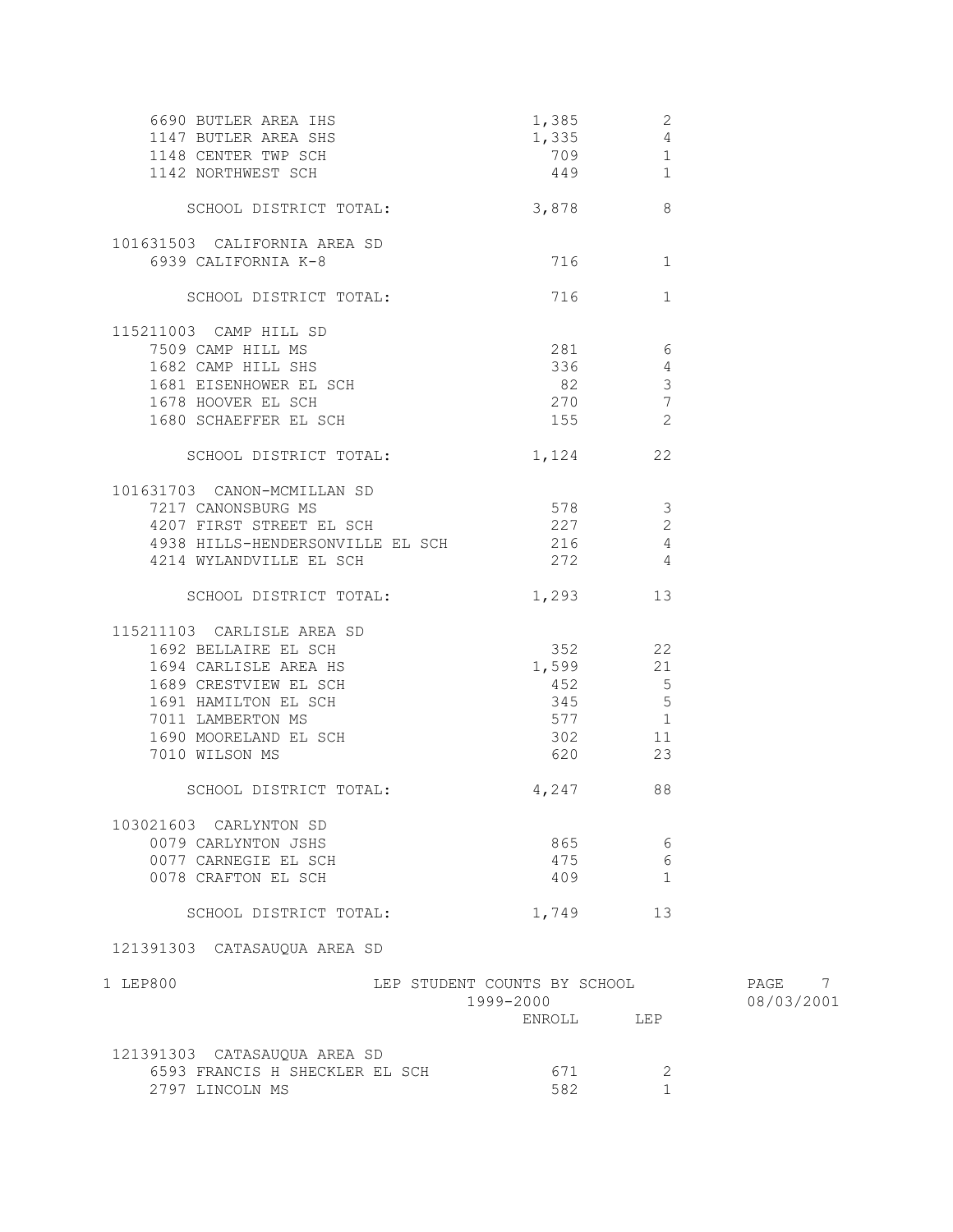| | ENROLL | LEP |
|---|---|---|
| 6690 BUTLER AREA IHS | 1,385 | 2 |
| 1147 BUTLER AREA SHS | 1,335 | 4 |
| 1148 CENTER TWP SCH | 709 | 1 |
| 1142 NORTHWEST SCH | 449 | 1 |
| SCHOOL DISTRICT TOTAL: | 3,878 | 8 |
| **101631503 CALIFORNIA AREA SD** | | |
| 6939 CALIFORNIA K-8 | 716 | 1 |
| SCHOOL DISTRICT TOTAL: | 716 | 1 |
| **115211003 CAMP HILL SD** | | |
| 7509 CAMP HILL MS | 281 | 6 |
| 1682 CAMP HILL SHS | 336 | 4 |
| 1681 EISENHOWER EL SCH | 82 | 3 |
| 1678 HOOVER EL SCH | 270 | 7 |
| 1680 SCHAEFFER EL SCH | 155 | 2 |
| SCHOOL DISTRICT TOTAL: | 1,124 | 22 |
| **101631703 CANON-MCMILLAN SD** | | |
| 7217 CANONSBURG MS | 578 | 3 |
| 4207 FIRST STREET EL SCH | 227 | 2 |
| 4938 HILLS-HENDERSONVILLE EL SCH | 216 | 4 |
| 4214 WYLANDVILLE EL SCH | 272 | 4 |
| SCHOOL DISTRICT TOTAL: | 1,293 | 13 |
| **115211103 CARLISLE AREA SD** | | |
| 1692 BELLAIRE EL SCH | 352 | 22 |
| 1694 CARLISLE AREA HS | 1,599 | 21 |
| 1689 CRESTVIEW EL SCH | 452 | 5 |
| 1691 HAMILTON EL SCH | 345 | 5 |
| 7011 LAMBERTON MS | 577 | 1 |
| 1690 MOORELAND EL SCH | 302 | 11 |
| 7010 WILSON MS | 620 | 23 |
| SCHOOL DISTRICT TOTAL: | 4,247 | 88 |
| **103021603 CARLYNTON SD** | | |
| 0079 CARLYNTON JSHS | 865 | 6 |
| 0077 CARNEGIE EL SCH | 475 | 6 |
| 0078 CRAFTON EL SCH | 409 | 1 |
| SCHOOL DISTRICT TOTAL: | 1,749 | 13 |
| **121391303 CATASAUQUA AREA SD** | | |
| 6593 FRANCIS H SHECKLER EL SCH | 671 | 2 |
| 2797 LINCOLN MS | 582 | 1 |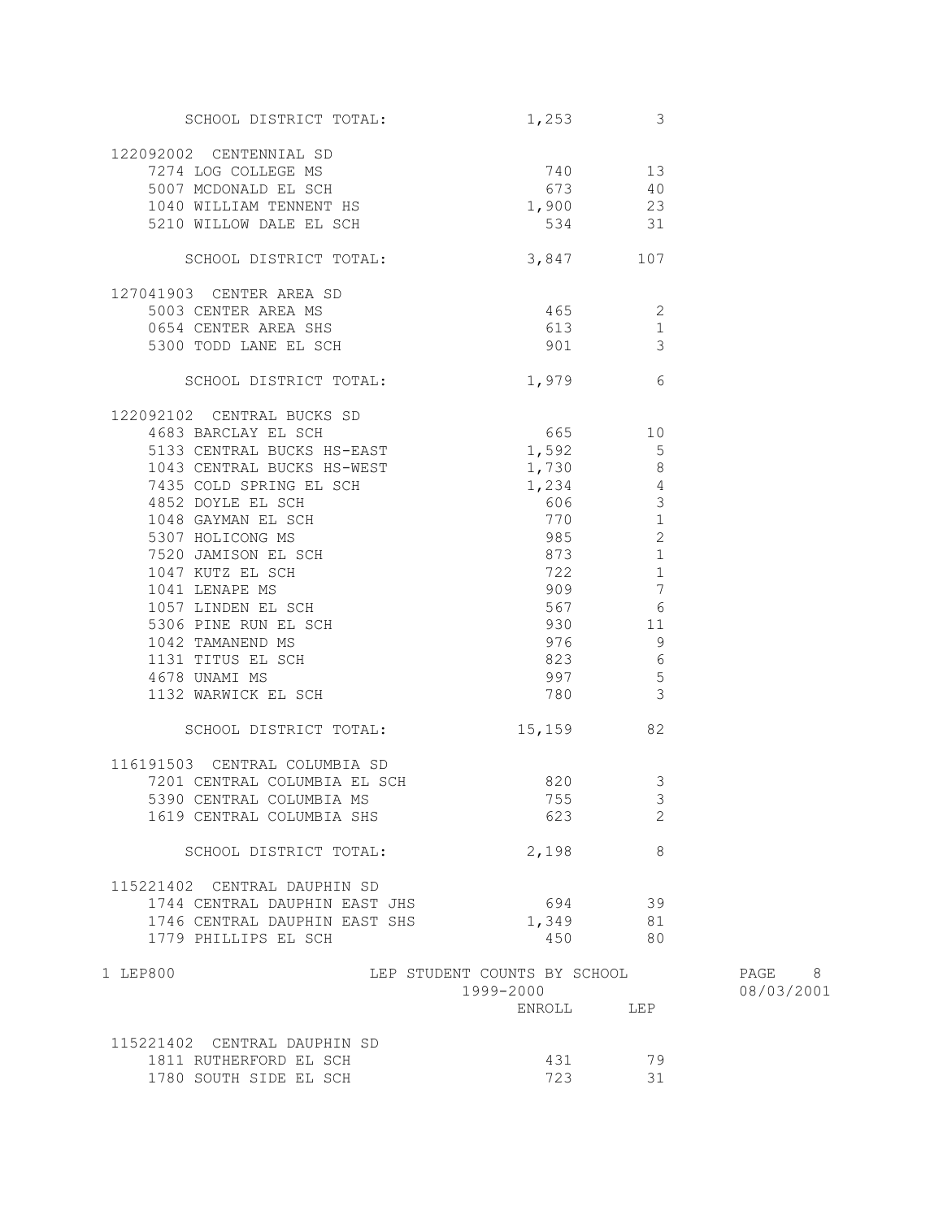| | ENROLL | LEP |
|---|---|---|
| SCHOOL DISTRICT TOTAL: | 1,253 | 3 |
| **122092002 CENTENNIAL SD** | | |
| 7274 LOG COLLEGE MS | 740 | 13 |
| 5007 MCDONALD EL SCH | 673 | 40 |
| 1040 WILLIAM TENNENT HS | 1,900 | 23 |
| 5210 WILLOW DALE EL SCH | 534 | 31 |
| SCHOOL DISTRICT TOTAL: | 3,847 | 107 |
| **127041903 CENTER AREA SD** | | |
| 5003 CENTER AREA MS | 465 | 2 |
| 0654 CENTER AREA SHS | 613 | 1 |
| 5300 TODD LANE EL SCH | 901 | 3 |
| SCHOOL DISTRICT TOTAL: | 1,979 | 6 |
| **122092102 CENTRAL BUCKS SD** | | |
| 4683 BARCLAY EL SCH | 665 | 10 |
| 5133 CENTRAL BUCKS HS-EAST | 1,592 | 5 |
| 1043 CENTRAL BUCKS HS-WEST | 1,730 | 8 |
| 7435 COLD SPRING EL SCH | 1,234 | 4 |
| 4852 DOYLE EL SCH | 606 | 3 |
| 1048 GAYMAN EL SCH | 770 | 1 |
| 5307 HOLICONG MS | 985 | 2 |
| 7520 JAMISON EL SCH | 873 | 1 |
| 1047 KUTZ EL SCH | 722 | 1 |
| 1041 LENAPE MS | 909 | 7 |
| 1057 LINDEN EL SCH | 567 | 6 |
| 5306 PINE RUN EL SCH | 930 | 11 |
| 1042 TAMANEND MS | 976 | 9 |
| 1131 TITUS EL SCH | 823 | 6 |
| 4678 UNAMI MS | 997 | 5 |
| 1132 WARWICK EL SCH | 780 | 3 |
| SCHOOL DISTRICT TOTAL: | 15,159 | 82 |
| **116191503 CENTRAL COLUMBIA SD** | | |
| 7201 CENTRAL COLUMBIA EL SCH | 820 | 3 |
| 5390 CENTRAL COLUMBIA MS | 755 | 3 |
| 1619 CENTRAL COLUMBIA SHS | 623 | 2 |
| SCHOOL DISTRICT TOTAL: | 2,198 | 8 |
| **115221402 CENTRAL DAUPHIN SD** | | |
| 1744 CENTRAL DAUPHIN EAST JHS | 694 | 39 |
| 1746 CENTRAL DAUPHIN EAST SHS | 1,349 | 81 |
| 1779 PHILLIPS EL SCH | 450 | 80 |

1 LEP800 LEP STUDENT COUNTS BY SCHOOL 1999-2000 08/03/2001

| | ENROLL | LEP |
|---|---|---|
| **115221402 CENTRAL DAUPHIN SD** | | |
| 1811 RUTHERFORD EL SCH | 431 | 79 |
| 1780 SOUTH SIDE EL SCH | 723 | 31 |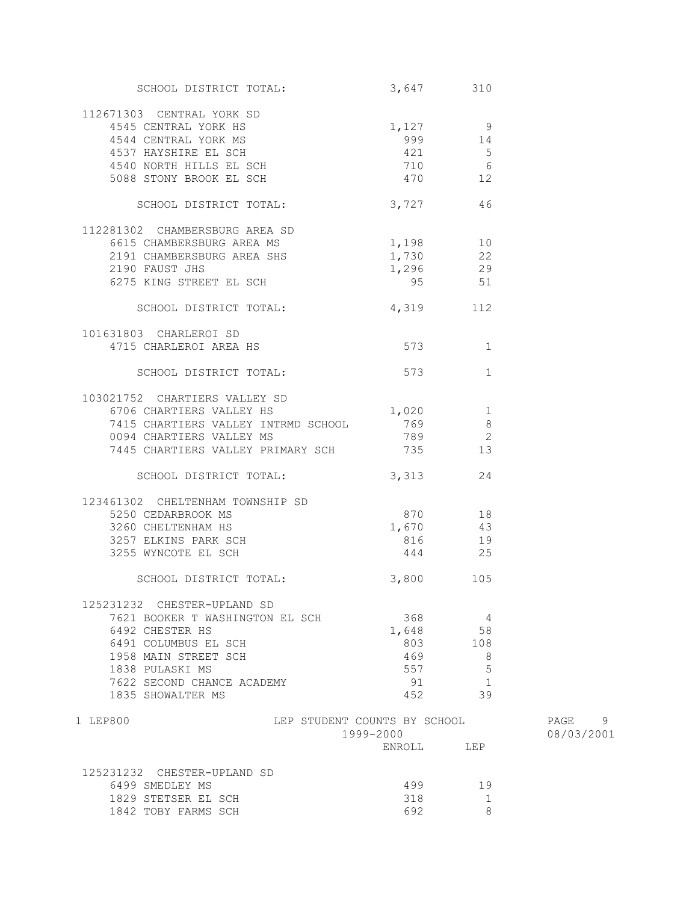| | ENROLL | LEP |
|---|---|---|
| SCHOOL DISTRICT TOTAL: | 3,647 | 310 |
| **112671303 CENTRAL YORK SD** | | |
| 4545 CENTRAL YORK HS | 1,127 | 9 |
| 4544 CENTRAL YORK MS | 999 | 14 |
| 4537 HAYSHIRE EL SCH | 421 | 5 |
| 4540 NORTH HILLS EL SCH | 710 | 6 |
| 5088 STONY BROOK EL SCH | 470 | 12 |
| SCHOOL DISTRICT TOTAL: | 3,727 | 46 |
| **112281302 CHAMBERSBURG AREA SD** | | |
| 6615 CHAMBERSBURG AREA MS | 1,198 | 10 |
| 2191 CHAMBERSBURG AREA SHS | 1,730 | 22 |
| 2190 FAUST JHS | 1,296 | 29 |
| 6275 KING STREET EL SCH | 95 | 51 |
| SCHOOL DISTRICT TOTAL: | 4,319 | 112 |
| **101631803 CHARLEROI SD** | | |
| 4715 CHARLEROI AREA HS | 573 | 1 |
| SCHOOL DISTRICT TOTAL: | 573 | 1 |
| **103021752 CHARTIERS VALLEY SD** | | |
| 6706 CHARTIERS VALLEY HS | 1,020 | 1 |
| 7415 CHARTIERS VALLEY INTRMD SCHOOL | 769 | 8 |
| 0094 CHARTIERS VALLEY MS | 789 | 2 |
| 7445 CHARTIERS VALLEY PRIMARY SCH | 735 | 13 |
| SCHOOL DISTRICT TOTAL: | 3,313 | 24 |
| **123461302 CHELTENHAM TOWNSHIP SD** | | |
| 5250 CEDARBROOK MS | 870 | 18 |
| 3260 CHELTENHAM HS | 1,670 | 43 |
| 3257 ELKINS PARK SCH | 816 | 19 |
| 3255 WYNCOTE EL SCH | 444 | 25 |
| SCHOOL DISTRICT TOTAL: | 3,800 | 105 |
| **125231232 CHESTER-UPLAND SD** | | |
| 7621 BOOKER T WASHINGTON EL SCH | 368 | 4 |
| 6492 CHESTER HS | 1,648 | 58 |
| 6491 COLUMBUS EL SCH | 803 | 108 |
| 1958 MAIN STREET SCH | 469 | 8 |
| 1838 PULASKI MS | 557 | 5 |
| 7622 SECOND CHANCE ACADEMY | 91 | 1 |
| 1835 SHOWALTER MS | 452 | 39 |

LEP STUDENT COUNTS BY SCHOOL
1999-2000

| | ENROLL | LEP |
|---|---|---|
| **125231232 CHESTER-UPLAND SD** | | |
| 6499 SMEDLEY MS | 499 | 19 |
| 1829 STETSER EL SCH | 318 | 1 |
| 1842 TOBY FARMS SCH | 692 | 8 |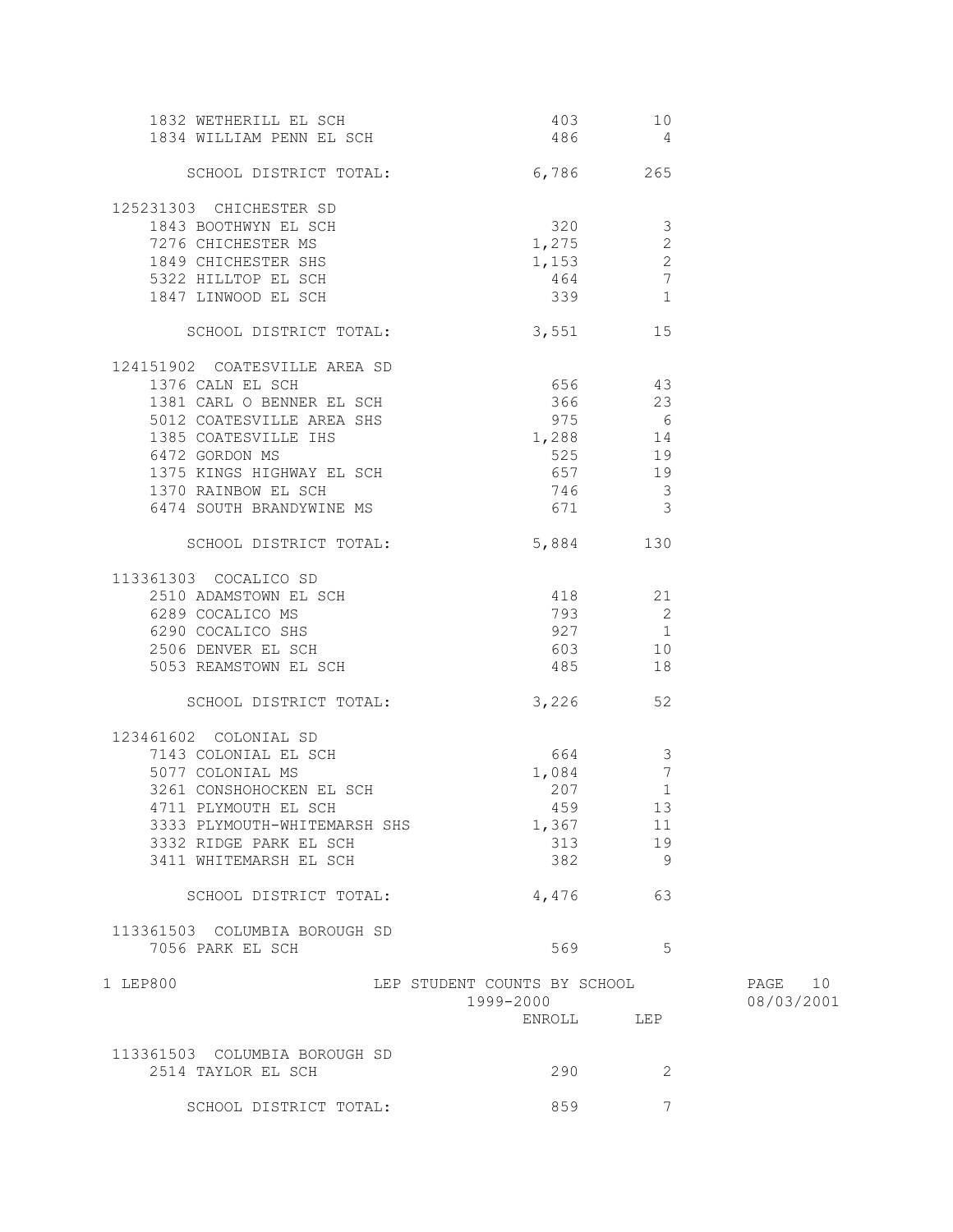| School | ENROLL | LEP |
|---|---|---|
| 1832 WETHERILL EL SCH | 403 | 10 |
| 1834 WILLIAM PENN EL SCH | 486 | 4 |
| SCHOOL DISTRICT TOTAL: | 6,786 | 265 |
| **125231303 CHICHESTER SD** | | |
| 1843 BOOTHWYN EL SCH | 320 | 3 |
| 7276 CHICHESTER MS | 1,275 | 2 |
| 1849 CHICHESTER SHS | 1,153 | 2 |
| 5322 HILLTOP EL SCH | 464 | 7 |
| 1847 LINWOOD EL SCH | 339 | 1 |
| SCHOOL DISTRICT TOTAL: | 3,551 | 15 |
| **124151902 COATESVILLE AREA SD** | | |
| 1376 CALN EL SCH | 656 | 43 |
| 1381 CARL O BENNER EL SCH | 366 | 23 |
| 5012 COATESVILLE AREA SHS | 975 | 6 |
| 1385 COATESVILLE IHS | 1,288 | 14 |
| 6472 GORDON MS | 525 | 19 |
| 1375 KINGS HIGHWAY EL SCH | 657 | 19 |
| 1370 RAINBOW EL SCH | 746 | 3 |
| 6474 SOUTH BRANDYWINE MS | 671 | 3 |
| SCHOOL DISTRICT TOTAL: | 5,884 | 130 |
| **113361303 COCALICO SD** | | |
| 2510 ADAMSTOWN EL SCH | 418 | 21 |
| 6289 COCALICO MS | 793 | 2 |
| 6290 COCALICO SHS | 927 | 1 |
| 2506 DENVER EL SCH | 603 | 10 |
| 5053 REAMSTOWN EL SCH | 485 | 18 |
| SCHOOL DISTRICT TOTAL: | 3,226 | 52 |
| **123461602 COLONIAL SD** | | |
| 7143 COLONIAL EL SCH | 664 | 3 |
| 5077 COLONIAL MS | 1,084 | 7 |
| 3261 CONSHOHOCKEN EL SCH | 207 | 1 |
| 4711 PLYMOUTH EL SCH | 459 | 13 |
| 3333 PLYMOUTH-WHITEMARSH SHS | 1,367 | 11 |
| 3332 RIDGE PARK EL SCH | 313 | 19 |
| 3411 WHITEMARSH EL SCH | 382 | 9 |
| SCHOOL DISTRICT TOTAL: | 4,476 | 63 |
| **113361503 COLUMBIA BOROUGH SD** | | |
| 7056 PARK EL SCH | 569 | 5 |

1 LEP800 — LEP STUDENT COUNTS BY SCHOOL — 1999-2000 — PAGE 10 — 08/03/2001

| School | ENROLL | LEP |
|---|---|---|
| **113361503 COLUMBIA BOROUGH SD** | | |
| 2514 TAYLOR EL SCH | 290 | 2 |
| SCHOOL DISTRICT TOTAL: | 859 | 7 |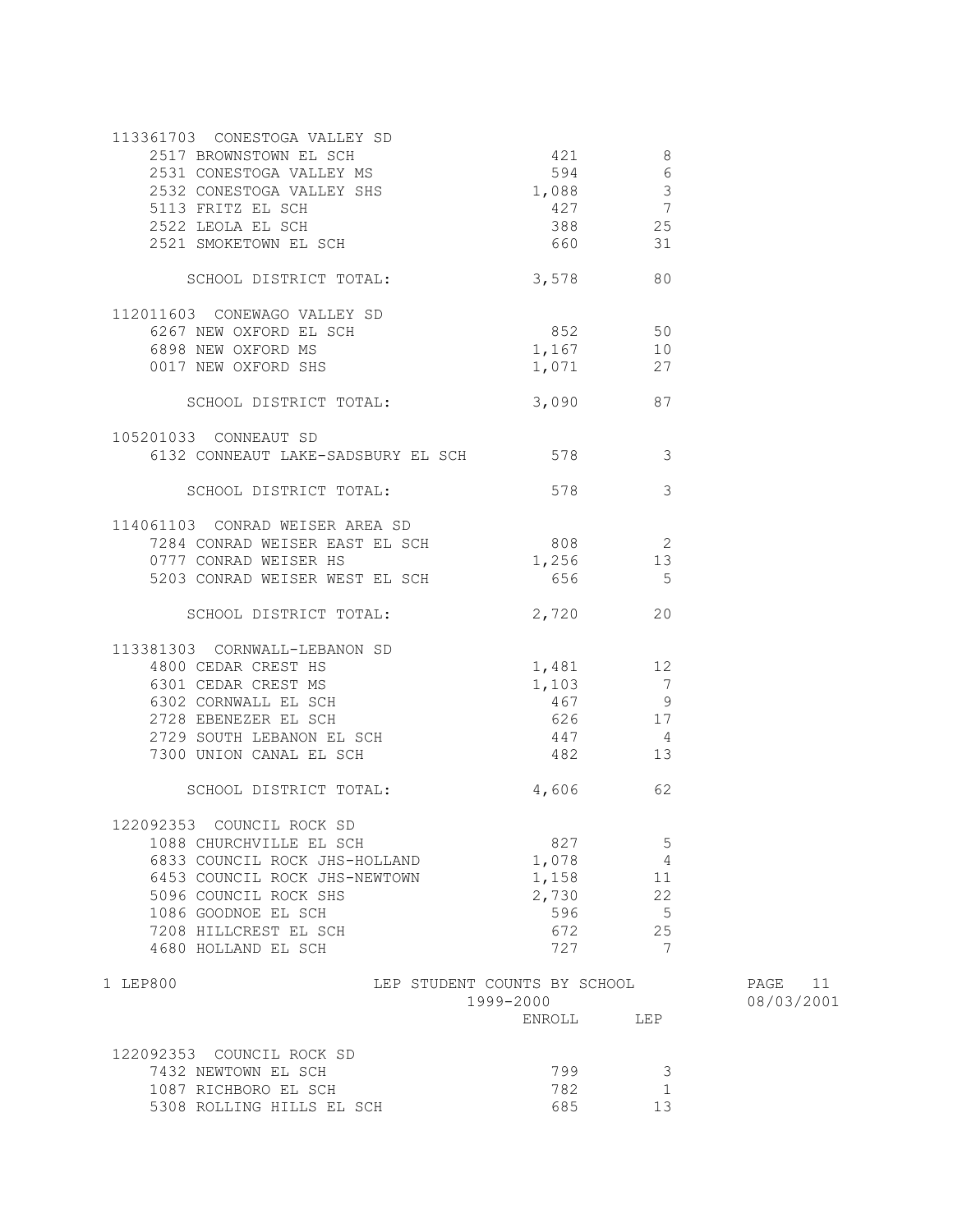| | ENROLL | LEP |
|---|---|---|
| **113361703 CONESTOGA VALLEY SD** | | |
| 2517 BROWNSTOWN EL SCH | 421 | 8 |
| 2531 CONESTOGA VALLEY MS | 594 | 6 |
| 2532 CONESTOGA VALLEY SHS | 1,088 | 3 |
| 5113 FRITZ EL SCH | 427 | 7 |
| 2522 LEOLA EL SCH | 388 | 25 |
| 2521 SMOKETOWN EL SCH | 660 | 31 |
| SCHOOL DISTRICT TOTAL: | 3,578 | 80 |
| **112011603 CONEWAGO VALLEY SD** | | |
| 6267 NEW OXFORD EL SCH | 852 | 50 |
| 6898 NEW OXFORD MS | 1,167 | 10 |
| 0017 NEW OXFORD SHS | 1,071 | 27 |
| SCHOOL DISTRICT TOTAL: | 3,090 | 87 |
| **105201033 CONNEAUT SD** | | |
| 6132 CONNEAUT LAKE-SADSBURY EL SCH | 578 | 3 |
| SCHOOL DISTRICT TOTAL: | 578 | 3 |
| **114061103 CONRAD WEISER AREA SD** | | |
| 7284 CONRAD WEISER EAST EL SCH | 808 | 2 |
| 0777 CONRAD WEISER HS | 1,256 | 13 |
| 5203 CONRAD WEISER WEST EL SCH | 656 | 5 |
| SCHOOL DISTRICT TOTAL: | 2,720 | 20 |
| **113381303 CORNWALL-LEBANON SD** | | |
| 4800 CEDAR CREST HS | 1,481 | 12 |
| 6301 CEDAR CREST MS | 1,103 | 7 |
| 6302 CORNWALL EL SCH | 467 | 9 |
| 2728 EBENEZER EL SCH | 626 | 17 |
| 2729 SOUTH LEBANON EL SCH | 447 | 4 |
| 7300 UNION CANAL EL SCH | 482 | 13 |
| SCHOOL DISTRICT TOTAL: | 4,606 | 62 |
| **122092353 COUNCIL ROCK SD** | | |
| 1088 CHURCHVILLE EL SCH | 827 | 5 |
| 6833 COUNCIL ROCK JHS-HOLLAND | 1,078 | 4 |
| 6453 COUNCIL ROCK JHS-NEWTOWN | 1,158 | 11 |
| 5096 COUNCIL ROCK SHS | 2,730 | 22 |
| 1086 GOODNOE EL SCH | 596 | 5 |
| 7208 HILLCREST EL SCH | 672 | 25 |
| 4680 HOLLAND EL SCH | 727 | 7 |

LEP STUDENT COUNTS BY SCHOOL
1999-2000

| | ENROLL | LEP |
|---|---|---|
| **122092353 COUNCIL ROCK SD** | | |
| 7432 NEWTOWN EL SCH | 799 | 3 |
| 1087 RICHBORO EL SCH | 782 | 1 |
| 5308 ROLLING HILLS EL SCH | 685 | 13 |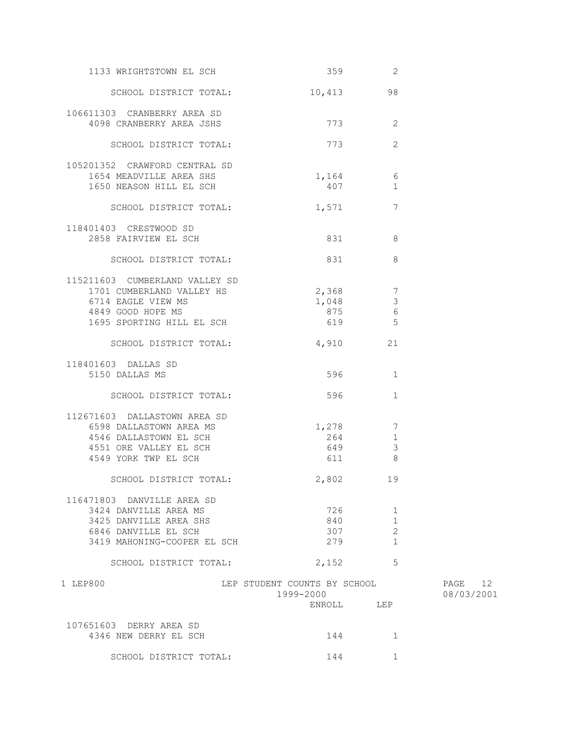| | ENROLL | LEP |
|---|---|---|
| 1133 WRIGHTSTOWN EL SCH | 359 | 2 |
| SCHOOL DISTRICT TOTAL: | 10,413 | 98 |
| **106611303 CRANBERRY AREA SD** | | |
| 4098 CRANBERRY AREA JSHS | 773 | 2 |
| SCHOOL DISTRICT TOTAL: | 773 | 2 |
| **105201352 CRAWFORD CENTRAL SD** | | |
| 1654 MEADVILLE AREA SHS | 1,164 | 6 |
| 1650 NEASON HILL EL SCH | 407 | 1 |
| SCHOOL DISTRICT TOTAL: | 1,571 | 7 |
| **118401403 CRESTWOOD SD** | | |
| 2858 FAIRVIEW EL SCH | 831 | 8 |
| SCHOOL DISTRICT TOTAL: | 831 | 8 |
| **115211603 CUMBERLAND VALLEY SD** | | |
| 1701 CUMBERLAND VALLEY HS | 2,368 | 7 |
| 6714 EAGLE VIEW MS | 1,048 | 3 |
| 4849 GOOD HOPE MS | 875 | 6 |
| 1695 SPORTING HILL EL SCH | 619 | 5 |
| SCHOOL DISTRICT TOTAL: | 4,910 | 21 |
| **118401603 DALLAS SD** | | |
| 5150 DALLAS MS | 596 | 1 |
| SCHOOL DISTRICT TOTAL: | 596 | 1 |
| **112671603 DALLASTOWN AREA SD** | | |
| 6598 DALLASTOWN AREA MS | 1,278 | 7 |
| 4546 DALLASTOWN EL SCH | 264 | 1 |
| 4551 ORE VALLEY EL SCH | 649 | 3 |
| 4549 YORK TWP EL SCH | 611 | 8 |
| SCHOOL DISTRICT TOTAL: | 2,802 | 19 |
| **116471803 DANVILLE AREA SD** | | |
| 3424 DANVILLE AREA MS | 726 | 1 |
| 3425 DANVILLE AREA SHS | 840 | 1 |
| 6846 DANVILLE EL SCH | 307 | 2 |
| 3419 MAHONING-COOPER EL SCH | 279 | 1 |
| SCHOOL DISTRICT TOTAL: | 2,152 | 5 |

1 LEP800 LEP STUDENT COUNTS BY SCHOOL 1999-2000

| | ENROLL | LEP |
|---|---|---|
| **107651603 DERRY AREA SD** | | |
| 4346 NEW DERRY EL SCH | 144 | 1 |
| SCHOOL DISTRICT TOTAL: | 144 | 1 |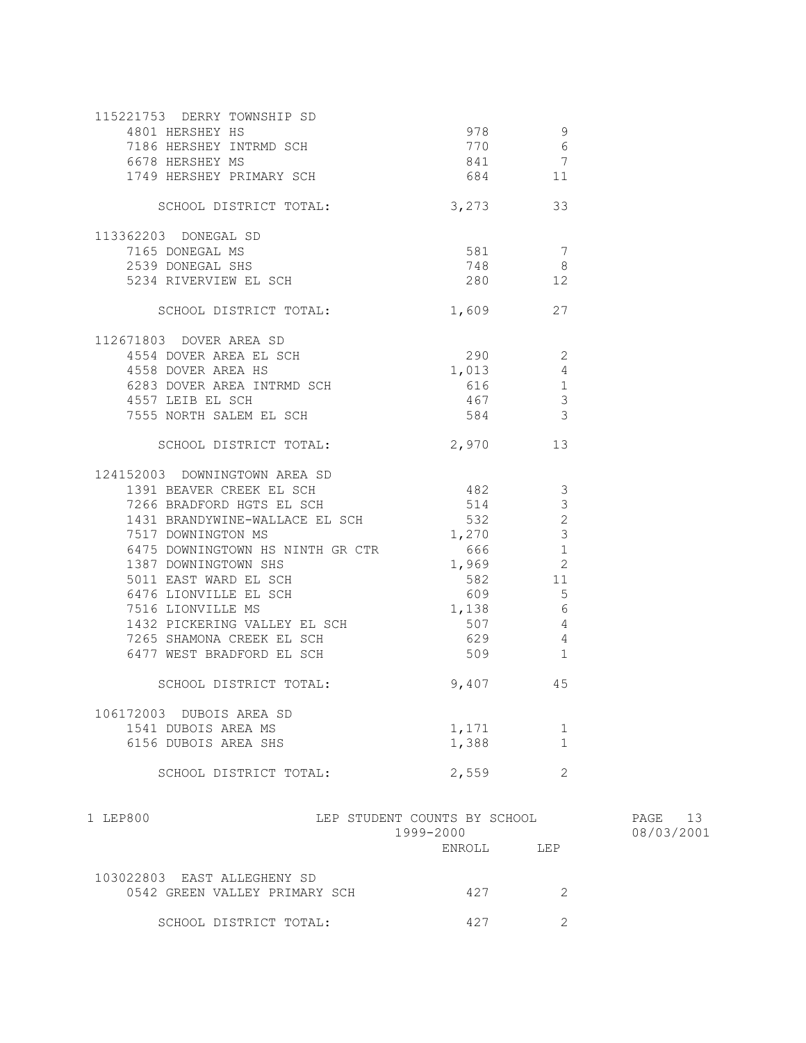| School | ENROLL | LEP |
|---|---|---|
| **115221753 DERRY TOWNSHIP SD** | | |
| 4801 HERSHEY HS | 978 | 9 |
| 7186 HERSHEY INTRMD SCH | 770 | 6 |
| 6678 HERSHEY MS | 841 | 7 |
| 1749 HERSHEY PRIMARY SCH | 684 | 11 |
| SCHOOL DISTRICT TOTAL: | 3,273 | 33 |
| **113362203 DONEGAL SD** | | |
| 7165 DONEGAL MS | 581 | 7 |
| 2539 DONEGAL SHS | 748 | 8 |
| 5234 RIVERVIEW EL SCH | 280 | 12 |
| SCHOOL DISTRICT TOTAL: | 1,609 | 27 |
| **112671803 DOVER AREA SD** | | |
| 4554 DOVER AREA EL SCH | 290 | 2 |
| 4558 DOVER AREA HS | 1,013 | 4 |
| 6283 DOVER AREA INTRMD SCH | 616 | 1 |
| 4557 LEIB EL SCH | 467 | 3 |
| 7555 NORTH SALEM EL SCH | 584 | 3 |
| SCHOOL DISTRICT TOTAL: | 2,970 | 13 |
| **124152003 DOWNINGTOWN AREA SD** | | |
| 1391 BEAVER CREEK EL SCH | 482 | 3 |
| 7266 BRADFORD HGTS EL SCH | 514 | 3 |
| 1431 BRANDYWINE-WALLACE EL SCH | 532 | 2 |
| 7517 DOWNINGTON MS | 1,270 | 3 |
| 6475 DOWNINGTOWN HS NINTH GR CTR | 666 | 1 |
| 1387 DOWNINGTOWN SHS | 1,969 | 2 |
| 5011 EAST WARD EL SCH | 582 | 11 |
| 6476 LIONVILLE EL SCH | 609 | 5 |
| 7516 LIONVILLE MS | 1,138 | 6 |
| 1432 PICKERING VALLEY EL SCH | 507 | 4 |
| 7265 SHAMONA CREEK EL SCH | 629 | 4 |
| 6477 WEST BRADFORD EL SCH | 509 | 1 |
| SCHOOL DISTRICT TOTAL: | 9,407 | 45 |
| **106172003 DUBOIS AREA SD** | | |
| 1541 DUBOIS AREA MS | 1,171 | 1 |
| 6156 DUBOIS AREA SHS | 1,388 | 1 |
| SCHOOL DISTRICT TOTAL: | 2,559 | 2 |

LEP STUDENT COUNTS BY SCHOOL
1999-2000

| School | ENROLL | LEP |
|---|---|---|
| **103022803 EAST ALLEGHENY SD** | | |
| 0542 GREEN VALLEY PRIMARY SCH | 427 | 2 |
| SCHOOL DISTRICT TOTAL: | 427 | 2 |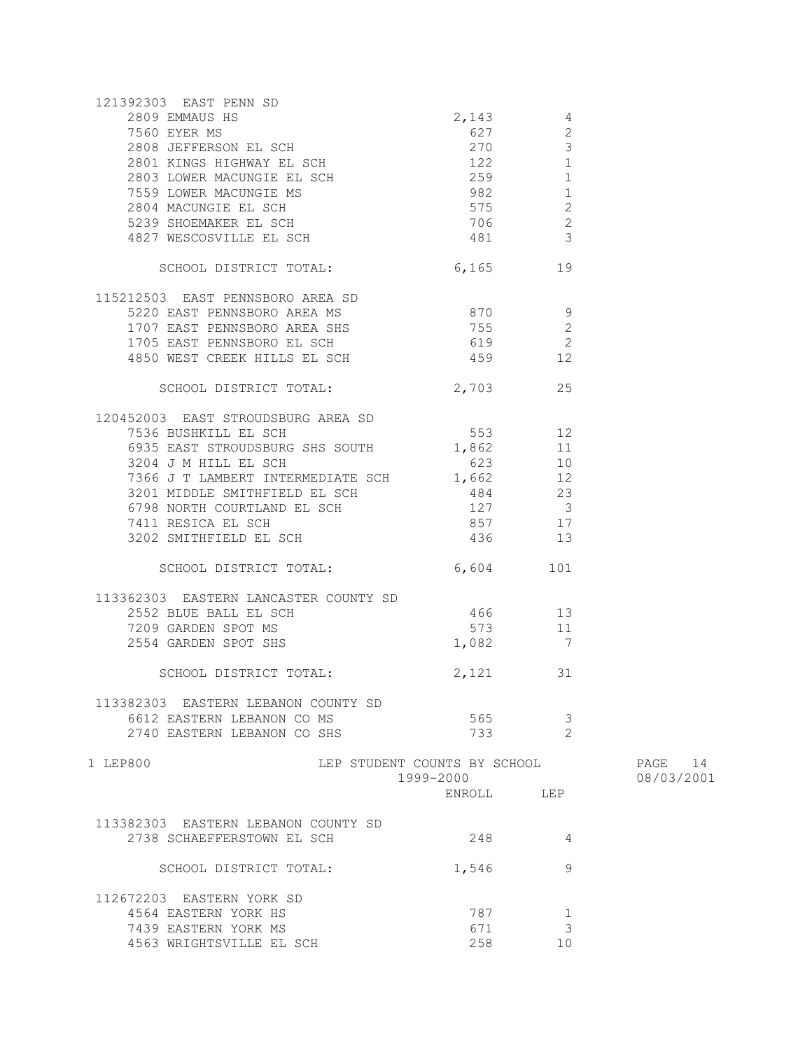121392303 EAST PENN SD

| School | ENROLL | LEP |
|---|---|---|
| 2809 EMMAUS HS | 2,143 | 4 |
| 7560 EYER MS | 627 | 2 |
| 2808 JEFFERSON EL SCH | 270 | 3 |
| 2801 KINGS HIGHWAY EL SCH | 122 | 1 |
| 2803 LOWER MACUNGIE EL SCH | 259 | 1 |
| 7559 LOWER MACUNGIE MS | 982 | 1 |
| 2804 MACUNGIE EL SCH | 575 | 2 |
| 5239 SHOEMAKER EL SCH | 706 | 2 |
| 4827 WESCOSVILLE EL SCH | 481 | 3 |
| SCHOOL DISTRICT TOTAL: | 6,165 | 19 |

115212503 EAST PENNSBORO AREA SD

| School | ENROLL | LEP |
|---|---|---|
| 5220 EAST PENNSBORO AREA MS | 870 | 9 |
| 1707 EAST PENNSBORO AREA SHS | 755 | 2 |
| 1705 EAST PENNSBORO EL SCH | 619 | 2 |
| 4850 WEST CREEK HILLS EL SCH | 459 | 12 |
| SCHOOL DISTRICT TOTAL: | 2,703 | 25 |

120452003 EAST STROUDSBURG AREA SD

| School | ENROLL | LEP |
|---|---|---|
| 7536 BUSHKILL EL SCH | 553 | 12 |
| 6935 EAST STROUDSBURG SHS SOUTH | 1,862 | 11 |
| 3204 J M HILL EL SCH | 623 | 10 |
| 7366 J T LAMBERT INTERMEDIATE SCH | 1,662 | 12 |
| 3201 MIDDLE SMITHFIELD EL SCH | 484 | 23 |
| 6798 NORTH COURTLAND EL SCH | 127 | 3 |
| 7411 RESICA EL SCH | 857 | 17 |
| 3202 SMITHFIELD EL SCH | 436 | 13 |
| SCHOOL DISTRICT TOTAL: | 6,604 | 101 |

113362303 EASTERN LANCASTER COUNTY SD

| School | ENROLL | LEP |
|---|---|---|
| 2552 BLUE BALL EL SCH | 466 | 13 |
| 7209 GARDEN SPOT MS | 573 | 11 |
| 2554 GARDEN SPOT SHS | 1,082 | 7 |
| SCHOOL DISTRICT TOTAL: | 2,121 | 31 |

113382303 EASTERN LEBANON COUNTY SD

| School | ENROLL | LEP |
|---|---|---|
| 6612 EASTERN LEBANON CO MS | 565 | 3 |
| 2740 EASTERN LEBANON CO SHS | 733 | 2 |

1 LEP800 LEP STUDENT COUNTS BY SCHOOL 1999-2000

113382303 EASTERN LEBANON COUNTY SD

| School | ENROLL | LEP |
|---|---|---|
| 2738 SCHAEFFERSTOWN EL SCH | 248 | 4 |
| SCHOOL DISTRICT TOTAL: | 1,546 | 9 |

112672203 EASTERN YORK SD

| School | ENROLL | LEP |
|---|---|---|
| 4564 EASTERN YORK HS | 787 | 1 |
| 7439 EASTERN YORK MS | 671 | 3 |
| 4563 WRIGHTSVILLE EL SCH | 258 | 10 |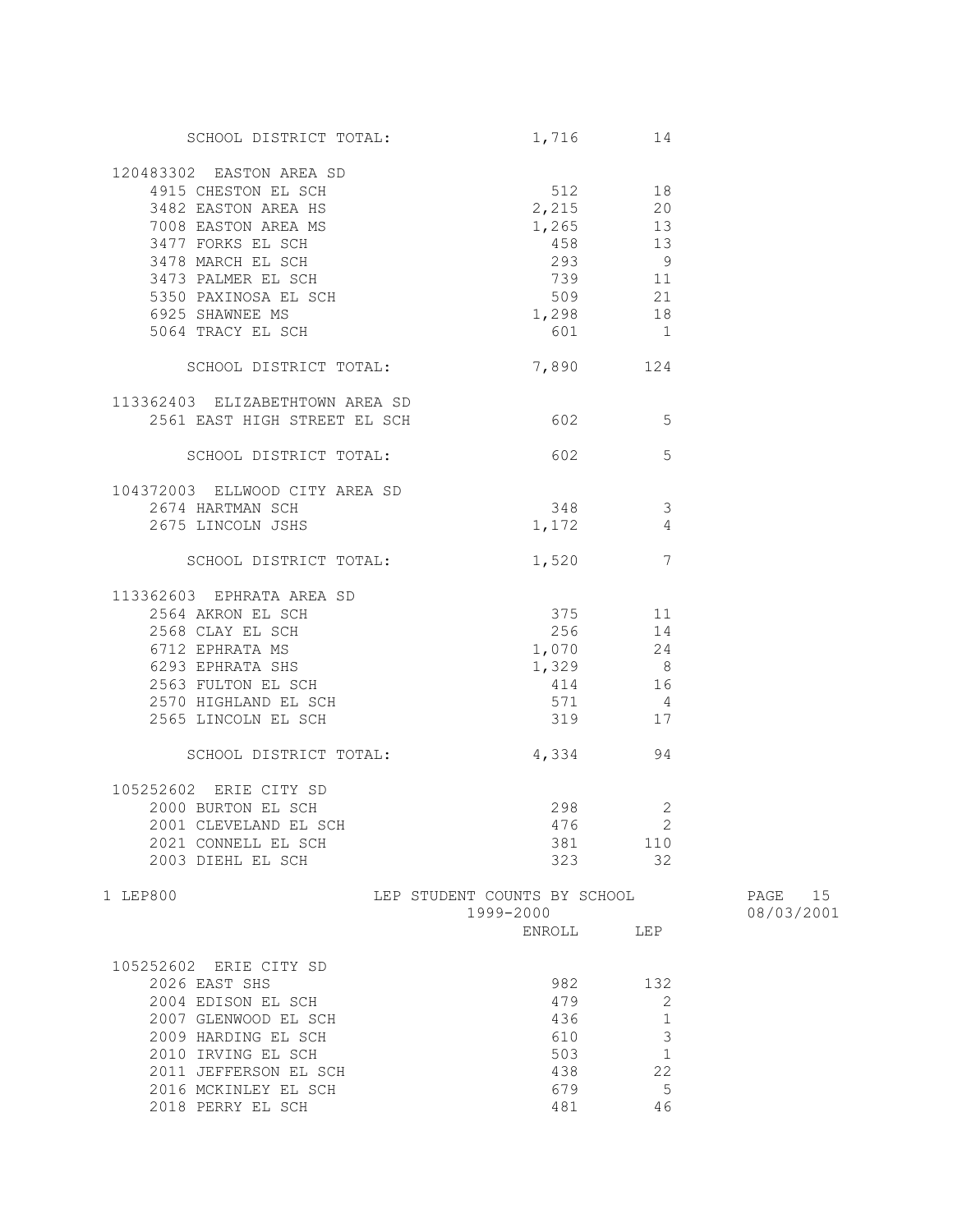| | ENROLL | LEP |
|---|---|---|
| SCHOOL DISTRICT TOTAL: | 1,716 | 14 |
| **120483302 EASTON AREA SD** | | |
| 4915 CHESTON EL SCH | 512 | 18 |
| 3482 EASTON AREA HS | 2,215 | 20 |
| 7008 EASTON AREA MS | 1,265 | 13 |
| 3477 FORKS EL SCH | 458 | 13 |
| 3478 MARCH EL SCH | 293 | 9 |
| 3473 PALMER EL SCH | 739 | 11 |
| 5350 PAXINOSA EL SCH | 509 | 21 |
| 6925 SHAWNEE MS | 1,298 | 18 |
| 5064 TRACY EL SCH | 601 | 1 |
| SCHOOL DISTRICT TOTAL: | 7,890 | 124 |
| **113362403 ELIZABETHTOWN AREA SD** | | |
| 2561 EAST HIGH STREET EL SCH | 602 | 5 |
| SCHOOL DISTRICT TOTAL: | 602 | 5 |
| **104372003 ELLWOOD CITY AREA SD** | | |
| 2674 HARTMAN SCH | 348 | 3 |
| 2675 LINCOLN JSHS | 1,172 | 4 |
| SCHOOL DISTRICT TOTAL: | 1,520 | 7 |
| **113362603 EPHRATA AREA SD** | | |
| 2564 AKRON EL SCH | 375 | 11 |
| 2568 CLAY EL SCH | 256 | 14 |
| 6712 EPHRATA MS | 1,070 | 24 |
| 6293 EPHRATA SHS | 1,329 | 8 |
| 2563 FULTON EL SCH | 414 | 16 |
| 2570 HIGHLAND EL SCH | 571 | 4 |
| 2565 LINCOLN EL SCH | 319 | 17 |
| SCHOOL DISTRICT TOTAL: | 4,334 | 94 |
| **105252602 ERIE CITY SD** | | |
| 2000 BURTON EL SCH | 298 | 2 |
| 2001 CLEVELAND EL SCH | 476 | 2 |
| 2021 CONNELL EL SCH | 381 | 110 |
| 2003 DIEHL EL SCH | 323 | 32 |

1 LEP800 LEP STUDENT COUNTS BY SCHOOL 1999-2000

| | ENROLL | LEP |
|---|---|---|
| **105252602 ERIE CITY SD** | | |
| 2026 EAST SHS | 982 | 132 |
| 2004 EDISON EL SCH | 479 | 2 |
| 2007 GLENWOOD EL SCH | 436 | 1 |
| 2009 HARDING EL SCH | 610 | 3 |
| 2010 IRVING EL SCH | 503 | 1 |
| 2011 JEFFERSON EL SCH | 438 | 22 |
| 2016 MCKINLEY EL SCH | 679 | 5 |
| 2018 PERRY EL SCH | 481 | 46 |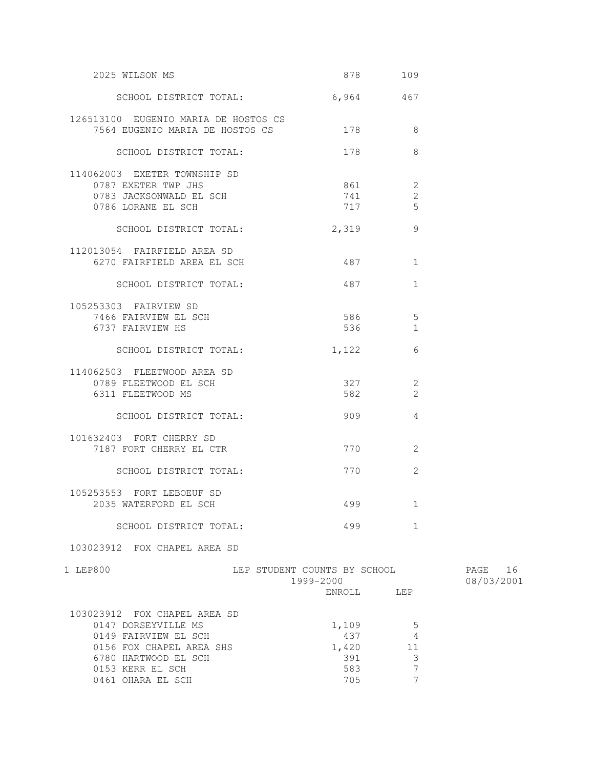| School | ENROLL | LEP |
|---|---|---|
| 2025 WILSON MS | 878 | 109 |
| SCHOOL DISTRICT TOTAL: | 6,964 | 467 |
| **126513100 EUGENIO MARIA DE HOSTOS CS** | | |
| 7564 EUGENIO MARIA DE HOSTOS CS | 178 | 8 |
| SCHOOL DISTRICT TOTAL: | 178 | 8 |
| **114062003 EXETER TOWNSHIP SD** | | |
| 0787 EXETER TWP JHS | 861 | 2 |
| 0783 JACKSONWALD EL SCH | 741 | 2 |
| 0786 LORANE EL SCH | 717 | 5 |
| SCHOOL DISTRICT TOTAL: | 2,319 | 9 |
| **112013054 FAIRFIELD AREA SD** | | |
| 6270 FAIRFIELD AREA EL SCH | 487 | 1 |
| SCHOOL DISTRICT TOTAL: | 487 | 1 |
| **105253303 FAIRVIEW SD** | | |
| 7466 FAIRVIEW EL SCH | 586 | 5 |
| 6737 FAIRVIEW HS | 536 | 1 |
| SCHOOL DISTRICT TOTAL: | 1,122 | 6 |
| **114062503 FLEETWOOD AREA SD** | | |
| 0789 FLEETWOOD EL SCH | 327 | 2 |
| 6311 FLEETWOOD MS | 582 | 2 |
| SCHOOL DISTRICT TOTAL: | 909 | 4 |
| **101632403 FORT CHERRY SD** | | |
| 7187 FORT CHERRY EL CTR | 770 | 2 |
| SCHOOL DISTRICT TOTAL: | 770 | 2 |
| **105253553 FORT LEBOEUF SD** | | |
| 2035 WATERFORD EL SCH | 499 | 1 |
| SCHOOL DISTRICT TOTAL: | 499 | 1 |
| **103023912 FOX CHAPEL AREA SD** | | |
| 0147 DORSEYVILLE MS | 1,109 | 5 |
| 0149 FAIRVIEW EL SCH | 437 | 4 |
| 0156 FOX CHAPEL AREA SHS | 1,420 | 11 |
| 6780 HARTWOOD EL SCH | 391 | 3 |
| 0153 KERR EL SCH | 583 | 7 |
| 0461 OHARA EL SCH | 705 | 7 |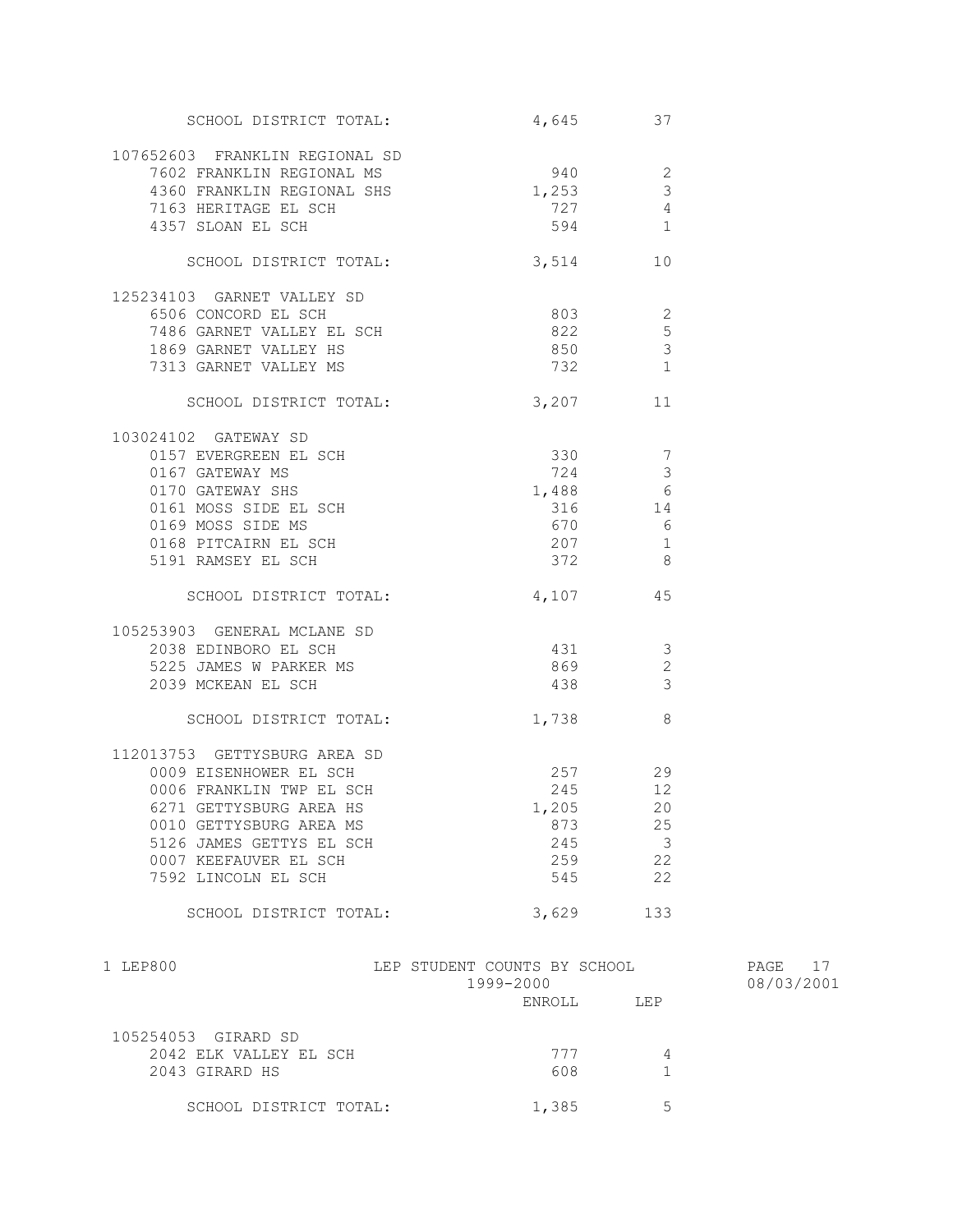| | ENROLL | LEP |
|---|---|---|
| SCHOOL DISTRICT TOTAL: | 4,645 | 37 |
| **107652603 FRANKLIN REGIONAL SD** | | |
| 7602 FRANKLIN REGIONAL MS | 940 | 2 |
| 4360 FRANKLIN REGIONAL SHS | 1,253 | 3 |
| 7163 HERITAGE EL SCH | 727 | 4 |
| 4357 SLOAN EL SCH | 594 | 1 |
| SCHOOL DISTRICT TOTAL: | 3,514 | 10 |
| **125234103 GARNET VALLEY SD** | | |
| 6506 CONCORD EL SCH | 803 | 2 |
| 7486 GARNET VALLEY EL SCH | 822 | 5 |
| 1869 GARNET VALLEY HS | 850 | 3 |
| 7313 GARNET VALLEY MS | 732 | 1 |
| SCHOOL DISTRICT TOTAL: | 3,207 | 11 |
| **103024102 GATEWAY SD** | | |
| 0157 EVERGREEN EL SCH | 330 | 7 |
| 0167 GATEWAY MS | 724 | 3 |
| 0170 GATEWAY SHS | 1,488 | 6 |
| 0161 MOSS SIDE EL SCH | 316 | 14 |
| 0169 MOSS SIDE MS | 670 | 6 |
| 0168 PITCAIRN EL SCH | 207 | 1 |
| 5191 RAMSEY EL SCH | 372 | 8 |
| SCHOOL DISTRICT TOTAL: | 4,107 | 45 |
| **105253903 GENERAL MCLANE SD** | | |
| 2038 EDINBORO EL SCH | 431 | 3 |
| 5225 JAMES W PARKER MS | 869 | 2 |
| 2039 MCKEAN EL SCH | 438 | 3 |
| SCHOOL DISTRICT TOTAL: | 1,738 | 8 |
| **112013753 GETTYSBURG AREA SD** | | |
| 0009 EISENHOWER EL SCH | 257 | 29 |
| 0006 FRANKLIN TWP EL SCH | 245 | 12 |
| 6271 GETTYSBURG AREA HS | 1,205 | 20 |
| 0010 GETTYSBURG AREA MS | 873 | 25 |
| 5126 JAMES GETTYS EL SCH | 245 | 3 |
| 0007 KEEFAUVER EL SCH | 259 | 22 |
| 7592 LINCOLN EL SCH | 545 | 22 |
| SCHOOL DISTRICT TOTAL: | 3,629 | 133 |

1 LEP800 — LEP STUDENT COUNTS BY SCHOOL — 1999-2000 — PAGE 17 — 08/03/2001

| | ENROLL | LEP |
|---|---|---|
| **105254053 GIRARD SD** | | |
| 2042 ELK VALLEY EL SCH | 777 | 4 |
| 2043 GIRARD HS | 608 | 1 |
| SCHOOL DISTRICT TOTAL: | 1,385 | 5 |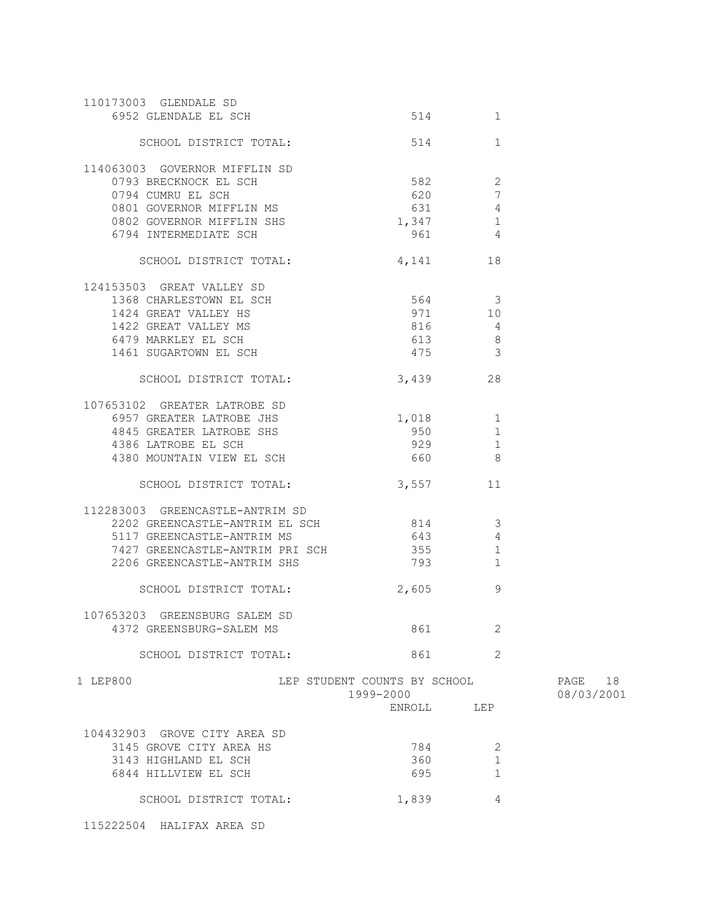| School | ENROLL | LEP |
|---|---|---|
| **110173003 GLENDALE SD** | | |
| 6952 GLENDALE EL SCH | 514 | 1 |
| SCHOOL DISTRICT TOTAL: | 514 | 1 |
| **114063003 GOVERNOR MIFFLIN SD** | | |
| 0793 BRECKNOCK EL SCH | 582 | 2 |
| 0794 CUMRU EL SCH | 620 | 7 |
| 0801 GOVERNOR MIFFLIN MS | 631 | 4 |
| 0802 GOVERNOR MIFFLIN SHS | 1,347 | 1 |
| 6794 INTERMEDIATE SCH | 961 | 4 |
| SCHOOL DISTRICT TOTAL: | 4,141 | 18 |
| **124153503 GREAT VALLEY SD** | | |
| 1368 CHARLESTOWN EL SCH | 564 | 3 |
| 1424 GREAT VALLEY HS | 971 | 10 |
| 1422 GREAT VALLEY MS | 816 | 4 |
| 6479 MARKLEY EL SCH | 613 | 8 |
| 1461 SUGARTOWN EL SCH | 475 | 3 |
| SCHOOL DISTRICT TOTAL: | 3,439 | 28 |
| **107653102 GREATER LATROBE SD** | | |
| 6957 GREATER LATROBE JHS | 1,018 | 1 |
| 4845 GREATER LATROBE SHS | 950 | 1 |
| 4386 LATROBE EL SCH | 929 | 1 |
| 4380 MOUNTAIN VIEW EL SCH | 660 | 8 |
| SCHOOL DISTRICT TOTAL: | 3,557 | 11 |
| **112283003 GREENCASTLE-ANTRIM SD** | | |
| 2202 GREENCASTLE-ANTRIM EL SCH | 814 | 3 |
| 5117 GREENCASTLE-ANTRIM MS | 643 | 4 |
| 7427 GREENCASTLE-ANTRIM PRI SCH | 355 | 1 |
| 2206 GREENCASTLE-ANTRIM SHS | 793 | 1 |
| SCHOOL DISTRICT TOTAL: | 2,605 | 9 |
| **107653203 GREENSBURG SALEM SD** | | |
| 4372 GREENSBURG-SALEM MS | 861 | 2 |
| SCHOOL DISTRICT TOTAL: | 861 | 2 |

1 LEP800 — LEP STUDENT COUNTS BY SCHOOL — 1999-2000 — 08/03/2001

| School | ENROLL | LEP |
|---|---|---|
| **104432903 GROVE CITY AREA SD** | | |
| 3145 GROVE CITY AREA HS | 784 | 2 |
| 3143 HIGHLAND EL SCH | 360 | 1 |
| 6844 HILLVIEW EL SCH | 695 | 1 |
| SCHOOL DISTRICT TOTAL: | 1,839 | 4 |
| **115222504 HALIFAX AREA SD** | | |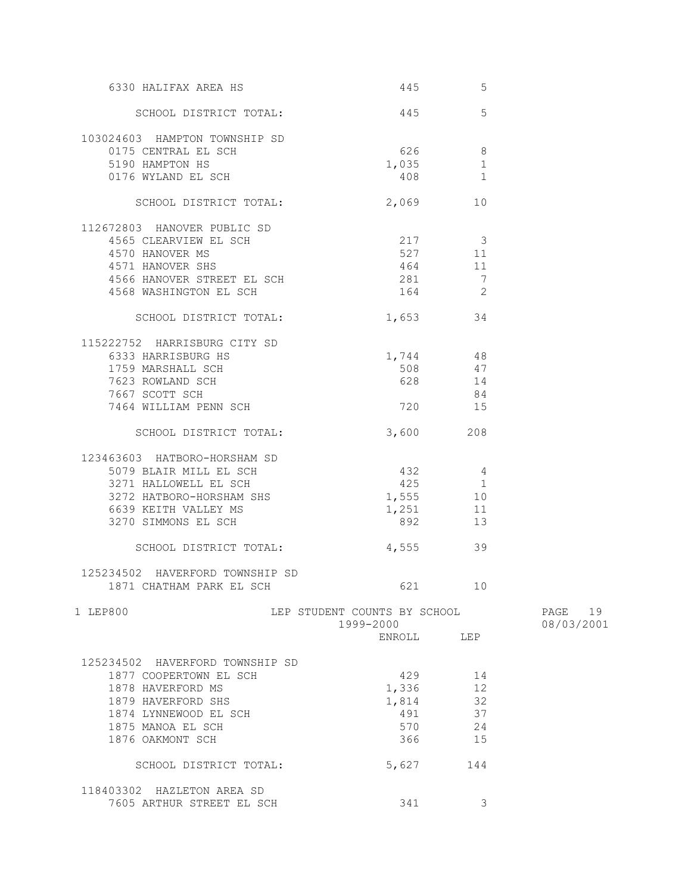| | ENROLL | LEP |
|---|---|---|
| 6330 HALIFAX AREA HS | 445 | 5 |
| SCHOOL DISTRICT TOTAL: | 445 | 5 |
| **103024603 HAMPTON TOWNSHIP SD** | | |
| 0175 CENTRAL EL SCH | 626 | 8 |
| 5190 HAMPTON HS | 1,035 | 1 |
| 0176 WYLAND EL SCH | 408 | 1 |
| SCHOOL DISTRICT TOTAL: | 2,069 | 10 |
| **112672803 HANOVER PUBLIC SD** | | |
| 4565 CLEARVIEW EL SCH | 217 | 3 |
| 4570 HANOVER MS | 527 | 11 |
| 4571 HANOVER SHS | 464 | 11 |
| 4566 HANOVER STREET EL SCH | 281 | 7 |
| 4568 WASHINGTON EL SCH | 164 | 2 |
| SCHOOL DISTRICT TOTAL: | 1,653 | 34 |
| **115222752 HARRISBURG CITY SD** | | |
| 6333 HARRISBURG HS | 1,744 | 48 |
| 1759 MARSHALL SCH | 508 | 47 |
| 7623 ROWLAND SCH | 628 | 14 |
| 7667 SCOTT SCH | | 84 |
| 7464 WILLIAM PENN SCH | 720 | 15 |
| SCHOOL DISTRICT TOTAL: | 3,600 | 208 |
| **123463603 HATBORO-HORSHAM SD** | | |
| 5079 BLAIR MILL EL SCH | 432 | 4 |
| 3271 HALLOWELL EL SCH | 425 | 1 |
| 3272 HATBORO-HORSHAM SHS | 1,555 | 10 |
| 6639 KEITH VALLEY MS | 1,251 | 11 |
| 3270 SIMMONS EL SCH | 892 | 13 |
| SCHOOL DISTRICT TOTAL: | 4,555 | 39 |
| **125234502 HAVERFORD TOWNSHIP SD** | | |
| 1871 CHATHAM PARK EL SCH | 621 | 10 |
| 1877 COOPERTOWN EL SCH | 429 | 14 |
| 1878 HAVERFORD MS | 1,336 | 12 |
| 1879 HAVERFORD SHS | 1,814 | 32 |
| 1874 LYNNEWOOD EL SCH | 491 | 37 |
| 1875 MANOA EL SCH | 570 | 24 |
| 1876 OAKMONT SCH | 366 | 15 |
| SCHOOL DISTRICT TOTAL: | 5,627 | 144 |
| **118403302 HAZLETON AREA SD** | | |
| 7605 ARTHUR STREET EL SCH | 341 | 3 |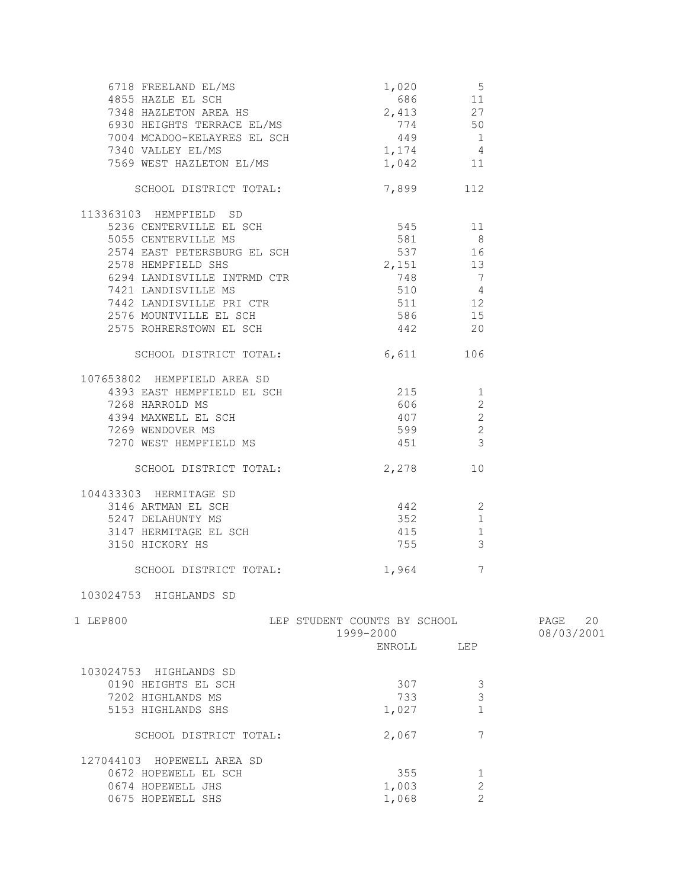| School | ENROLL | LEP |
|---|---|---|
| 6718 FREELAND EL/MS | 1,020 | 5 |
| 4855 HAZLE EL SCH | 686 | 11 |
| 7348 HAZLETON AREA HS | 2,413 | 27 |
| 6930 HEIGHTS TERRACE EL/MS | 774 | 50 |
| 7004 MCADOO-KELAYRES EL SCH | 449 | 1 |
| 7340 VALLEY EL/MS | 1,174 | 4 |
| 7569 WEST HAZLETON EL/MS | 1,042 | 11 |
| SCHOOL DISTRICT TOTAL: | 7,899 | 112 |
| **113363103 HEMPFIELD SD** | | |
| 5236 CENTERVILLE EL SCH | 545 | 11 |
| 5055 CENTERVILLE MS | 581 | 8 |
| 2574 EAST PETERSBURG EL SCH | 537 | 16 |
| 2578 HEMPFIELD SHS | 2,151 | 13 |
| 6294 LANDISVILLE INTRMD CTR | 748 | 7 |
| 7421 LANDISVILLE MS | 510 | 4 |
| 7442 LANDISVILLE PRI CTR | 511 | 12 |
| 2576 MOUNTVILLE EL SCH | 586 | 15 |
| 2575 ROHRERSTOWN EL SCH | 442 | 20 |
| SCHOOL DISTRICT TOTAL: | 6,611 | 106 |
| **107653802 HEMPFIELD AREA SD** | | |
| 4393 EAST HEMPFIELD EL SCH | 215 | 1 |
| 7268 HARROLD MS | 606 | 2 |
| 4394 MAXWELL EL SCH | 407 | 2 |
| 7269 WENDOVER MS | 599 | 2 |
| 7270 WEST HEMPFIELD MS | 451 | 3 |
| SCHOOL DISTRICT TOTAL: | 2,278 | 10 |
| **104433303 HERMITAGE SD** | | |
| 3146 ARTMAN EL SCH | 442 | 2 |
| 5247 DELAHUNTY MS | 352 | 1 |
| 3147 HERMITAGE EL SCH | 415 | 1 |
| 3150 HICKORY HS | 755 | 3 |
| SCHOOL DISTRICT TOTAL: | 1,964 | 7 |

103024753 HIGHLANDS SD

LEP800 — LEP STUDENT COUNTS BY SCHOOL — 1999-2000

| School | ENROLL | LEP |
|---|---|---|
| **103024753 HIGHLANDS SD** | | |
| 0190 HEIGHTS EL SCH | 307 | 3 |
| 7202 HIGHLANDS MS | 733 | 3 |
| 5153 HIGHLANDS SHS | 1,027 | 1 |
| SCHOOL DISTRICT TOTAL: | 2,067 | 7 |
| **127044103 HOPEWELL AREA SD** | | |
| 0672 HOPEWELL EL SCH | 355 | 1 |
| 0674 HOPEWELL JHS | 1,003 | 2 |
| 0675 HOPEWELL SHS | 1,068 | 2 |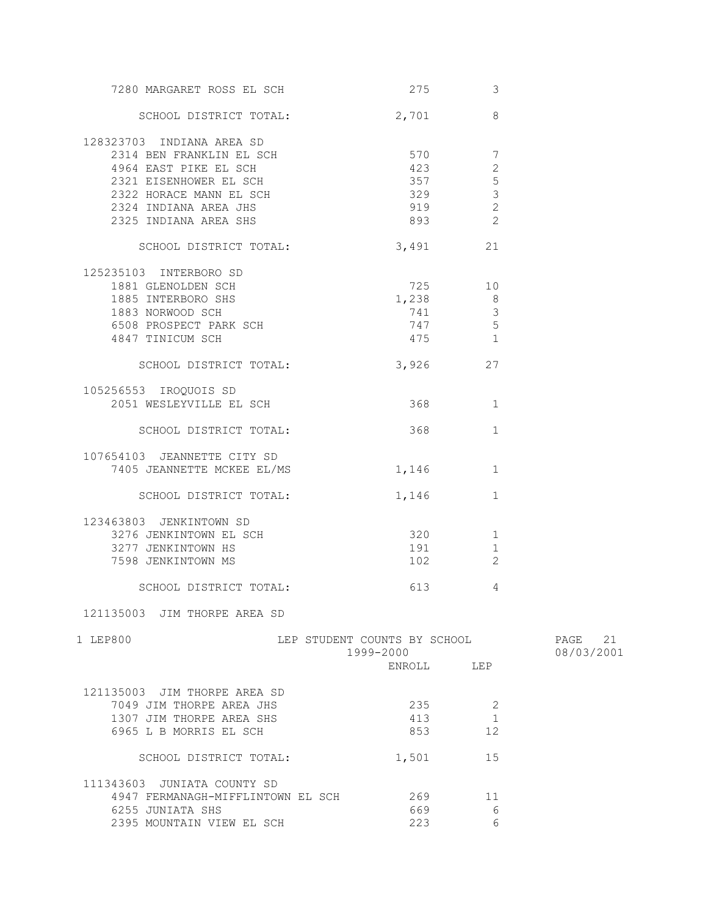| | ENROLL | LEP |
|---|---|---|
| 7280 MARGARET ROSS EL SCH | 275 | 3 |
| SCHOOL DISTRICT TOTAL: | 2,701 | 8 |
| **128323703 INDIANA AREA SD** | | |
| 2314 BEN FRANKLIN EL SCH | 570 | 7 |
| 4964 EAST PIKE EL SCH | 423 | 2 |
| 2321 EISENHOWER EL SCH | 357 | 5 |
| 2322 HORACE MANN EL SCH | 329 | 3 |
| 2324 INDIANA AREA JHS | 919 | 2 |
| 2325 INDIANA AREA SHS | 893 | 2 |
| SCHOOL DISTRICT TOTAL: | 3,491 | 21 |
| **125235103 INTERBORO SD** | | |
| 1881 GLENOLDEN SCH | 725 | 10 |
| 1885 INTERBORO SHS | 1,238 | 8 |
| 1883 NORWOOD SCH | 741 | 3 |
| 6508 PROSPECT PARK SCH | 747 | 5 |
| 4847 TINICUM SCH | 475 | 1 |
| SCHOOL DISTRICT TOTAL: | 3,926 | 27 |
| **105256553 IROQUOIS SD** | | |
| 2051 WESLEYVILLE EL SCH | 368 | 1 |
| SCHOOL DISTRICT TOTAL: | 368 | 1 |
| **107654103 JEANNETTE CITY SD** | | |
| 7405 JEANNETTE MCKEE EL/MS | 1,146 | 1 |
| SCHOOL DISTRICT TOTAL: | 1,146 | 1 |
| **123463803 JENKINTOWN SD** | | |
| 3276 JENKINTOWN EL SCH | 320 | 1 |
| 3277 JENKINTOWN HS | 191 | 1 |
| 7598 JENKINTOWN MS | 102 | 2 |
| SCHOOL DISTRICT TOTAL: | 613 | 4 |
| **121135003 JIM THORPE AREA SD** | | |

LEP STUDENT COUNTS BY SCHOOL
1999-2000

| | ENROLL | LEP |
|---|---|---|
| **121135003 JIM THORPE AREA SD** | | |
| 7049 JIM THORPE AREA JHS | 235 | 2 |
| 1307 JIM THORPE AREA SHS | 413 | 1 |
| 6965 L B MORRIS EL SCH | 853 | 12 |
| SCHOOL DISTRICT TOTAL: | 1,501 | 15 |
| **111343603 JUNIATA COUNTY SD** | | |
| 4947 FERMANAGH-MIFFLINTOWN EL SCH | 269 | 11 |
| 6255 JUNIATA SHS | 669 | 6 |
| 2395 MOUNTAIN VIEW EL SCH | 223 | 6 |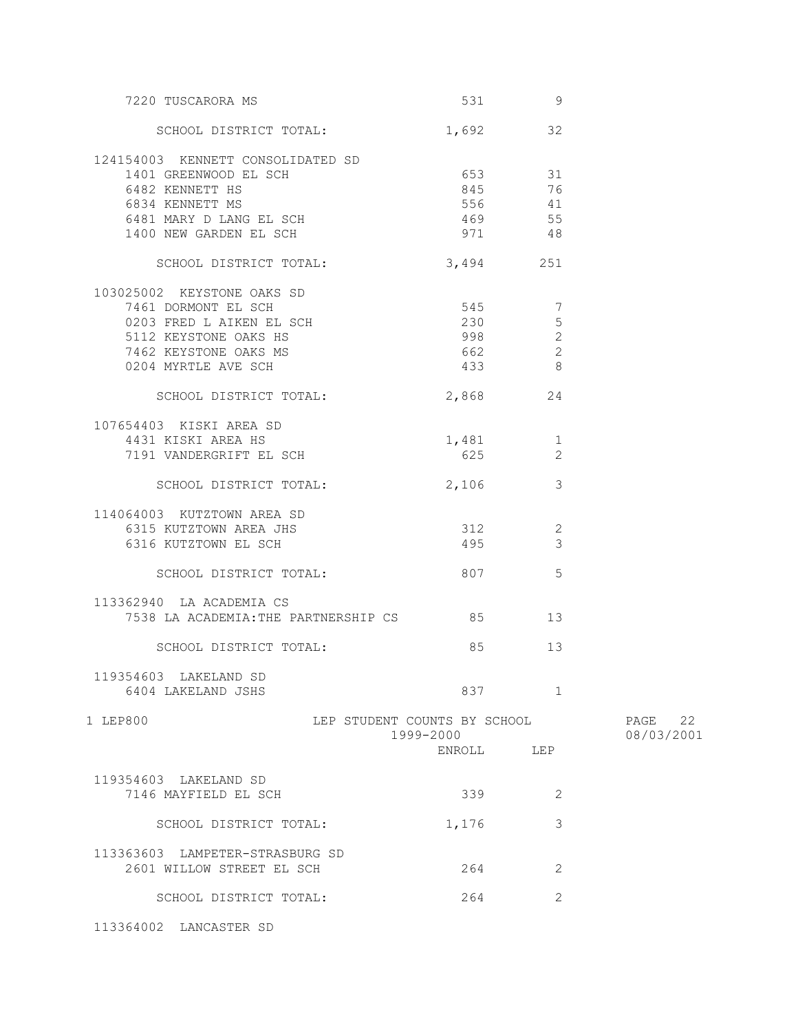| School | ENROLL | LEP |
|---|---|---|
| 7220 TUSCARORA MS | 531 | 9 |
| SCHOOL DISTRICT TOTAL: | 1,692 | 32 |
| **124154003 KENNETT CONSOLIDATED SD** | | |
| 1401 GREENWOOD EL SCH | 653 | 31 |
| 6482 KENNETT HS | 845 | 76 |
| 6834 KENNETT MS | 556 | 41 |
| 6481 MARY D LANG EL SCH | 469 | 55 |
| 1400 NEW GARDEN EL SCH | 971 | 48 |
| SCHOOL DISTRICT TOTAL: | 3,494 | 251 |
| **103025002 KEYSTONE OAKS SD** | | |
| 7461 DORMONT EL SCH | 545 | 7 |
| 0203 FRED L AIKEN EL SCH | 230 | 5 |
| 5112 KEYSTONE OAKS HS | 998 | 2 |
| 7462 KEYSTONE OAKS MS | 662 | 2 |
| 0204 MYRTLE AVE SCH | 433 | 8 |
| SCHOOL DISTRICT TOTAL: | 2,868 | 24 |
| **107654403 KISKI AREA SD** | | |
| 4431 KISKI AREA HS | 1,481 | 1 |
| 7191 VANDERGRIFT EL SCH | 625 | 2 |
| SCHOOL DISTRICT TOTAL: | 2,106 | 3 |
| **114064003 KUTZTOWN AREA SD** | | |
| 6315 KUTZTOWN AREA JHS | 312 | 2 |
| 6316 KUTZTOWN EL SCH | 495 | 3 |
| SCHOOL DISTRICT TOTAL: | 807 | 5 |
| **113362940 LA ACADEMIA CS** | | |
| 7538 LA ACADEMIA:THE PARTNERSHIP CS | 85 | 13 |
| SCHOOL DISTRICT TOTAL: | 85 | 13 |
| **119354603 LAKELAND SD** | | |
| 6404 LAKELAND JSHS | 837 | 1 |

1 LEP800 — LEP STUDENT COUNTS BY SCHOOL — 1999-2000 — 08/03/2001

| School | ENROLL | LEP |
|---|---|---|
| **119354603 LAKELAND SD** | | |
| 7146 MAYFIELD EL SCH | 339 | 2 |
| SCHOOL DISTRICT TOTAL: | 1,176 | 3 |
| **113363603 LAMPETER-STRASBURG SD** | | |
| 2601 WILLOW STREET EL SCH | 264 | 2 |
| SCHOOL DISTRICT TOTAL: | 264 | 2 |
| **113364002 LANCASTER SD** | | |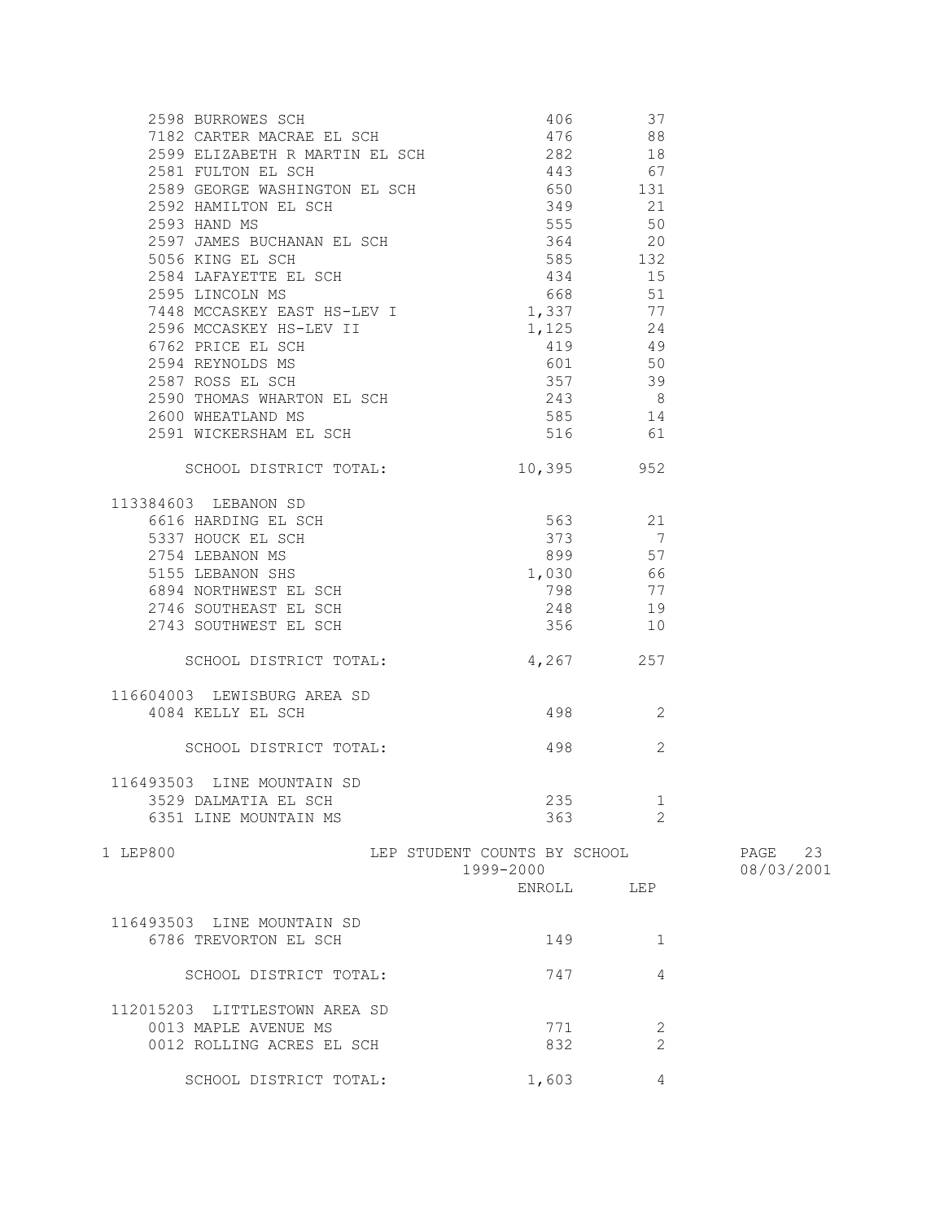| School | ENROLL | LEP |
|---|---|---|
| 2598 BURROWES SCH | 406 | 37 |
| 7182 CARTER MACRAE EL SCH | 476 | 88 |
| 2599 ELIZABETH R MARTIN EL SCH | 282 | 18 |
| 2581 FULTON EL SCH | 443 | 67 |
| 2589 GEORGE WASHINGTON EL SCH | 650 | 131 |
| 2592 HAMILTON EL SCH | 349 | 21 |
| 2593 HAND MS | 555 | 50 |
| 2597 JAMES BUCHANAN EL SCH | 364 | 20 |
| 5056 KING EL SCH | 585 | 132 |
| 2584 LAFAYETTE EL SCH | 434 | 15 |
| 2595 LINCOLN MS | 668 | 51 |
| 7448 MCCASKEY EAST HS-LEV I | 1,337 | 77 |
| 2596 MCCASKEY HS-LEV II | 1,125 | 24 |
| 6762 PRICE EL SCH | 419 | 49 |
| 2594 REYNOLDS MS | 601 | 50 |
| 2587 ROSS EL SCH | 357 | 39 |
| 2590 THOMAS WHARTON EL SCH | 243 | 8 |
| 2600 WHEATLAND MS | 585 | 14 |
| 2591 WICKERSHAM EL SCH | 516 | 61 |
| SCHOOL DISTRICT TOTAL: | 10,395 | 952 |
| **113384603 LEBANON SD** | | |
| 6616 HARDING EL SCH | 563 | 21 |
| 5337 HOUCK EL SCH | 373 | 7 |
| 2754 LEBANON MS | 899 | 57 |
| 5155 LEBANON SHS | 1,030 | 66 |
| 6894 NORTHWEST EL SCH | 798 | 77 |
| 2746 SOUTHEAST EL SCH | 248 | 19 |
| 2743 SOUTHWEST EL SCH | 356 | 10 |
| SCHOOL DISTRICT TOTAL: | 4,267 | 257 |
| **116604003 LEWISBURG AREA SD** | | |
| 4084 KELLY EL SCH | 498 | 2 |
| SCHOOL DISTRICT TOTAL: | 498 | 2 |
| **116493503 LINE MOUNTAIN SD** | | |
| 3529 DALMATIA EL SCH | 235 | 1 |
| 6351 LINE MOUNTAIN MS | 363 | 2 |

1 LEP800 — LEP STUDENT COUNTS BY SCHOOL — 1999-2000 — 08/03/2001

| School | ENROLL | LEP |
|---|---|---|
| **116493503 LINE MOUNTAIN SD** | | |
| 6786 TREVORTON EL SCH | 149 | 1 |
| SCHOOL DISTRICT TOTAL: | 747 | 4 |
| **112015203 LITTLESTOWN AREA SD** | | |
| 0013 MAPLE AVENUE MS | 771 | 2 |
| 0012 ROLLING ACRES EL SCH | 832 | 2 |
| SCHOOL DISTRICT TOTAL: | 1,603 | 4 |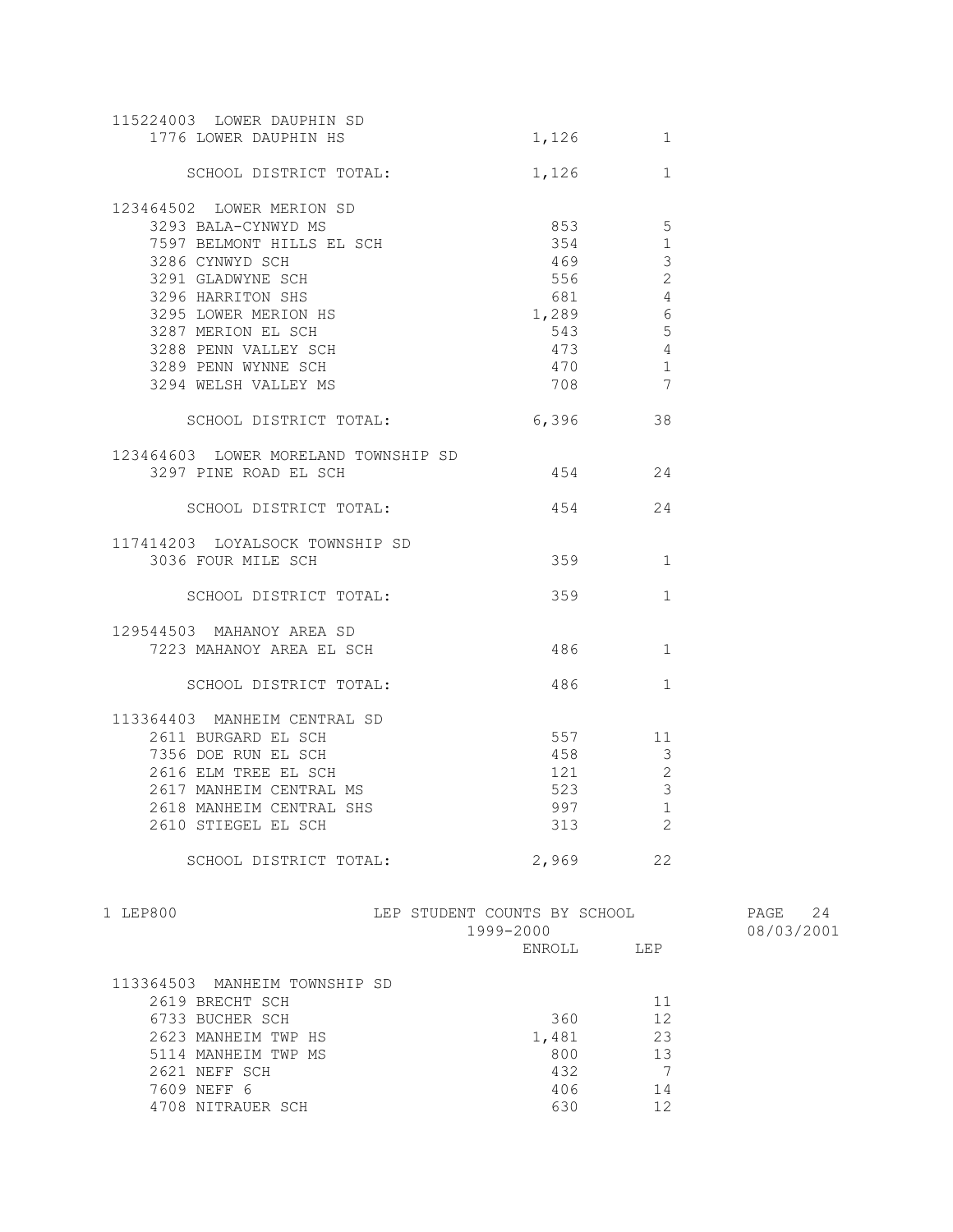| | ENROLL | LEP |
|---|---|---|
| **115224003 LOWER DAUPHIN SD** | | |
| 1776 LOWER DAUPHIN HS | 1,126 | 1 |
| SCHOOL DISTRICT TOTAL: | 1,126 | 1 |
| **123464502 LOWER MERION SD** | | |
| 3293 BALA-CYNWYD MS | 853 | 5 |
| 7597 BELMONT HILLS EL SCH | 354 | 1 |
| 3286 CYNWYD SCH | 469 | 3 |
| 3291 GLADWYNE SCH | 556 | 2 |
| 3296 HARRITON SHS | 681 | 4 |
| 3295 LOWER MERION HS | 1,289 | 6 |
| 3287 MERION EL SCH | 543 | 5 |
| 3288 PENN VALLEY SCH | 473 | 4 |
| 3289 PENN WYNNE SCH | 470 | 1 |
| 3294 WELSH VALLEY MS | 708 | 7 |
| SCHOOL DISTRICT TOTAL: | 6,396 | 38 |
| **123464603 LOWER MORELAND TOWNSHIP SD** | | |
| 3297 PINE ROAD EL SCH | 454 | 24 |
| SCHOOL DISTRICT TOTAL: | 454 | 24 |
| **117414203 LOYALSOCK TOWNSHIP SD** | | |
| 3036 FOUR MILE SCH | 359 | 1 |
| SCHOOL DISTRICT TOTAL: | 359 | 1 |
| **129544503 MAHANOY AREA SD** | | |
| 7223 MAHANOY AREA EL SCH | 486 | 1 |
| SCHOOL DISTRICT TOTAL: | 486 | 1 |
| **113364403 MANHEIM CENTRAL SD** | | |
| 2611 BURGARD EL SCH | 557 | 11 |
| 7356 DOE RUN EL SCH | 458 | 3 |
| 2616 ELM TREE EL SCH | 121 | 2 |
| 2617 MANHEIM CENTRAL MS | 523 | 3 |
| 2618 MANHEIM CENTRAL SHS | 997 | 1 |
| 2610 STIEGEL EL SCH | 313 | 2 |
| SCHOOL DISTRICT TOTAL: | 2,969 | 22 |

1 LEP800 LEP STUDENT COUNTS BY SCHOOL 1999-2000

| | ENROLL | LEP |
|---|---|---|
| **113364503 MANHEIM TOWNSHIP SD** | | |
| 2619 BRECHT SCH | | 11 |
| 6733 BUCHER SCH | 360 | 12 |
| 2623 MANHEIM TWP HS | 1,481 | 23 |
| 5114 MANHEIM TWP MS | 800 | 13 |
| 2621 NEFF SCH | 432 | 7 |
| 7609 NEFF 6 | 406 | 14 |
| 4708 NITRAUER SCH | 630 | 12 |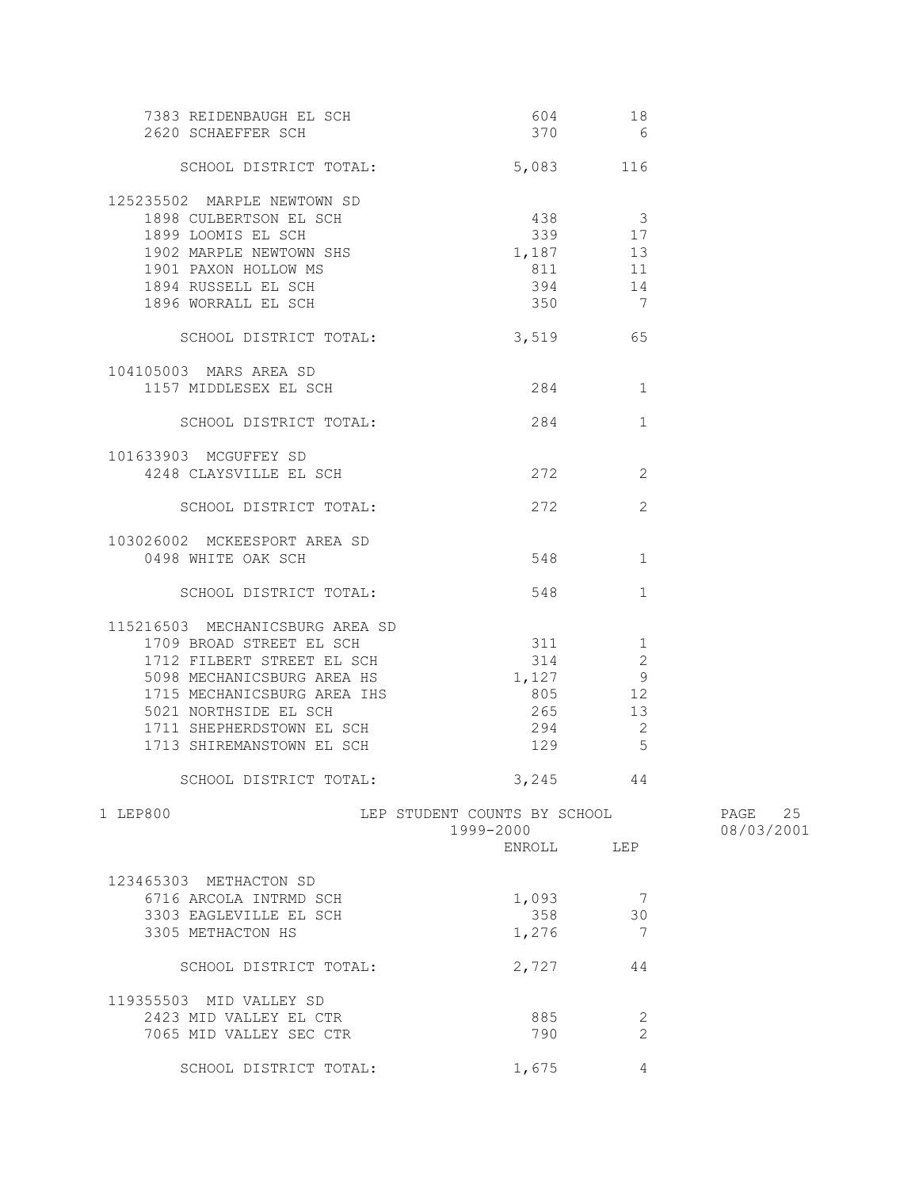| School | ENROLL | LEP |
|---|---|---|
| 7383 REIDENBAUGH EL SCH | 604 | 18 |
| 2620 SCHAEFFER SCH | 370 | 6 |
| SCHOOL DISTRICT TOTAL: | 5,083 | 116 |
| **125235502 MARPLE NEWTOWN SD** | | |
| 1898 CULBERTSON EL SCH | 438 | 3 |
| 1899 LOOMIS EL SCH | 339 | 17 |
| 1902 MARPLE NEWTOWN SHS | 1,187 | 13 |
| 1901 PAXON HOLLOW MS | 811 | 11 |
| 1894 RUSSELL EL SCH | 394 | 14 |
| 1896 WORRALL EL SCH | 350 | 7 |
| SCHOOL DISTRICT TOTAL: | 3,519 | 65 |
| **104105003 MARS AREA SD** | | |
| 1157 MIDDLESEX EL SCH | 284 | 1 |
| SCHOOL DISTRICT TOTAL: | 284 | 1 |
| **101633903 MCGUFFEY SD** | | |
| 4248 CLAYSVILLE EL SCH | 272 | 2 |
| SCHOOL DISTRICT TOTAL: | 272 | 2 |
| **103026002 MCKEESPORT AREA SD** | | |
| 0498 WHITE OAK SCH | 548 | 1 |
| SCHOOL DISTRICT TOTAL: | 548 | 1 |
| **115216503 MECHANICSBURG AREA SD** | | |
| 1709 BROAD STREET EL SCH | 311 | 1 |
| 1712 FILBERT STREET EL SCH | 314 | 2 |
| 5098 MECHANICSBURG AREA HS | 1,127 | 9 |
| 1715 MECHANICSBURG AREA IHS | 805 | 12 |
| 5021 NORTHSIDE EL SCH | 265 | 13 |
| 1711 SHEPHERDSTOWN EL SCH | 294 | 2 |
| 1713 SHIREMANSTOWN EL SCH | 129 | 5 |
| SCHOOL DISTRICT TOTAL: | 3,245 | 44 |

LEP STUDENT COUNTS BY SCHOOL
1999-2000

| School | ENROLL | LEP |
|---|---|---|
| **123465303 METHACTON SD** | | |
| 6716 ARCOLA INTRMD SCH | 1,093 | 7 |
| 3303 EAGLEVILLE EL SCH | 358 | 30 |
| 3305 METHACTON HS | 1,276 | 7 |
| SCHOOL DISTRICT TOTAL: | 2,727 | 44 |
| **119355503 MID VALLEY SD** | | |
| 2423 MID VALLEY EL CTR | 885 | 2 |
| 7065 MID VALLEY SEC CTR | 790 | 2 |
| SCHOOL DISTRICT TOTAL: | 1,675 | 4 |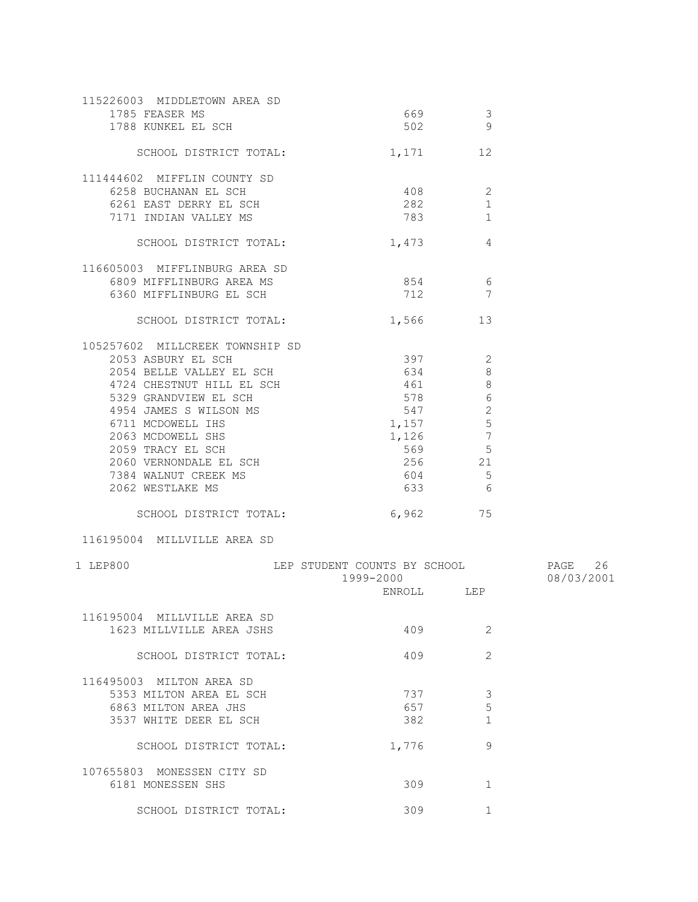| | ENROLL | LEP |
|---|---|---|
| **115226003 MIDDLETOWN AREA SD** | | |
| 1785 FEASER MS | 669 | 3 |
| 1788 KUNKEL EL SCH | 502 | 9 |
| SCHOOL DISTRICT TOTAL: | 1,171 | 12 |
| **111444602 MIFFLIN COUNTY SD** | | |
| 6258 BUCHANAN EL SCH | 408 | 2 |
| 6261 EAST DERRY EL SCH | 282 | 1 |
| 7171 INDIAN VALLEY MS | 783 | 1 |
| SCHOOL DISTRICT TOTAL: | 1,473 | 4 |
| **116605003 MIFFLINBURG AREA SD** | | |
| 6809 MIFFLINBURG AREA MS | 854 | 6 |
| 6360 MIFFLINBURG EL SCH | 712 | 7 |
| SCHOOL DISTRICT TOTAL: | 1,566 | 13 |
| **105257602 MILLCREEK TOWNSHIP SD** | | |
| 2053 ASBURY EL SCH | 397 | 2 |
| 2054 BELLE VALLEY EL SCH | 634 | 8 |
| 4724 CHESTNUT HILL EL SCH | 461 | 8 |
| 5329 GRANDVIEW EL SCH | 578 | 6 |
| 4954 JAMES S WILSON MS | 547 | 2 |
| 6711 MCDOWELL IHS | 1,157 | 5 |
| 2063 MCDOWELL SHS | 1,126 | 7 |
| 2059 TRACY EL SCH | 569 | 5 |
| 2060 VERNONDALE EL SCH | 256 | 21 |
| 7384 WALNUT CREEK MS | 604 | 5 |
| 2062 WESTLAKE MS | 633 | 6 |
| SCHOOL DISTRICT TOTAL: | 6,962 | 75 |
| **116195004 MILLVILLE AREA SD** | | |
| 1623 MILLVILLE AREA JSHS | 409 | 2 |
| SCHOOL DISTRICT TOTAL: | 409 | 2 |
| **116495003 MILTON AREA SD** | | |
| 5353 MILTON AREA EL SCH | 737 | 3 |
| 6863 MILTON AREA JHS | 657 | 5 |
| 3537 WHITE DEER EL SCH | 382 | 1 |
| SCHOOL DISTRICT TOTAL: | 1,776 | 9 |
| **107655803 MONESSEN CITY SD** | | |
| 6181 MONESSEN SHS | 309 | 1 |
| SCHOOL DISTRICT TOTAL: | 309 | 1 |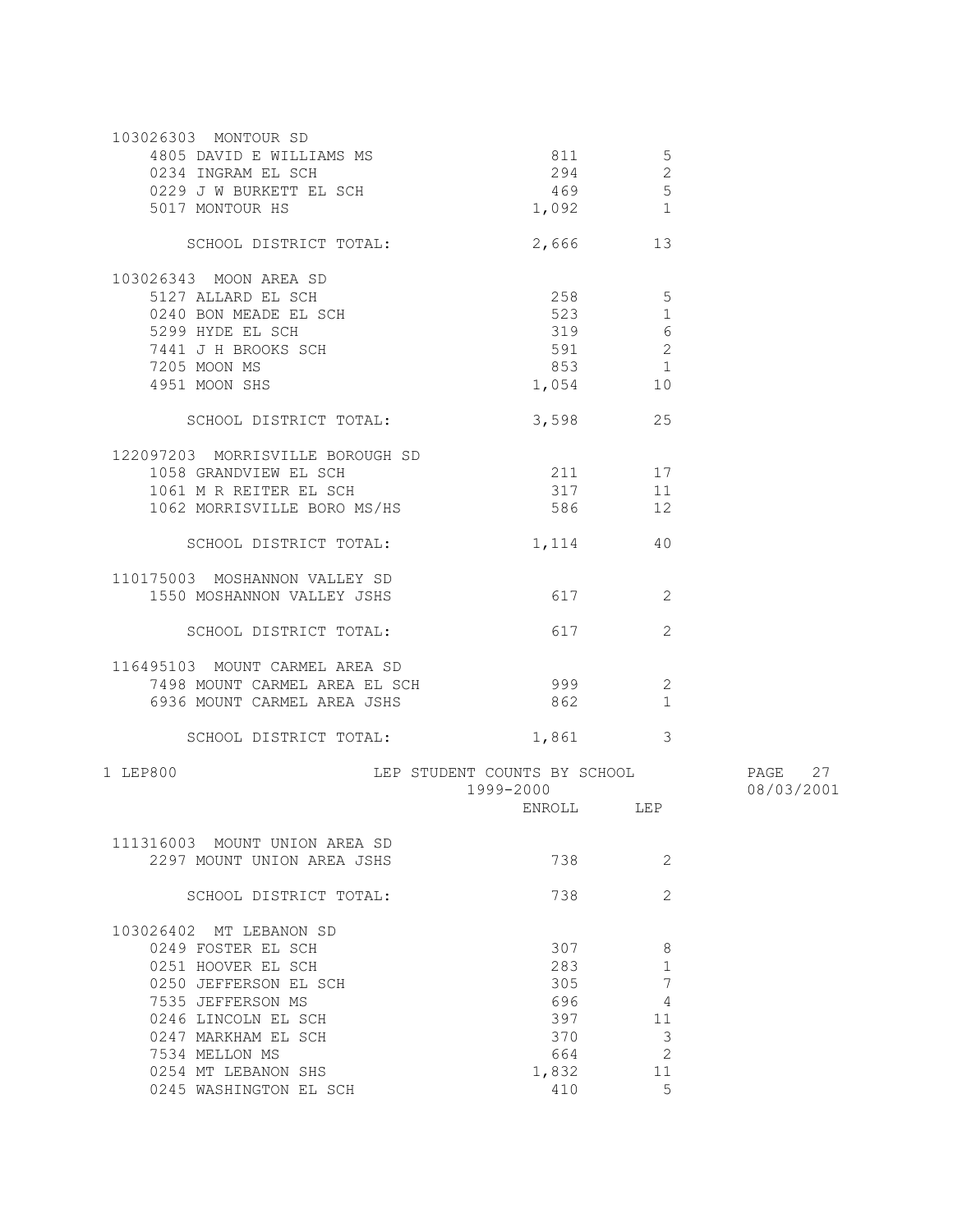| School | ENROLL | LEP |
|---|---|---|
| **103026303 MONTOUR SD** | | |
| 4805 DAVID E WILLIAMS MS | 811 | 5 |
| 0234 INGRAM EL SCH | 294 | 2 |
| 0229 J W BURKETT EL SCH | 469 | 5 |
| 5017 MONTOUR HS | 1,092 | 1 |
| SCHOOL DISTRICT TOTAL: | 2,666 | 13 |
| **103026343 MOON AREA SD** | | |
| 5127 ALLARD EL SCH | 258 | 5 |
| 0240 BON MEADE EL SCH | 523 | 1 |
| 5299 HYDE EL SCH | 319 | 6 |
| 7441 J H BROOKS SCH | 591 | 2 |
| 7205 MOON MS | 853 | 1 |
| 4951 MOON SHS | 1,054 | 10 |
| SCHOOL DISTRICT TOTAL: | 3,598 | 25 |
| **122097203 MORRISVILLE BOROUGH SD** | | |
| 1058 GRANDVIEW EL SCH | 211 | 17 |
| 1061 M R REITER EL SCH | 317 | 11 |
| 1062 MORRISVILLE BORO MS/HS | 586 | 12 |
| SCHOOL DISTRICT TOTAL: | 1,114 | 40 |
| **110175003 MOSHANNON VALLEY SD** | | |
| 1550 MOSHANNON VALLEY JSHS | 617 | 2 |
| SCHOOL DISTRICT TOTAL: | 617 | 2 |
| **116495103 MOUNT CARMEL AREA SD** | | |
| 7498 MOUNT CARMEL AREA EL SCH | 999 | 2 |
| 6936 MOUNT CARMEL AREA JSHS | 862 | 1 |
| SCHOOL DISTRICT TOTAL: | 1,861 | 3 |

LEP800 — LEP STUDENT COUNTS BY SCHOOL — 1999-2000

| School | ENROLL | LEP |
|---|---|---|
| **111316003 MOUNT UNION AREA SD** | | |
| 2297 MOUNT UNION AREA JSHS | 738 | 2 |
| SCHOOL DISTRICT TOTAL: | 738 | 2 |
| **103026402 MT LEBANON SD** | | |
| 0249 FOSTER EL SCH | 307 | 8 |
| 0251 HOOVER EL SCH | 283 | 1 |
| 0250 JEFFERSON EL SCH | 305 | 7 |
| 7535 JEFFERSON MS | 696 | 4 |
| 0246 LINCOLN EL SCH | 397 | 11 |
| 0247 MARKHAM EL SCH | 370 | 3 |
| 7534 MELLON MS | 664 | 2 |
| 0254 MT LEBANON SHS | 1,832 | 11 |
| 0245 WASHINGTON EL SCH | 410 | 5 |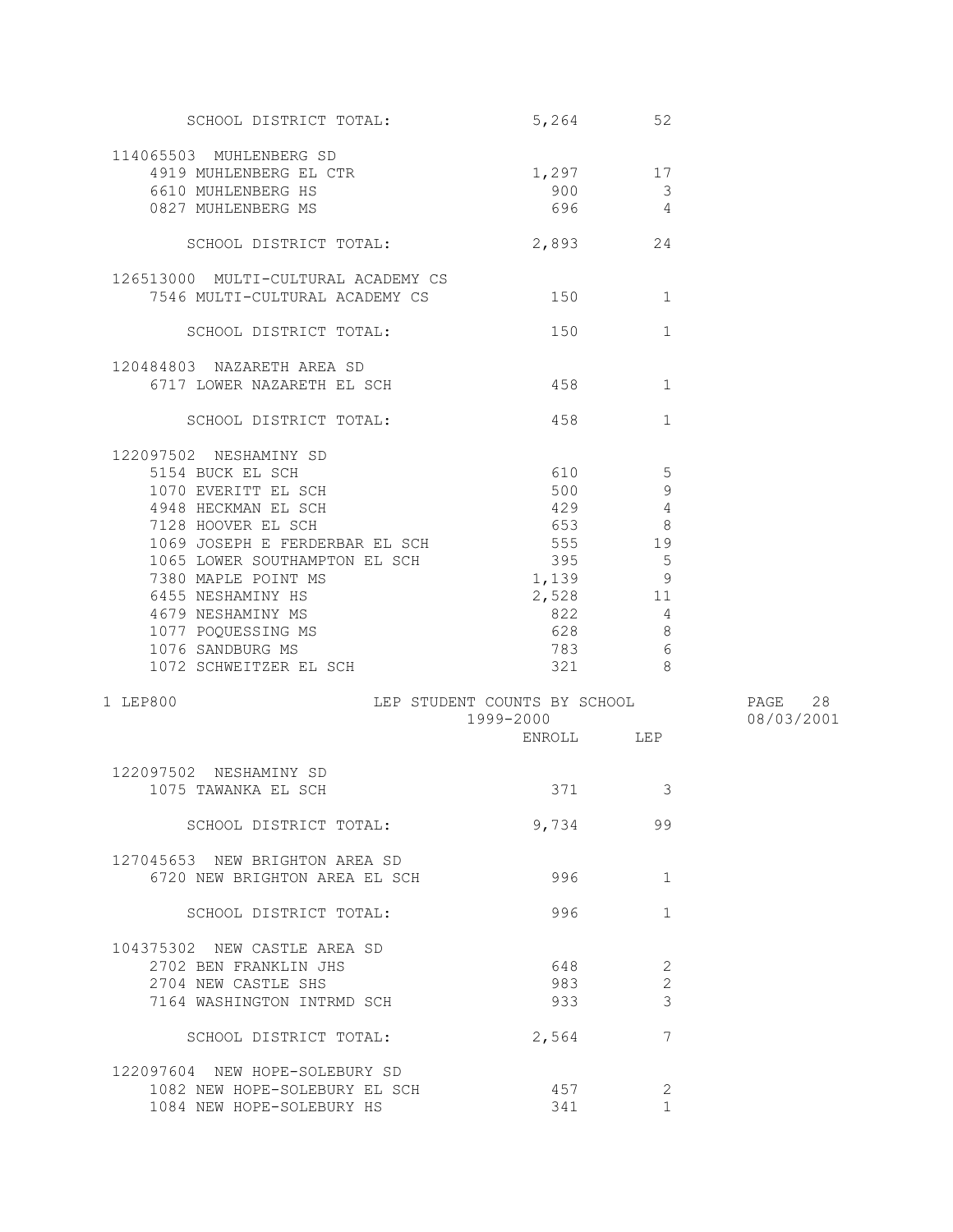| | ENROLL | LEP |
|---|---|---|
| SCHOOL DISTRICT TOTAL: | 5,264 | 52 |
| **114065503 MUHLENBERG SD** | | |
| 4919 MUHLENBERG EL CTR | 1,297 | 17 |
| 6610 MUHLENBERG HS | 900 | 3 |
| 0827 MUHLENBERG MS | 696 | 4 |
| SCHOOL DISTRICT TOTAL: | 2,893 | 24 |
| **126513000 MULTI-CULTURAL ACADEMY CS** | | |
| 7546 MULTI-CULTURAL ACADEMY CS | 150 | 1 |
| SCHOOL DISTRICT TOTAL: | 150 | 1 |
| **120484803 NAZARETH AREA SD** | | |
| 6717 LOWER NAZARETH EL SCH | 458 | 1 |
| SCHOOL DISTRICT TOTAL: | 458 | 1 |
| **122097502 NESHAMINY SD** | | |
| 5154 BUCK EL SCH | 610 | 5 |
| 1070 EVERITT EL SCH | 500 | 9 |
| 4948 HECKMAN EL SCH | 429 | 4 |
| 7128 HOOVER EL SCH | 653 | 8 |
| 1069 JOSEPH E FERDERBAR EL SCH | 555 | 19 |
| 1065 LOWER SOUTHAMPTON EL SCH | 395 | 5 |
| 7380 MAPLE POINT MS | 1,139 | 9 |
| 6455 NESHAMINY HS | 2,528 | 11 |
| 4679 NESHAMINY MS | 822 | 4 |
| 1077 POQUESSING MS | 628 | 8 |
| 1076 SANDBURG MS | 783 | 6 |
| 1072 SCHWEITZER EL SCH | 321 | 8 |

LEP800 — LEP STUDENT COUNTS BY SCHOOL — 1999-2000 — 08/03/2001

| | ENROLL | LEP |
|---|---|---|
| **122097502 NESHAMINY SD** | | |
| 1075 TAWANKA EL SCH | 371 | 3 |
| SCHOOL DISTRICT TOTAL: | 9,734 | 99 |
| **127045653 NEW BRIGHTON AREA SD** | | |
| 6720 NEW BRIGHTON AREA EL SCH | 996 | 1 |
| SCHOOL DISTRICT TOTAL: | 996 | 1 |
| **104375302 NEW CASTLE AREA SD** | | |
| 2702 BEN FRANKLIN JHS | 648 | 2 |
| 2704 NEW CASTLE SHS | 983 | 2 |
| 7164 WASHINGTON INTRMD SCH | 933 | 3 |
| SCHOOL DISTRICT TOTAL: | 2,564 | 7 |
| **122097604 NEW HOPE-SOLEBURY SD** | | |
| 1082 NEW HOPE-SOLEBURY EL SCH | 457 | 2 |
| 1084 NEW HOPE-SOLEBURY HS | 341 | 1 |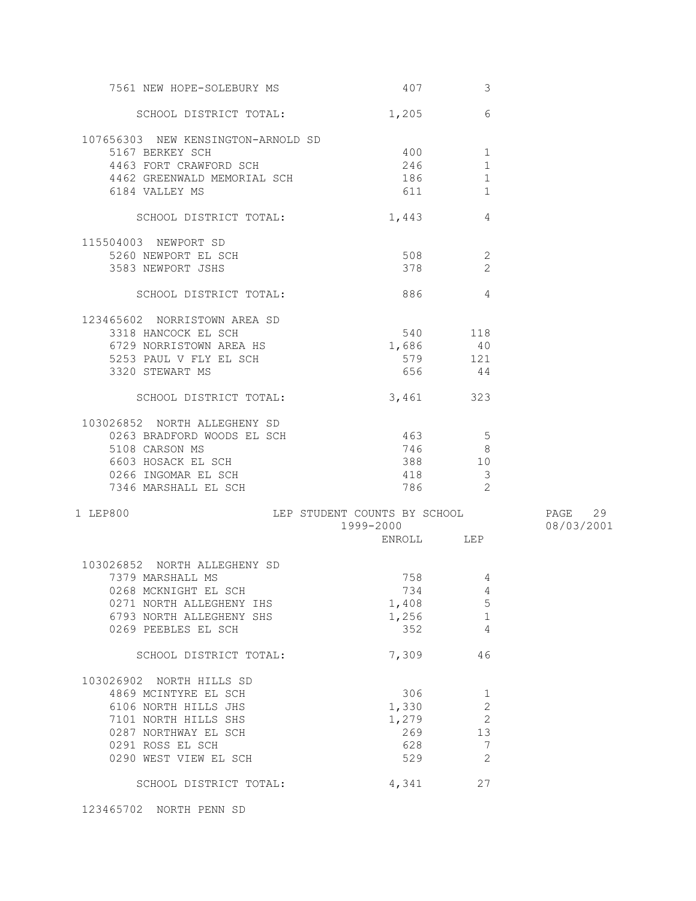| School | ENROLL | LEP |
|---|---|---|
| 7561 NEW HOPE-SOLEBURY MS | 407 | 3 |
| SCHOOL DISTRICT TOTAL: | 1,205 | 6 |
| **107656303 NEW KENSINGTON-ARNOLD SD** | | |
| 5167 BERKEY SCH | 400 | 1 |
| 4463 FORT CRAWFORD SCH | 246 | 1 |
| 4462 GREENWALD MEMORIAL SCH | 186 | 1 |
| 6184 VALLEY MS | 611 | 1 |
| SCHOOL DISTRICT TOTAL: | 1,443 | 4 |
| **115504003 NEWPORT SD** | | |
| 5260 NEWPORT EL SCH | 508 | 2 |
| 3583 NEWPORT JSHS | 378 | 2 |
| SCHOOL DISTRICT TOTAL: | 886 | 4 |
| **123465602 NORRISTOWN AREA SD** | | |
| 3318 HANCOCK EL SCH | 540 | 118 |
| 6729 NORRISTOWN AREA HS | 1,686 | 40 |
| 5253 PAUL V FLY EL SCH | 579 | 121 |
| 3320 STEWART MS | 656 | 44 |
| SCHOOL DISTRICT TOTAL: | 3,461 | 323 |
| **103026852 NORTH ALLEGHENY SD** | | |
| 0263 BRADFORD WOODS EL SCH | 463 | 5 |
| 5108 CARSON MS | 746 | 8 |
| 6603 HOSACK EL SCH | 388 | 10 |
| 0266 INGOMAR EL SCH | 418 | 3 |
| 7346 MARSHALL EL SCH | 786 | 2 |

LEP STUDENT COUNTS BY SCHOOL
1999-2000

| School | ENROLL | LEP |
|---|---|---|
| **103026852 NORTH ALLEGHENY SD** | | |
| 7379 MARSHALL MS | 758 | 4 |
| 0268 MCKNIGHT EL SCH | 734 | 4 |
| 0271 NORTH ALLEGHENY IHS | 1,408 | 5 |
| 6793 NORTH ALLEGHENY SHS | 1,256 | 1 |
| 0269 PEEBLES EL SCH | 352 | 4 |
| SCHOOL DISTRICT TOTAL: | 7,309 | 46 |
| **103026902 NORTH HILLS SD** | | |
| 4869 MCINTYRE EL SCH | 306 | 1 |
| 6106 NORTH HILLS JHS | 1,330 | 2 |
| 7101 NORTH HILLS SHS | 1,279 | 2 |
| 0287 NORTHWAY EL SCH | 269 | 13 |
| 0291 ROSS EL SCH | 628 | 7 |
| 0290 WEST VIEW EL SCH | 529 | 2 |
| SCHOOL DISTRICT TOTAL: | 4,341 | 27 |
| **123465702 NORTH PENN SD** | | |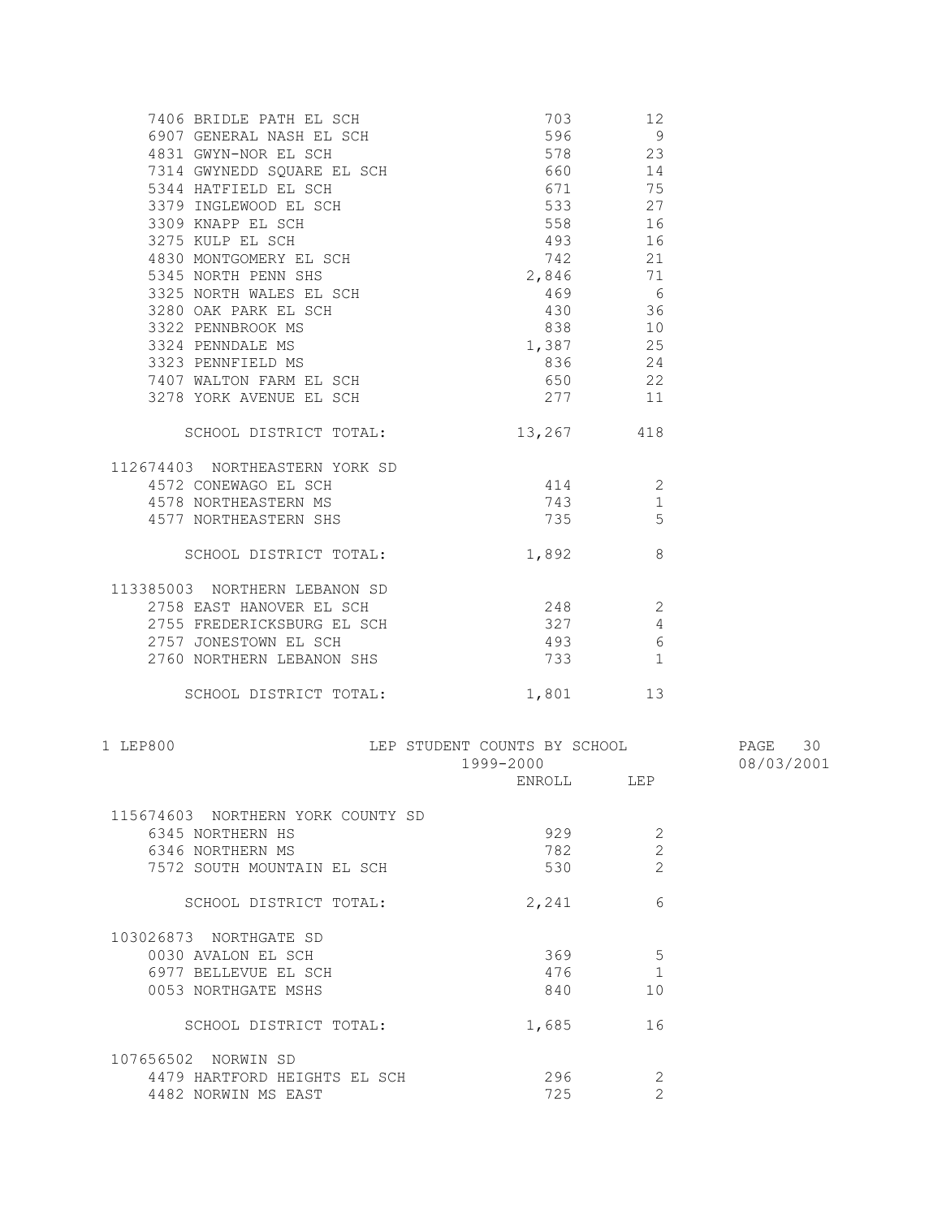| School | ENROLL | LEP |
|---|---|---|
| 7406 BRIDLE PATH EL SCH | 703 | 12 |
| 6907 GENERAL NASH EL SCH | 596 | 9 |
| 4831 GWYN-NOR EL SCH | 578 | 23 |
| 7314 GWYNEDD SQUARE EL SCH | 660 | 14 |
| 5344 HATFIELD EL SCH | 671 | 75 |
| 3379 INGLEWOOD EL SCH | 533 | 27 |
| 3309 KNAPP EL SCH | 558 | 16 |
| 3275 KULP EL SCH | 493 | 16 |
| 4830 MONTGOMERY EL SCH | 742 | 21 |
| 5345 NORTH PENN SHS | 2,846 | 71 |
| 3325 NORTH WALES EL SCH | 469 | 6 |
| 3280 OAK PARK EL SCH | 430 | 36 |
| 3322 PENNBROOK MS | 838 | 10 |
| 3324 PENNDALE MS | 1,387 | 25 |
| 3323 PENNFIELD MS | 836 | 24 |
| 7407 WALTON FARM EL SCH | 650 | 22 |
| 3278 YORK AVENUE EL SCH | 277 | 11 |
| SCHOOL DISTRICT TOTAL: | 13,267 | 418 |
| **112674403 NORTHEASTERN YORK SD** | | |
| 4572 CONEWAGO EL SCH | 414 | 2 |
| 4578 NORTHEASTERN MS | 743 | 1 |
| 4577 NORTHEASTERN SHS | 735 | 5 |
| SCHOOL DISTRICT TOTAL: | 1,892 | 8 |
| **113385003 NORTHERN LEBANON SD** | | |
| 2758 EAST HANOVER EL SCH | 248 | 2 |
| 2755 FREDERICKSBURG EL SCH | 327 | 4 |
| 2757 JONESTOWN EL SCH | 493 | 6 |
| 2760 NORTHERN LEBANON SHS | 733 | 1 |
| SCHOOL DISTRICT TOTAL: | 1,801 | 13 |

LEP800 — LEP STUDENT COUNTS BY SCHOOL — 1999-2000 — 08/03/2001

| School | ENROLL | LEP |
|---|---|---|
| **115674603 NORTHERN YORK COUNTY SD** | | |
| 6345 NORTHERN HS | 929 | 2 |
| 6346 NORTHERN MS | 782 | 2 |
| 7572 SOUTH MOUNTAIN EL SCH | 530 | 2 |
| SCHOOL DISTRICT TOTAL: | 2,241 | 6 |
| **103026873 NORTHGATE SD** | | |
| 0030 AVALON EL SCH | 369 | 5 |
| 6977 BELLEVUE EL SCH | 476 | 1 |
| 0053 NORTHGATE MSHS | 840 | 10 |
| SCHOOL DISTRICT TOTAL: | 1,685 | 16 |
| **107656502 NORWIN SD** | | |
| 4479 HARTFORD HEIGHTS EL SCH | 296 | 2 |
| 4482 NORWIN MS EAST | 725 | 2 |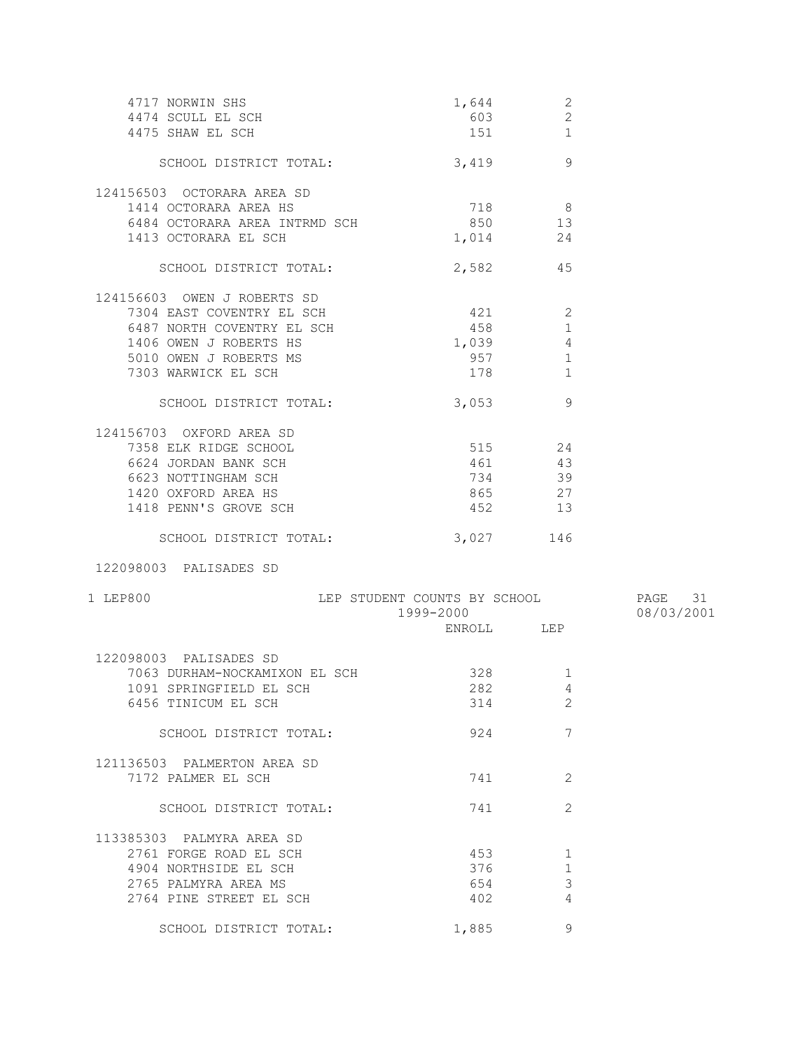| School | ENROLL | LEP |
|---|---|---|
| 4717 NORWIN SHS | 1,644 | 2 |
| 4474 SCULL EL SCH | 603 | 2 |
| 4475 SHAW EL SCH | 151 | 1 |
| SCHOOL DISTRICT TOTAL: | 3,419 | 9 |

**124156503 OCTORARA AREA SD**

| School | ENROLL | LEP |
|---|---|---|
| 1414 OCTORARA AREA HS | 718 | 8 |
| 6484 OCTORARA AREA INTRMD SCH | 850 | 13 |
| 1413 OCTORARA EL SCH | 1,014 | 24 |
| SCHOOL DISTRICT TOTAL: | 2,582 | 45 |

**124156603 OWEN J ROBERTS SD**

| School | ENROLL | LEP |
|---|---|---|
| 7304 EAST COVENTRY EL SCH | 421 | 2 |
| 6487 NORTH COVENTRY EL SCH | 458 | 1 |
| 1406 OWEN J ROBERTS HS | 1,039 | 4 |
| 5010 OWEN J ROBERTS MS | 957 | 1 |
| 7303 WARWICK EL SCH | 178 | 1 |
| SCHOOL DISTRICT TOTAL: | 3,053 | 9 |

**124156703 OXFORD AREA SD**

| School | ENROLL | LEP |
|---|---|---|
| 7358 ELK RIDGE SCHOOL | 515 | 24 |
| 6624 JORDAN BANK SCH | 461 | 43 |
| 6623 NOTTINGHAM SCH | 734 | 39 |
| 1420 OXFORD AREA HS | 865 | 27 |
| 1418 PENN'S GROVE SCH | 452 | 13 |
| SCHOOL DISTRICT TOTAL: | 3,027 | 146 |

**122098003 PALISADES SD**

1 LEP800 — LEP STUDENT COUNTS BY SCHOOL — 1999-2000 — PAGE 31 — 08/03/2001

**122098003 PALISADES SD**

| School | ENROLL | LEP |
|---|---|---|
| 7063 DURHAM-NOCKAMIXON EL SCH | 328 | 1 |
| 1091 SPRINGFIELD EL SCH | 282 | 4 |
| 6456 TINICUM EL SCH | 314 | 2 |
| SCHOOL DISTRICT TOTAL: | 924 | 7 |

**121136503 PALMERTON AREA SD**

| School | ENROLL | LEP |
|---|---|---|
| 7172 PALMER EL SCH | 741 | 2 |
| SCHOOL DISTRICT TOTAL: | 741 | 2 |

**113385303 PALMYRA AREA SD**

| School | ENROLL | LEP |
|---|---|---|
| 2761 FORGE ROAD EL SCH | 453 | 1 |
| 4904 NORTHSIDE EL SCH | 376 | 1 |
| 2765 PALMYRA AREA MS | 654 | 3 |
| 2764 PINE STREET EL SCH | 402 | 4 |
| SCHOOL DISTRICT TOTAL: | 1,885 | 9 |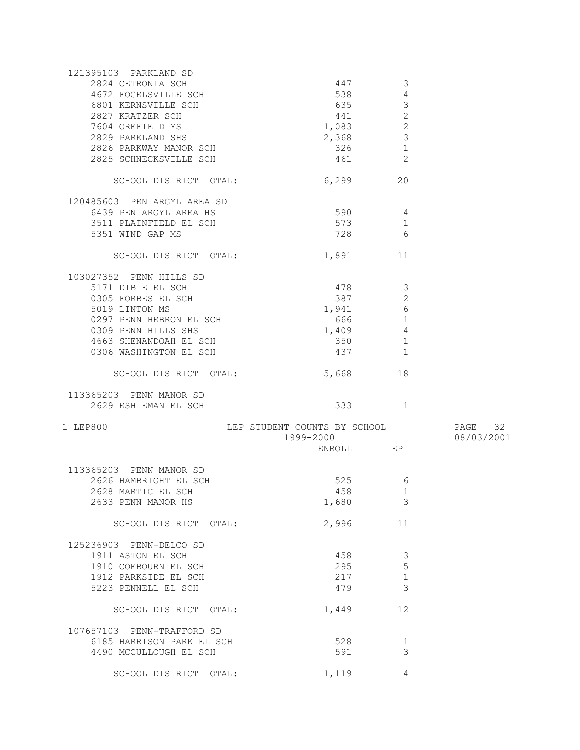| | ENROLL | LEP |
|---|---|---|
| **121395103 PARKLAND SD** | | |
| 2824 CETRONIA SCH | 447 | 3 |
| 4672 FOGELSVILLE SCH | 538 | 4 |
| 6801 KERNSVILLE SCH | 635 | 3 |
| 2827 KRATZER SCH | 441 | 2 |
| 7604 OREFIELD MS | 1,083 | 2 |
| 2829 PARKLAND SHS | 2,368 | 3 |
| 2826 PARKWAY MANOR SCH | 326 | 1 |
| 2825 SCHNECKSVILLE SCH | 461 | 2 |
| SCHOOL DISTRICT TOTAL: | 6,299 | 20 |
| **120485603 PEN ARGYL AREA SD** | | |
| 6439 PEN ARGYL AREA HS | 590 | 4 |
| 3511 PLAINFIELD EL SCH | 573 | 1 |
| 5351 WIND GAP MS | 728 | 6 |
| SCHOOL DISTRICT TOTAL: | 1,891 | 11 |
| **103027352 PENN HILLS SD** | | |
| 5171 DIBLE EL SCH | 478 | 3 |
| 0305 FORBES EL SCH | 387 | 2 |
| 5019 LINTON MS | 1,941 | 6 |
| 0297 PENN HEBRON EL SCH | 666 | 1 |
| 0309 PENN HILLS SHS | 1,409 | 4 |
| 4663 SHENANDOAH EL SCH | 350 | 1 |
| 0306 WASHINGTON EL SCH | 437 | 1 |
| SCHOOL DISTRICT TOTAL: | 5,668 | 18 |
| **113365203 PENN MANOR SD** | | |
| 2629 ESHLEMAN EL SCH | 333 | 1 |

1 LEP800 LEP STUDENT COUNTS BY SCHOOL 1999-2000

| | ENROLL | LEP |
|---|---|---|
| **113365203 PENN MANOR SD** | | |
| 2626 HAMBRIGHT EL SCH | 525 | 6 |
| 2628 MARTIC EL SCH | 458 | 1 |
| 2633 PENN MANOR HS | 1,680 | 3 |
| SCHOOL DISTRICT TOTAL: | 2,996 | 11 |
| **125236903 PENN-DELCO SD** | | |
| 1911 ASTON EL SCH | 458 | 3 |
| 1910 COEBOURN EL SCH | 295 | 5 |
| 1912 PARKSIDE EL SCH | 217 | 1 |
| 5223 PENNELL EL SCH | 479 | 3 |
| SCHOOL DISTRICT TOTAL: | 1,449 | 12 |
| **107657103 PENN-TRAFFORD SD** | | |
| 6185 HARRISON PARK EL SCH | 528 | 1 |
| 4490 MCCULLOUGH EL SCH | 591 | 3 |
| SCHOOL DISTRICT TOTAL: | 1,119 | 4 |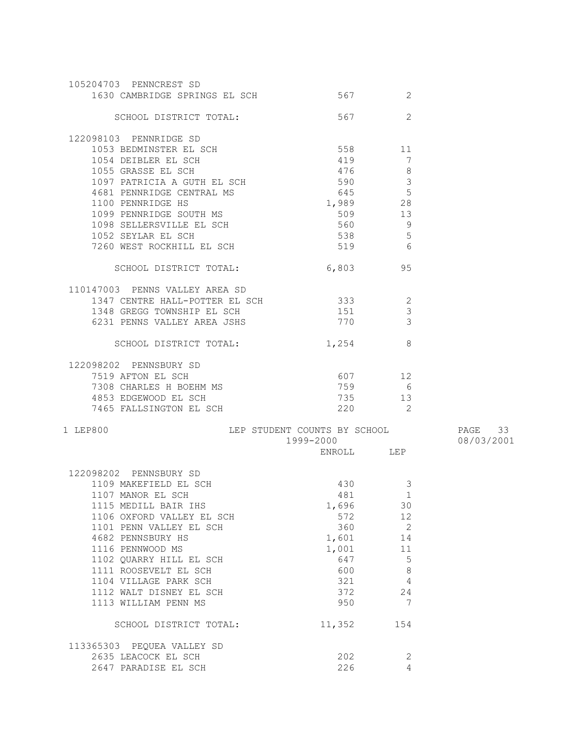| School | ENROLL | LEP |
|---|---|---|
| **105204703 PENNCREST SD** | | |
| 1630 CAMBRIDGE SPRINGS EL SCH | 567 | 2 |
| SCHOOL DISTRICT TOTAL: | 567 | 2 |
| **122098103 PENNRIDGE SD** | | |
| 1053 BEDMINSTER EL SCH | 558 | 11 |
| 1054 DEIBLER EL SCH | 419 | 7 |
| 1055 GRASSE EL SCH | 476 | 8 |
| 1097 PATRICIA A GUTH EL SCH | 590 | 3 |
| 4681 PENNRIDGE CENTRAL MS | 645 | 5 |
| 1100 PENNRIDGE HS | 1,989 | 28 |
| 1099 PENNRIDGE SOUTH MS | 509 | 13 |
| 1098 SELLERSVILLE EL SCH | 560 | 9 |
| 1052 SEYLAR EL SCH | 538 | 5 |
| 7260 WEST ROCKHILL EL SCH | 519 | 6 |
| SCHOOL DISTRICT TOTAL: | 6,803 | 95 |
| **110147003 PENNS VALLEY AREA SD** | | |
| 1347 CENTRE HALL-POTTER EL SCH | 333 | 2 |
| 1348 GREGG TOWNSHIP EL SCH | 151 | 3 |
| 6231 PENNS VALLEY AREA JSHS | 770 | 3 |
| SCHOOL DISTRICT TOTAL: | 1,254 | 8 |
| **122098202 PENNSBURY SD** | | |
| 7519 AFTON EL SCH | 607 | 12 |
| 7308 CHARLES H BOEHM MS | 759 | 6 |
| 4853 EDGEWOOD EL SCH | 735 | 13 |
| 7465 FALLSINGTON EL SCH | 220 | 2 |

LEP800 — LEP STUDENT COUNTS BY SCHOOL — 1999-2000 — 08/03/2001

| School | ENROLL | LEP |
|---|---|---|
| **122098202 PENNSBURY SD** | | |
| 1109 MAKEFIELD EL SCH | 430 | 3 |
| 1107 MANOR EL SCH | 481 | 1 |
| 1115 MEDILL BAIR IHS | 1,696 | 30 |
| 1106 OXFORD VALLEY EL SCH | 572 | 12 |
| 1101 PENN VALLEY EL SCH | 360 | 2 |
| 4682 PENNSBURY HS | 1,601 | 14 |
| 1116 PENNWOOD MS | 1,001 | 11 |
| 1102 QUARRY HILL EL SCH | 647 | 5 |
| 1111 ROOSEVELT EL SCH | 600 | 8 |
| 1104 VILLAGE PARK SCH | 321 | 4 |
| 1112 WALT DISNEY EL SCH | 372 | 24 |
| 1113 WILLIAM PENN MS | 950 | 7 |
| SCHOOL DISTRICT TOTAL: | 11,352 | 154 |
| **113365303 PEQUEA VALLEY SD** | | |
| 2635 LEACOCK EL SCH | 202 | 2 |
| 2647 PARADISE EL SCH | 226 | 4 |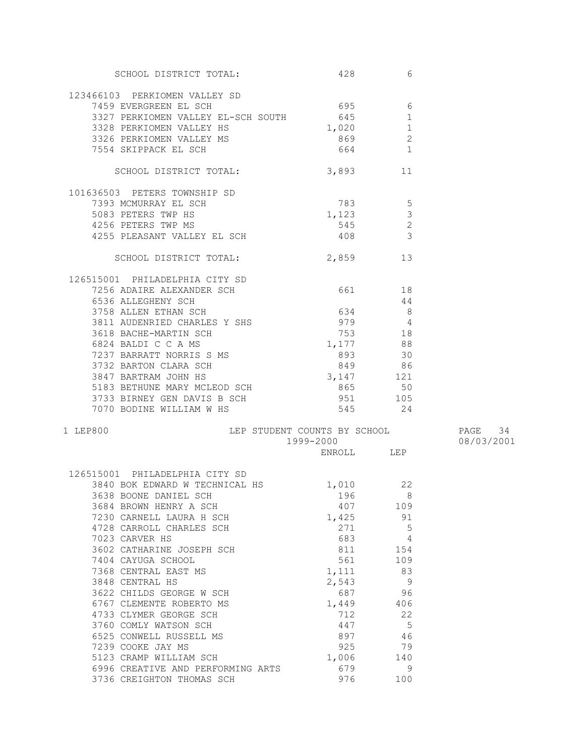| | ENROLL | LEP |
|---|---|---|
| SCHOOL DISTRICT TOTAL: | 428 | 6 |
| **123466103 PERKIOMEN VALLEY SD** | | |
| 7459 EVERGREEN EL SCH | 695 | 6 |
| 3327 PERKIOMEN VALLEY EL-SCH SOUTH | 645 | 1 |
| 3328 PERKIOMEN VALLEY HS | 1,020 | 1 |
| 3326 PERKIOMEN VALLEY MS | 869 | 2 |
| 7554 SKIPPACK EL SCH | 664 | 1 |
| SCHOOL DISTRICT TOTAL: | 3,893 | 11 |
| **101636503 PETERS TOWNSHIP SD** | | |
| 7393 MCMURRAY EL SCH | 783 | 5 |
| 5083 PETERS TWP HS | 1,123 | 3 |
| 4256 PETERS TWP MS | 545 | 2 |
| 4255 PLEASANT VALLEY EL SCH | 408 | 3 |
| SCHOOL DISTRICT TOTAL: | 2,859 | 13 |
| **126515001 PHILADELPHIA CITY SD** | | |
| 7256 ADAIRE ALEXANDER SCH | 661 | 18 |
| 6536 ALLEGHENY SCH | | 44 |
| 3758 ALLEN ETHAN SCH | 634 | 8 |
| 3811 AUDENRIED CHARLES Y SHS | 979 | 4 |
| 3618 BACHE-MARTIN SCH | 753 | 18 |
| 6824 BALDI C C A MS | 1,177 | 88 |
| 7237 BARRATT NORRIS S MS | 893 | 30 |
| 3732 BARTON CLARA SCH | 849 | 86 |
| 3847 BARTRAM JOHN HS | 3,147 | 121 |
| 5183 BETHUNE MARY MCLEOD SCH | 865 | 50 |
| 3733 BIRNEY GEN DAVIS B SCH | 951 | 105 |
| 7070 BODINE WILLIAM W HS | 545 | 24 |

LEP800 LEP STUDENT COUNTS BY SCHOOL 1999-2000

| | ENROLL | LEP |
|---|---|---|
| **126515001 PHILADELPHIA CITY SD** | | |
| 3840 BOK EDWARD W TECHNICAL HS | 1,010 | 22 |
| 3638 BOONE DANIEL SCH | 196 | 8 |
| 3684 BROWN HENRY A SCH | 407 | 109 |
| 7230 CARNELL LAURA H SCH | 1,425 | 91 |
| 4728 CARROLL CHARLES SCH | 271 | 5 |
| 7023 CARVER HS | 683 | 4 |
| 3602 CATHARINE JOSEPH SCH | 811 | 154 |
| 7404 CAYUGA SCHOOL | 561 | 109 |
| 7368 CENTRAL EAST MS | 1,111 | 83 |
| 3848 CENTRAL HS | 2,543 | 9 |
| 3622 CHILDS GEORGE W SCH | 687 | 96 |
| 6767 CLEMENTE ROBERTO MS | 1,449 | 406 |
| 4733 CLYMER GEORGE SCH | 712 | 22 |
| 3760 COMLY WATSON SCH | 447 | 5 |
| 6525 CONWELL RUSSELL MS | 897 | 46 |
| 7239 COOKE JAY MS | 925 | 79 |
| 5123 CRAMP WILLIAM SCH | 1,006 | 140 |
| 6996 CREATIVE AND PERFORMING ARTS | 679 | 9 |
| 3736 CREIGHTON THOMAS SCH | 976 | 100 |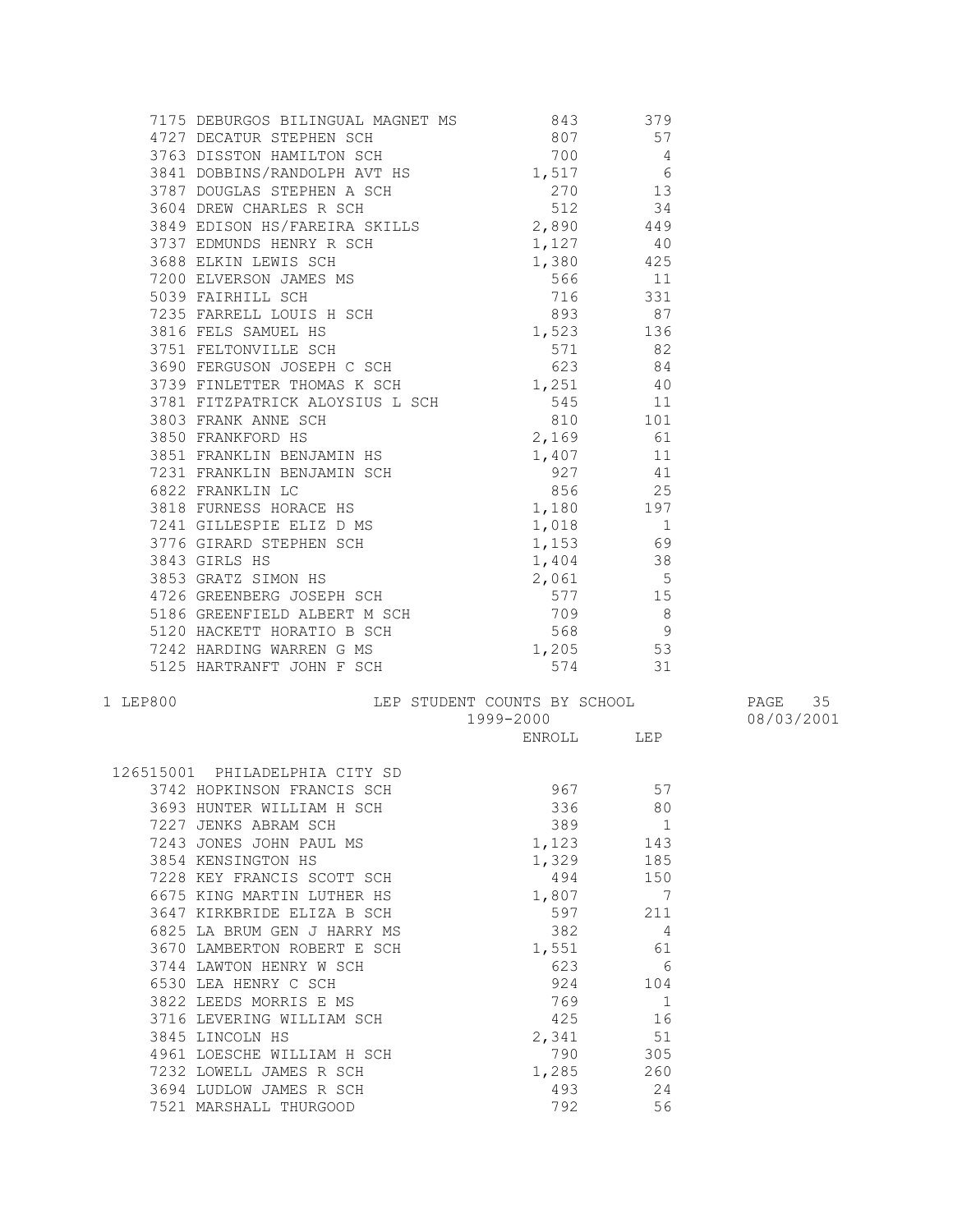| | ENROLL | LEP |
|---|---|---|
| 7175 DEBURGOS BILINGUAL MAGNET MS | 843 | 379 |
| 4727 DECATUR STEPHEN SCH | 807 | 57 |
| 3763 DISSTON HAMILTON SCH | 700 | 4 |
| 3841 DOBBINS/RANDOLPH AVT HS | 1,517 | 6 |
| 3787 DOUGLAS STEPHEN A SCH | 270 | 13 |
| 3604 DREW CHARLES R SCH | 512 | 34 |
| 3849 EDISON HS/FAREIRA SKILLS | 2,890 | 449 |
| 3737 EDMUNDS HENRY R SCH | 1,127 | 40 |
| 3688 ELKIN LEWIS SCH | 1,380 | 425 |
| 7200 ELVERSON JAMES MS | 566 | 11 |
| 5039 FAIRHILL SCH | 716 | 331 |
| 7235 FARRELL LOUIS H SCH | 893 | 87 |
| 3816 FELS SAMUEL HS | 1,523 | 136 |
| 3751 FELTONVILLE SCH | 571 | 82 |
| 3690 FERGUSON JOSEPH C SCH | 623 | 84 |
| 3739 FINLETTER THOMAS K SCH | 1,251 | 40 |
| 3781 FITZPATRICK ALOYSIUS L SCH | 545 | 11 |
| 3803 FRANK ANNE SCH | 810 | 101 |
| 3850 FRANKFORD HS | 2,169 | 61 |
| 3851 FRANKLIN BENJAMIN HS | 1,407 | 11 |
| 7231 FRANKLIN BENJAMIN SCH | 927 | 41 |
| 6822 FRANKLIN LC | 856 | 25 |
| 3818 FURNESS HORACE HS | 1,180 | 197 |
| 7241 GILLESPIE ELIZ D MS | 1,018 | 1 |
| 3776 GIRARD STEPHEN SCH | 1,153 | 69 |
| 3843 GIRLS HS | 1,404 | 38 |
| 3853 GRATZ SIMON HS | 2,061 | 5 |
| 4726 GREENBERG JOSEPH SCH | 577 | 15 |
| 5186 GREENFIELD ALBERT M SCH | 709 | 8 |
| 5120 HACKETT HORATIO B SCH | 568 | 9 |
| 7242 HARDING WARREN G MS | 1,205 | 53 |
| 5125 HARTRANFT JOHN F SCH | 574 | 31 |

1 LEP800

LEP STUDENT COUNTS BY SCHOOL

1999-2000

08/03/2001

| | ENROLL | LEP |
|---|---|---|
| 126515001 PHILADELPHIA CITY SD | | |
| 3742 HOPKINSON FRANCIS SCH | 967 | 57 |
| 3693 HUNTER WILLIAM H SCH | 336 | 80 |
| 7227 JENKS ABRAM SCH | 389 | 1 |
| 7243 JONES JOHN PAUL MS | 1,123 | 143 |
| 3854 KENSINGTON HS | 1,329 | 185 |
| 7228 KEY FRANCIS SCOTT SCH | 494 | 150 |
| 6675 KING MARTIN LUTHER HS | 1,807 | 7 |
| 3647 KIRKBRIDE ELIZA B SCH | 597 | 211 |
| 6825 LA BRUM GEN J HARRY MS | 382 | 4 |
| 3670 LAMBERTON ROBERT E SCH | 1,551 | 61 |
| 3744 LAWTON HENRY W SCH | 623 | 6 |
| 6530 LEA HENRY C SCH | 924 | 104 |
| 3822 LEEDS MORRIS E MS | 769 | 1 |
| 3716 LEVERING WILLIAM SCH | 425 | 16 |
| 3845 LINCOLN HS | 2,341 | 51 |
| 4961 LOESCHE WILLIAM H SCH | 790 | 305 |
| 7232 LOWELL JAMES R SCH | 1,285 | 260 |
| 3694 LUDLOW JAMES R SCH | 493 | 24 |
| 7521 MARSHALL THURGOOD | 792 | 56 |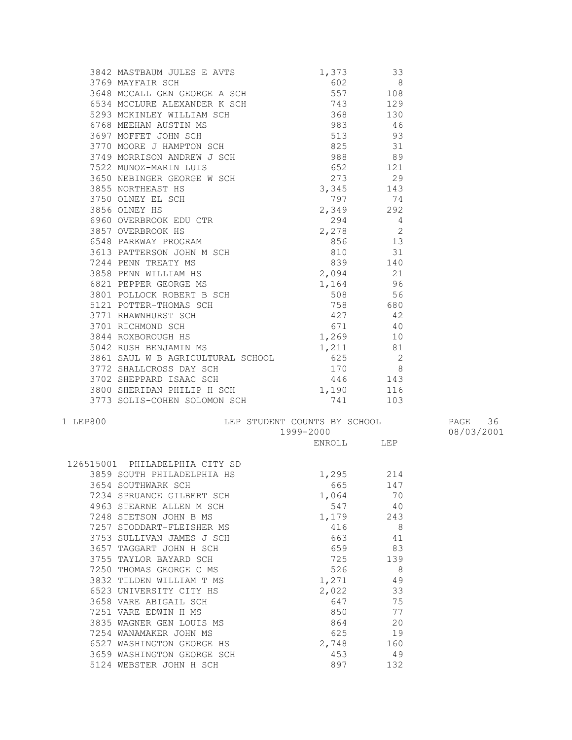| Code | School | ENROLL | LEP |
|---|---|---|---|
| 3842 | MASTBAUM JULES E AVTS | 1,373 | 33 |
| 3769 | MAYFAIR SCH | 602 | 8 |
| 3648 | MCCALL GEN GEORGE A SCH | 557 | 108 |
| 6534 | MCCLURE ALEXANDER K SCH | 743 | 129 |
| 5293 | MCKINLEY WILLIAM SCH | 368 | 130 |
| 6768 | MEEHAN AUSTIN MS | 983 | 46 |
| 3697 | MOFFET JOHN SCH | 513 | 93 |
| 3770 | MOORE J HAMPTON SCH | 825 | 31 |
| 3749 | MORRISON ANDREW J SCH | 988 | 89 |
| 7522 | MUNOZ-MARIN LUIS | 652 | 121 |
| 3650 | NEBINGER GEORGE W SCH | 273 | 29 |
| 3855 | NORTHEAST HS | 3,345 | 143 |
| 3750 | OLNEY EL SCH | 797 | 74 |
| 3856 | OLNEY HS | 2,349 | 292 |
| 6960 | OVERBROOK EDU CTR | 294 | 4 |
| 3857 | OVERBROOK HS | 2,278 | 2 |
| 6548 | PARKWAY PROGRAM | 856 | 13 |
| 3613 | PATTERSON JOHN M SCH | 810 | 31 |
| 7244 | PENN TREATY MS | 839 | 140 |
| 3858 | PENN WILLIAM HS | 2,094 | 21 |
| 6821 | PEPPER GEORGE MS | 1,164 | 96 |
| 3801 | POLLOCK ROBERT B SCH | 508 | 56 |
| 5121 | POTTER-THOMAS SCH | 758 | 680 |
| 3771 | RHAWNHURST SCH | 427 | 42 |
| 3701 | RICHMOND SCH | 671 | 40 |
| 3844 | ROXBOROUGH HS | 1,269 | 10 |
| 5042 | RUSH BENJAMIN MS | 1,211 | 81 |
| 3861 | SAUL W B AGRICULTURAL SCHOOL | 625 | 2 |
| 3772 | SHALLCROSS DAY SCH | 170 | 8 |
| 3702 | SHEPPARD ISAAC SCH | 446 | 143 |
| 3800 | SHERIDAN PHILIP H SCH | 1,190 | 116 |
| 3773 | SOLIS-COHEN SOLOMON SCH | 741 | 103 |

1 LEP800

LEP STUDENT COUNTS BY SCHOOL

1999-2000

08/03/2001

126515001 PHILADELPHIA CITY SD

| Code | School | ENROLL | LEP |
|---|---|---|---|
| 3859 | SOUTH PHILADELPHIA HS | 1,295 | 214 |
| 3654 | SOUTHWARK SCH | 665 | 147 |
| 7234 | SPRUANCE GILBERT SCH | 1,064 | 70 |
| 4963 | STEARNE ALLEN M SCH | 547 | 40 |
| 7248 | STETSON JOHN B MS | 1,179 | 243 |
| 7257 | STODDART-FLEISHER MS | 416 | 8 |
| 3753 | SULLIVAN JAMES J SCH | 663 | 41 |
| 3657 | TAGGART JOHN H SCH | 659 | 83 |
| 3755 | TAYLOR BAYARD SCH | 725 | 139 |
| 7250 | THOMAS GEORGE C MS | 526 | 8 |
| 3832 | TILDEN WILLIAM T MS | 1,271 | 49 |
| 6523 | UNIVERSITY CITY HS | 2,022 | 33 |
| 3658 | VARE ABIGAIL SCH | 647 | 75 |
| 7251 | VARE EDWIN H MS | 850 | 77 |
| 3835 | WAGNER GEN LOUIS MS | 864 | 20 |
| 7254 | WANAMAKER JOHN MS | 625 | 19 |
| 6527 | WASHINGTON GEORGE HS | 2,748 | 160 |
| 3659 | WASHINGTON GEORGE SCH | 453 | 49 |
| 5124 | WEBSTER JOHN H SCH | 897 | 132 |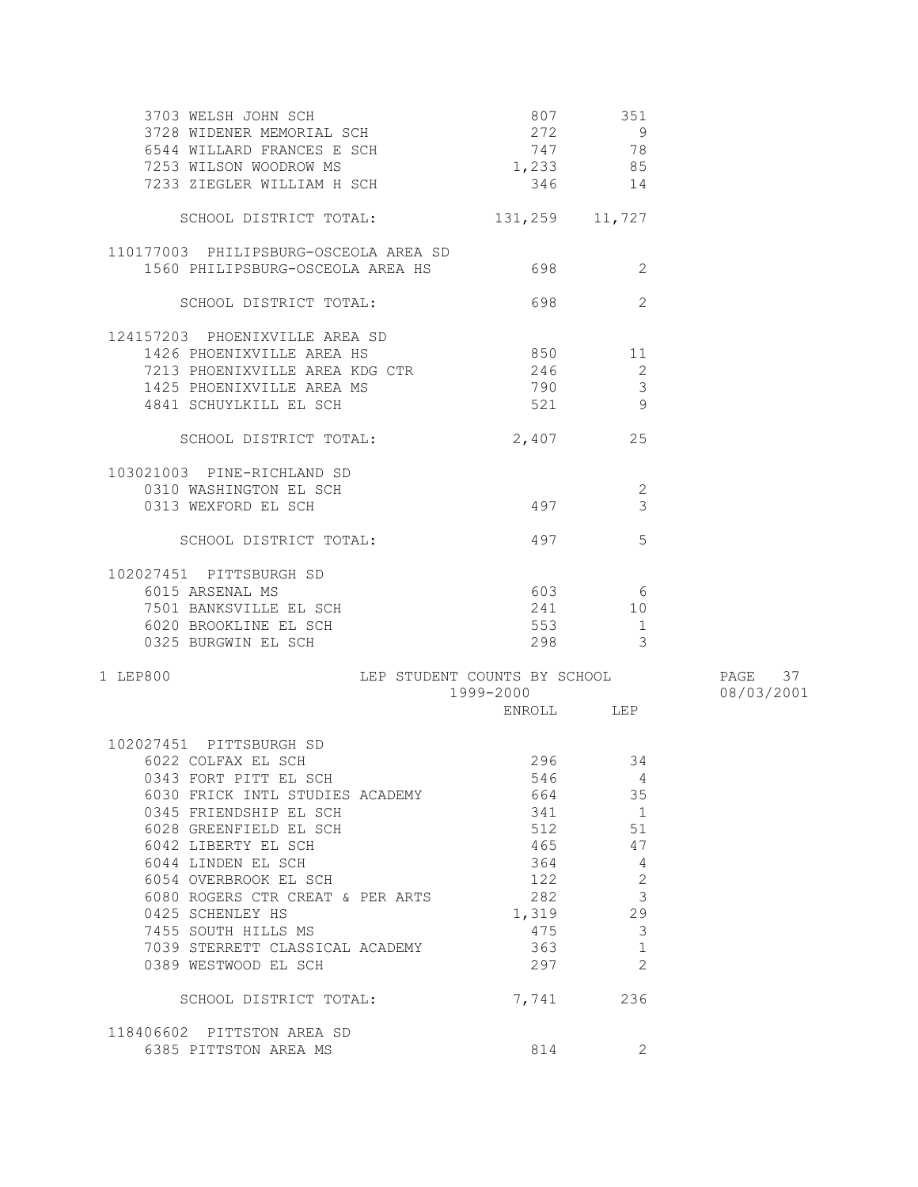| | ENROLL | LEP |
|---|---|---|
| 3703 WELSH JOHN SCH | 807 | 351 |
| 3728 WIDENER MEMORIAL SCH | 272 | 9 |
| 6544 WILLARD FRANCES E SCH | 747 | 78 |
| 7253 WILSON WOODROW MS | 1,233 | 85 |
| 7233 ZIEGLER WILLIAM H SCH | 346 | 14 |
| SCHOOL DISTRICT TOTAL: | 131,259 | 11,727 |
| 110177003 PHILIPSBURG-OSCEOLA AREA SD | | |
| 1560 PHILIPSBURG-OSCEOLA AREA HS | 698 | 2 |
| SCHOOL DISTRICT TOTAL: | 698 | 2 |
| 124157203 PHOENIXVILLE AREA SD | | |
| 1426 PHOENIXVILLE AREA HS | 850 | 11 |
| 7213 PHOENIXVILLE AREA KDG CTR | 246 | 2 |
| 1425 PHOENIXVILLE AREA MS | 790 | 3 |
| 4841 SCHUYLKILL EL SCH | 521 | 9 |
| SCHOOL DISTRICT TOTAL: | 2,407 | 25 |
| 103021003 PINE-RICHLAND SD | | |
| 0310 WASHINGTON EL SCH | | 2 |
| 0313 WEXFORD EL SCH | 497 | 3 |
| SCHOOL DISTRICT TOTAL: | 497 | 5 |
| 102027451 PITTSBURGH SD | | |
| 6015 ARSENAL MS | 603 | 6 |
| 7501 BANKSVILLE EL SCH | 241 | 10 |
| 6020 BROOKLINE EL SCH | 553 | 1 |
| 0325 BURGWIN EL SCH | 298 | 3 |

1 LEP800 LEP STUDENT COUNTS BY SCHOOL 1999-2000 08/03/2001

| | ENROLL | LEP |
|---|---|---|
| 102027451 PITTSBURGH SD | | |
| 6022 COLFAX EL SCH | 296 | 34 |
| 0343 FORT PITT EL SCH | 546 | 4 |
| 6030 FRICK INTL STUDIES ACADEMY | 664 | 35 |
| 0345 FRIENDSHIP EL SCH | 341 | 1 |
| 6028 GREENFIELD EL SCH | 512 | 51 |
| 6042 LIBERTY EL SCH | 465 | 47 |
| 6044 LINDEN EL SCH | 364 | 4 |
| 6054 OVERBROOK EL SCH | 122 | 2 |
| 6080 ROGERS CTR CREAT & PER ARTS | 282 | 3 |
| 0425 SCHENLEY HS | 1,319 | 29 |
| 7455 SOUTH HILLS MS | 475 | 3 |
| 7039 STERRETT CLASSICAL ACADEMY | 363 | 1 |
| 0389 WESTWOOD EL SCH | 297 | 2 |
| SCHOOL DISTRICT TOTAL: | 7,741 | 236 |
| 118406602 PITTSTON AREA SD | | |
| 6385 PITTSTON AREA MS | 814 | 2 |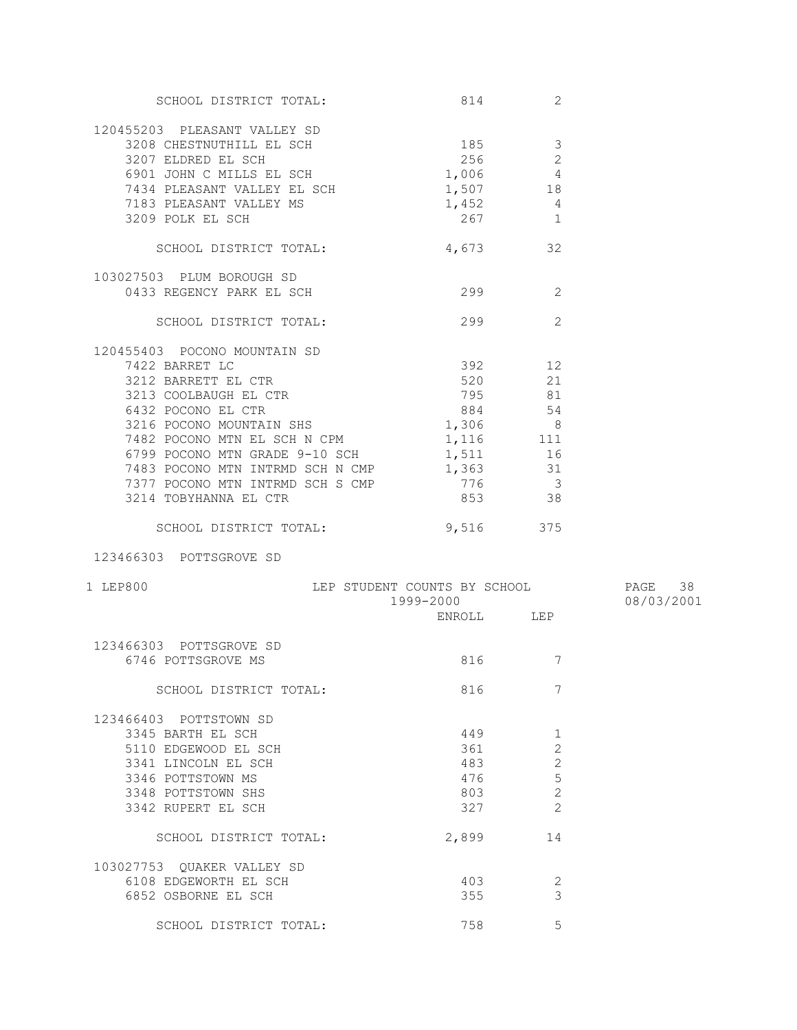| | ENROLL | LEP |
|---|---|---|
| SCHOOL DISTRICT TOTAL: | 814 | 2 |
| **120455203 PLEASANT VALLEY SD** | | |
| 3208 CHESTNUTHILL EL SCH | 185 | 3 |
| 3207 ELDRED EL SCH | 256 | 2 |
| 6901 JOHN C MILLS EL SCH | 1,006 | 4 |
| 7434 PLEASANT VALLEY EL SCH | 1,507 | 18 |
| 7183 PLEASANT VALLEY MS | 1,452 | 4 |
| 3209 POLK EL SCH | 267 | 1 |
| SCHOOL DISTRICT TOTAL: | 4,673 | 32 |
| **103027503 PLUM BOROUGH SD** | | |
| 0433 REGENCY PARK EL SCH | 299 | 2 |
| SCHOOL DISTRICT TOTAL: | 299 | 2 |
| **120455403 POCONO MOUNTAIN SD** | | |
| 7422 BARRET LC | 392 | 12 |
| 3212 BARRETT EL CTR | 520 | 21 |
| 3213 COOLBAUGH EL CTR | 795 | 81 |
| 6432 POCONO EL CTR | 884 | 54 |
| 3216 POCONO MOUNTAIN SHS | 1,306 | 8 |
| 7482 POCONO MTN EL SCH N CPM | 1,116 | 111 |
| 6799 POCONO MTN GRADE 9-10 SCH | 1,511 | 16 |
| 7483 POCONO MTN INTRMD SCH N CMP | 1,363 | 31 |
| 7377 POCONO MTN INTRMD SCH S CMP | 776 | 3 |
| 3214 TOBYHANNA EL CTR | 853 | 38 |
| SCHOOL DISTRICT TOTAL: | 9,516 | 375 |

123466303 POTTSGROVE SD

LEP800 — LEP STUDENT COUNTS BY SCHOOL — 1999-2000 — 08/03/2001

| | ENROLL | LEP |
|---|---|---|
| **123466303 POTTSGROVE SD** | | |
| 6746 POTTSGROVE MS | 816 | 7 |
| SCHOOL DISTRICT TOTAL: | 816 | 7 |
| **123466403 POTTSTOWN SD** | | |
| 3345 BARTH EL SCH | 449 | 1 |
| 5110 EDGEWOOD EL SCH | 361 | 2 |
| 3341 LINCOLN EL SCH | 483 | 2 |
| 3346 POTTSTOWN MS | 476 | 5 |
| 3348 POTTSTOWN SHS | 803 | 2 |
| 3342 RUPERT EL SCH | 327 | 2 |
| SCHOOL DISTRICT TOTAL: | 2,899 | 14 |
| **103027753 QUAKER VALLEY SD** | | |
| 6108 EDGEWORTH EL SCH | 403 | 2 |
| 6852 OSBORNE EL SCH | 355 | 3 |
| SCHOOL DISTRICT TOTAL: | 758 | 5 |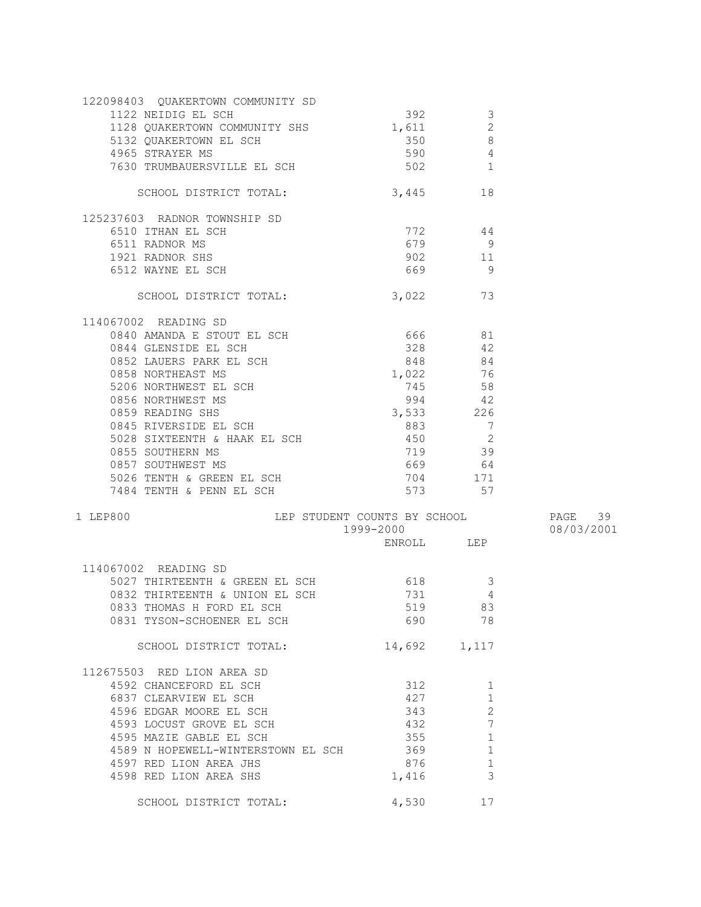| | ENROLL | LEP |
|---|---|---|
| **122098403 QUAKERTOWN COMMUNITY SD** | | |
| 1122 NEIDIG EL SCH | 392 | 3 |
| 1128 QUAKERTOWN COMMUNITY SHS | 1,611 | 2 |
| 5132 QUAKERTOWN EL SCH | 350 | 8 |
| 4965 STRAYER MS | 590 | 4 |
| 7630 TRUMBAUERSVILLE EL SCH | 502 | 1 |
| SCHOOL DISTRICT TOTAL: | 3,445 | 18 |
| **125237603 RADNOR TOWNSHIP SD** | | |
| 6510 ITHAN EL SCH | 772 | 44 |
| 6511 RADNOR MS | 679 | 9 |
| 1921 RADNOR SHS | 902 | 11 |
| 6512 WAYNE EL SCH | 669 | 9 |
| SCHOOL DISTRICT TOTAL: | 3,022 | 73 |
| **114067002 READING SD** | | |
| 0840 AMANDA E STOUT EL SCH | 666 | 81 |
| 0844 GLENSIDE EL SCH | 328 | 42 |
| 0852 LAUERS PARK EL SCH | 848 | 84 |
| 0858 NORTHEAST MS | 1,022 | 76 |
| 5206 NORTHWEST EL SCH | 745 | 58 |
| 0856 NORTHWEST MS | 994 | 42 |
| 0859 READING SHS | 3,533 | 226 |
| 0845 RIVERSIDE EL SCH | 883 | 7 |
| 5028 SIXTEENTH & HAAK EL SCH | 450 | 2 |
| 0855 SOUTHERN MS | 719 | 39 |
| 0857 SOUTHWEST MS | 669 | 64 |
| 5026 TENTH & GREEN EL SCH | 704 | 171 |
| 7484 TENTH & PENN EL SCH | 573 | 57 |

LEP800 — LEP STUDENT COUNTS BY SCHOOL — 1999-2000 — 08/03/2001

| | ENROLL | LEP |
|---|---|---|
| **114067002 READING SD** | | |
| 5027 THIRTEENTH & GREEN EL SCH | 618 | 3 |
| 0832 THIRTEENTH & UNION EL SCH | 731 | 4 |
| 0833 THOMAS H FORD EL SCH | 519 | 83 |
| 0831 TYSON-SCHOENER EL SCH | 690 | 78 |
| SCHOOL DISTRICT TOTAL: | 14,692 | 1,117 |
| **112675503 RED LION AREA SD** | | |
| 4592 CHANCEFORD EL SCH | 312 | 1 |
| 6837 CLEARVIEW EL SCH | 427 | 1 |
| 4596 EDGAR MOORE EL SCH | 343 | 2 |
| 4593 LOCUST GROVE EL SCH | 432 | 7 |
| 4595 MAZIE GABLE EL SCH | 355 | 1 |
| 4589 N HOPEWELL-WINTERSTOWN EL SCH | 369 | 1 |
| 4597 RED LION AREA JHS | 876 | 1 |
| 4598 RED LION AREA SHS | 1,416 | 3 |
| SCHOOL DISTRICT TOTAL: | 4,530 | 17 |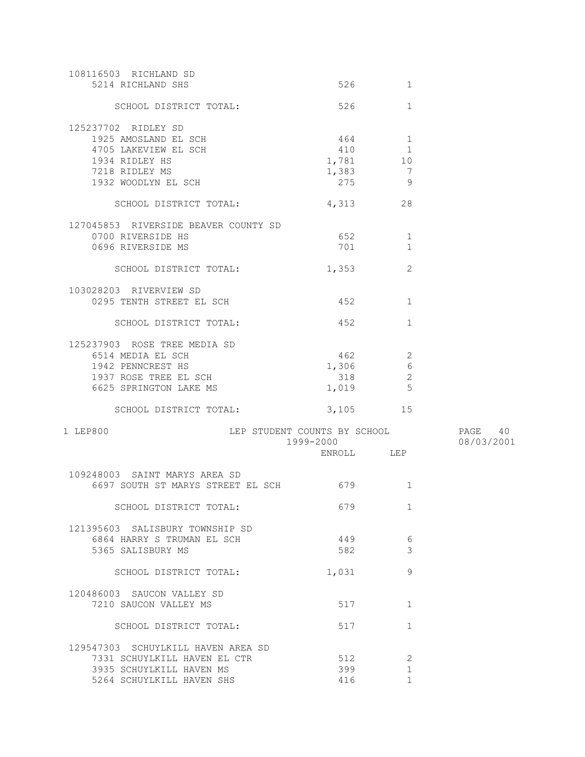| School | ENROLL | LEP |
|---|---|---|
| 108116503 RICHLAND SD | | |
| 5214 RICHLAND SHS | 526 | 1 |
| SCHOOL DISTRICT TOTAL: | 526 | 1 |
| 125237702 RIDLEY SD | | |
| 1925 AMOSLAND EL SCH | 464 | 1 |
| 4705 LAKEVIEW EL SCH | 410 | 1 |
| 1934 RIDLEY HS | 1,781 | 10 |
| 7218 RIDLEY MS | 1,383 | 7 |
| 1932 WOODLYN EL SCH | 275 | 9 |
| SCHOOL DISTRICT TOTAL: | 4,313 | 28 |
| 127045853 RIVERSIDE BEAVER COUNTY SD | | |
| 0700 RIVERSIDE HS | 652 | 1 |
| 0696 RIVERSIDE MS | 701 | 1 |
| SCHOOL DISTRICT TOTAL: | 1,353 | 2 |
| 103028203 RIVERVIEW SD | | |
| 0295 TENTH STREET EL SCH | 452 | 1 |
| SCHOOL DISTRICT TOTAL: | 452 | 1 |
| 125237903 ROSE TREE MEDIA SD | | |
| 6514 MEDIA EL SCH | 462 | 2 |
| 1942 PENNCREST HS | 1,306 | 6 |
| 1937 ROSE TREE EL SCH | 318 | 2 |
| 6625 SPRINGTON LAKE MS | 1,019 | 5 |
| SCHOOL DISTRICT TOTAL: | 3,105 | 15 |

LEP800 LEP STUDENT COUNTS BY SCHOOL 1999-2000

| School | ENROLL | LEP |
|---|---|---|
| 109248003 SAINT MARYS AREA SD | | |
| 6697 SOUTH ST MARYS STREET EL SCH | 679 | 1 |
| SCHOOL DISTRICT TOTAL: | 679 | 1 |
| 121395603 SALISBURY TOWNSHIP SD | | |
| 6864 HARRY S TRUMAN EL SCH | 449 | 6 |
| 5365 SALISBURY MS | 582 | 3 |
| SCHOOL DISTRICT TOTAL: | 1,031 | 9 |
| 120486003 SAUCON VALLEY SD | | |
| 7210 SAUCON VALLEY MS | 517 | 1 |
| SCHOOL DISTRICT TOTAL: | 517 | 1 |
| 129547303 SCHUYLKILL HAVEN AREA SD | | |
| 7331 SCHUYLKILL HAVEN EL CTR | 512 | 2 |
| 3935 SCHUYLKILL HAVEN MS | 399 | 1 |
| 5264 SCHUYLKILL HAVEN SHS | 416 | 1 |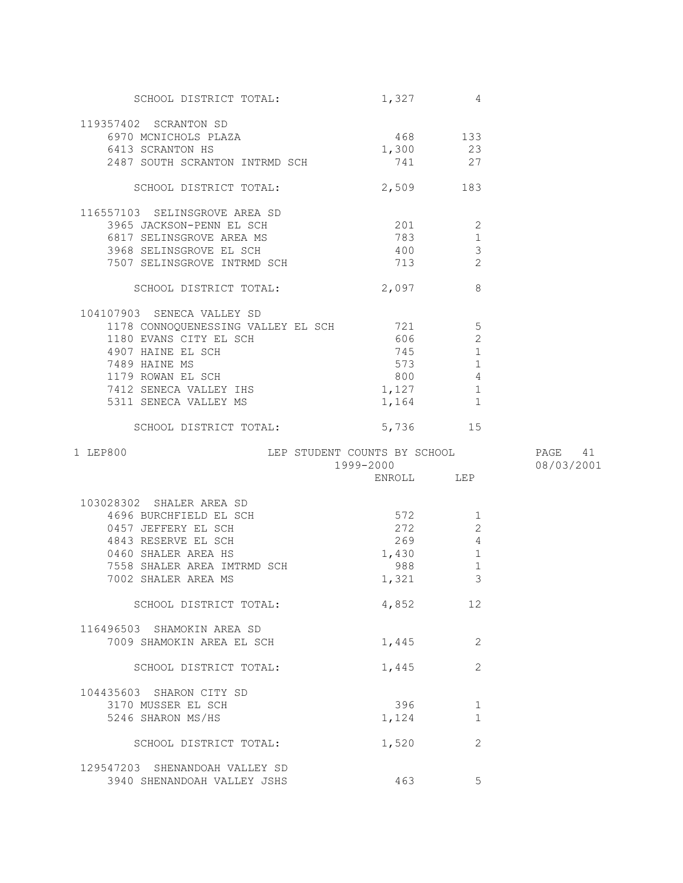| | ENROLL | LEP |
|---|---|---|
| SCHOOL DISTRICT TOTAL: | 1,327 | 4 |
| **119357402 SCRANTON SD** | | |
| 6970 MCNICHOLS PLAZA | 468 | 133 |
| 6413 SCRANTON HS | 1,300 | 23 |
| 2487 SOUTH SCRANTON INTRMD SCH | 741 | 27 |
| SCHOOL DISTRICT TOTAL: | 2,509 | 183 |
| **116557103 SELINSGROVE AREA SD** | | |
| 3965 JACKSON-PENN EL SCH | 201 | 2 |
| 6817 SELINSGROVE AREA MS | 783 | 1 |
| 3968 SELINSGROVE EL SCH | 400 | 3 |
| 7507 SELINSGROVE INTRMD SCH | 713 | 2 |
| SCHOOL DISTRICT TOTAL: | 2,097 | 8 |
| **104107903 SENECA VALLEY SD** | | |
| 1178 CONNOQUENESSING VALLEY EL SCH | 721 | 5 |
| 1180 EVANS CITY EL SCH | 606 | 2 |
| 4907 HAINE EL SCH | 745 | 1 |
| 7489 HAINE MS | 573 | 1 |
| 1179 ROWAN EL SCH | 800 | 4 |
| 7412 SENECA VALLEY IHS | 1,127 | 1 |
| 5311 SENECA VALLEY MS | 1,164 | 1 |
| SCHOOL DISTRICT TOTAL: | 5,736 | 15 |

LEP800 — LEP STUDENT COUNTS BY SCHOOL — 1999-2000 — 08/03/2001

| | ENROLL | LEP |
|---|---|---|
| **103028302 SHALER AREA SD** | | |
| 4696 BURCHFIELD EL SCH | 572 | 1 |
| 0457 JEFFERY EL SCH | 272 | 2 |
| 4843 RESERVE EL SCH | 269 | 4 |
| 0460 SHALER AREA HS | 1,430 | 1 |
| 7558 SHALER AREA IMTRMD SCH | 988 | 1 |
| 7002 SHALER AREA MS | 1,321 | 3 |
| SCHOOL DISTRICT TOTAL: | 4,852 | 12 |
| **116496503 SHAMOKIN AREA SD** | | |
| 7009 SHAMOKIN AREA EL SCH | 1,445 | 2 |
| SCHOOL DISTRICT TOTAL: | 1,445 | 2 |
| **104435603 SHARON CITY SD** | | |
| 3170 MUSSER EL SCH | 396 | 1 |
| 5246 SHARON MS/HS | 1,124 | 1 |
| SCHOOL DISTRICT TOTAL: | 1,520 | 2 |
| **129547203 SHENANDOAH VALLEY SD** | | |
| 3940 SHENANDOAH VALLEY JSHS | 463 | 5 |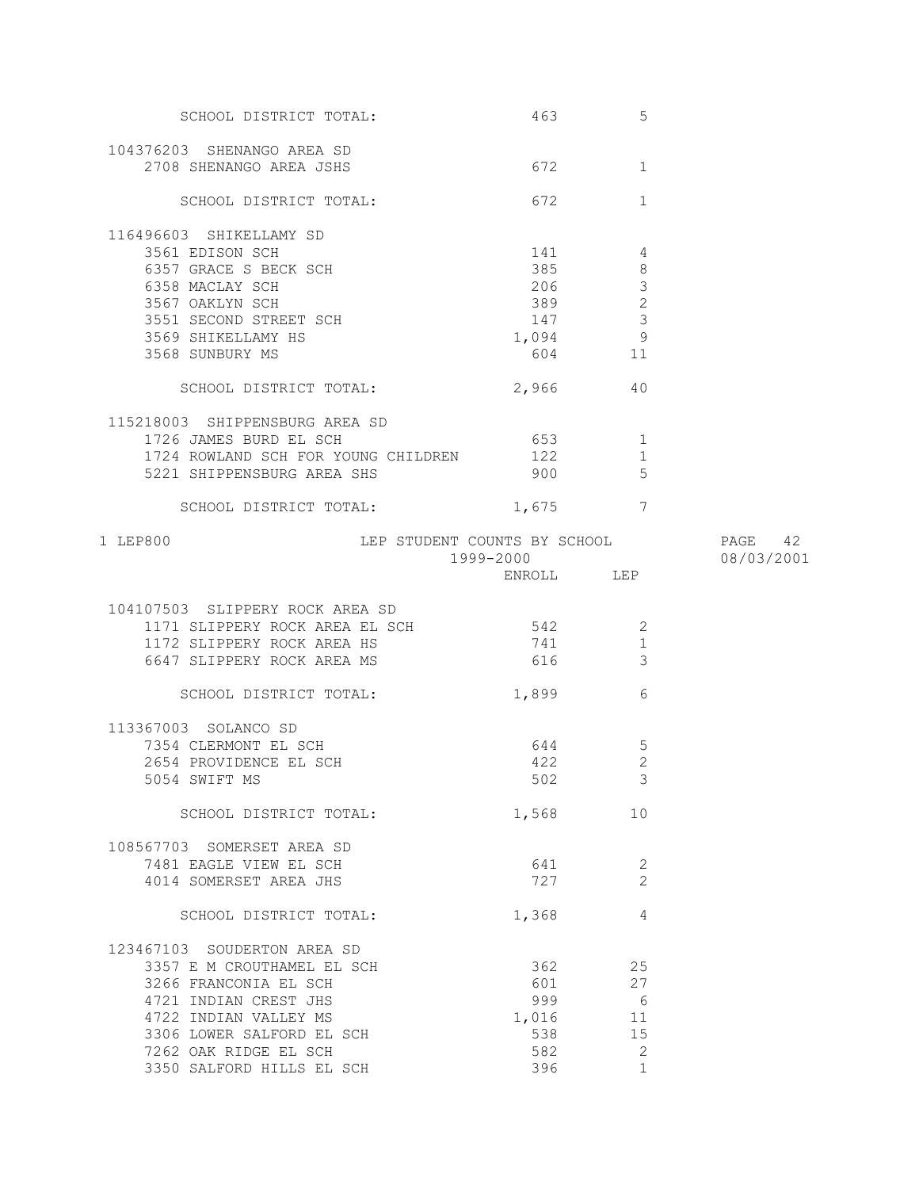| | ENROLL | LEP |
|---|---|---|
| SCHOOL DISTRICT TOTAL: | 463 | 5 |
| **104376203 SHENANGO AREA SD** | | |
| 2708 SHENANGO AREA JSHS | 672 | 1 |
| SCHOOL DISTRICT TOTAL: | 672 | 1 |
| **116496603 SHIKELLAMY SD** | | |
| 3561 EDISON SCH | 141 | 4 |
| 6357 GRACE S BECK SCH | 385 | 8 |
| 6358 MACLAY SCH | 206 | 3 |
| 3567 OAKLYN SCH | 389 | 2 |
| 3551 SECOND STREET SCH | 147 | 3 |
| 3569 SHIKELLAMY HS | 1,094 | 9 |
| 3568 SUNBURY MS | 604 | 11 |
| SCHOOL DISTRICT TOTAL: | 2,966 | 40 |
| **115218003 SHIPPENSBURG AREA SD** | | |
| 1726 JAMES BURD EL SCH | 653 | 1 |
| 1724 ROWLAND SCH FOR YOUNG CHILDREN | 122 | 1 |
| 5221 SHIPPENSBURG AREA SHS | 900 | 5 |
| SCHOOL DISTRICT TOTAL: | 1,675 | 7 |

1 LEP800 LEP STUDENT COUNTS BY SCHOOL 1999-2000

| | ENROLL | LEP |
|---|---|---|
| **104107503 SLIPPERY ROCK AREA SD** | | |
| 1171 SLIPPERY ROCK AREA EL SCH | 542 | 2 |
| 1172 SLIPPERY ROCK AREA HS | 741 | 1 |
| 6647 SLIPPERY ROCK AREA MS | 616 | 3 |
| SCHOOL DISTRICT TOTAL: | 1,899 | 6 |
| **113367003 SOLANCO SD** | | |
| 7354 CLERMONT EL SCH | 644 | 5 |
| 2654 PROVIDENCE EL SCH | 422 | 2 |
| 5054 SWIFT MS | 502 | 3 |
| SCHOOL DISTRICT TOTAL: | 1,568 | 10 |
| **108567703 SOMERSET AREA SD** | | |
| 7481 EAGLE VIEW EL SCH | 641 | 2 |
| 4014 SOMERSET AREA JHS | 727 | 2 |
| SCHOOL DISTRICT TOTAL: | 1,368 | 4 |
| **123467103 SOUDERTON AREA SD** | | |
| 3357 E M CROUTHAMEL EL SCH | 362 | 25 |
| 3266 FRANCONIA EL SCH | 601 | 27 |
| 4721 INDIAN CREST JHS | 999 | 6 |
| 4722 INDIAN VALLEY MS | 1,016 | 11 |
| 3306 LOWER SALFORD EL SCH | 538 | 15 |
| 7262 OAK RIDGE EL SCH | 582 | 2 |
| 3350 SALFORD HILLS EL SCH | 396 | 1 |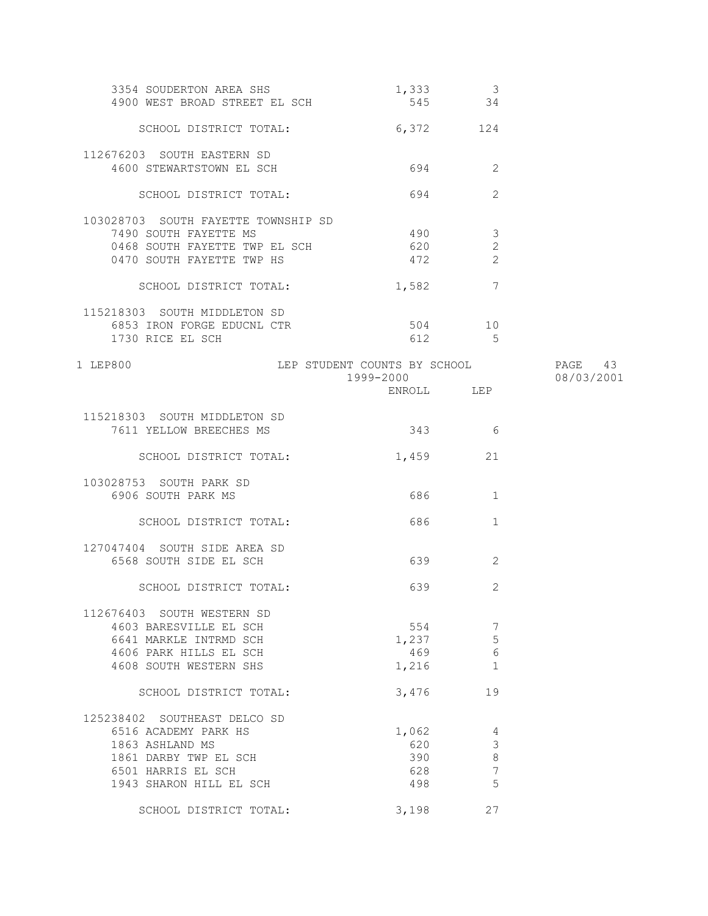| | ENROLL | LEP |
|---|---|---|
| 3354 SOUDERTON AREA SHS | 1,333 | 3 |
| 4900 WEST BROAD STREET EL SCH | 545 | 34 |
| SCHOOL DISTRICT TOTAL: | 6,372 | 124 |
| **112676203 SOUTH EASTERN SD** | | |
| 4600 STEWARTSTOWN EL SCH | 694 | 2 |
| SCHOOL DISTRICT TOTAL: | 694 | 2 |
| **103028703 SOUTH FAYETTE TOWNSHIP SD** | | |
| 7490 SOUTH FAYETTE MS | 490 | 3 |
| 0468 SOUTH FAYETTE TWP EL SCH | 620 | 2 |
| 0470 SOUTH FAYETTE TWP HS | 472 | 2 |
| SCHOOL DISTRICT TOTAL: | 1,582 | 7 |
| **115218303 SOUTH MIDDLETON SD** | | |
| 6853 IRON FORGE EDUCNL CTR | 504 | 10 |
| 1730 RICE EL SCH | 612 | 5 |

LEP800 — LEP STUDENT COUNTS BY SCHOOL 1999-2000 — 08/03/2001

| | ENROLL | LEP |
|---|---|---|
| **115218303 SOUTH MIDDLETON SD** | | |
| 7611 YELLOW BREECHES MS | 343 | 6 |
| SCHOOL DISTRICT TOTAL: | 1,459 | 21 |
| **103028753 SOUTH PARK SD** | | |
| 6906 SOUTH PARK MS | 686 | 1 |
| SCHOOL DISTRICT TOTAL: | 686 | 1 |
| **127047404 SOUTH SIDE AREA SD** | | |
| 6568 SOUTH SIDE EL SCH | 639 | 2 |
| SCHOOL DISTRICT TOTAL: | 639 | 2 |
| **112676403 SOUTH WESTERN SD** | | |
| 4603 BARESVILLE EL SCH | 554 | 7 |
| 6641 MARKLE INTRMD SCH | 1,237 | 5 |
| 4606 PARK HILLS EL SCH | 469 | 6 |
| 4608 SOUTH WESTERN SHS | 1,216 | 1 |
| SCHOOL DISTRICT TOTAL: | 3,476 | 19 |
| **125238402 SOUTHEAST DELCO SD** | | |
| 6516 ACADEMY PARK HS | 1,062 | 4 |
| 1863 ASHLAND MS | 620 | 3 |
| 1861 DARBY TWP EL SCH | 390 | 8 |
| 6501 HARRIS EL SCH | 628 | 7 |
| 1943 SHARON HILL EL SCH | 498 | 5 |
| SCHOOL DISTRICT TOTAL: | 3,198 | 27 |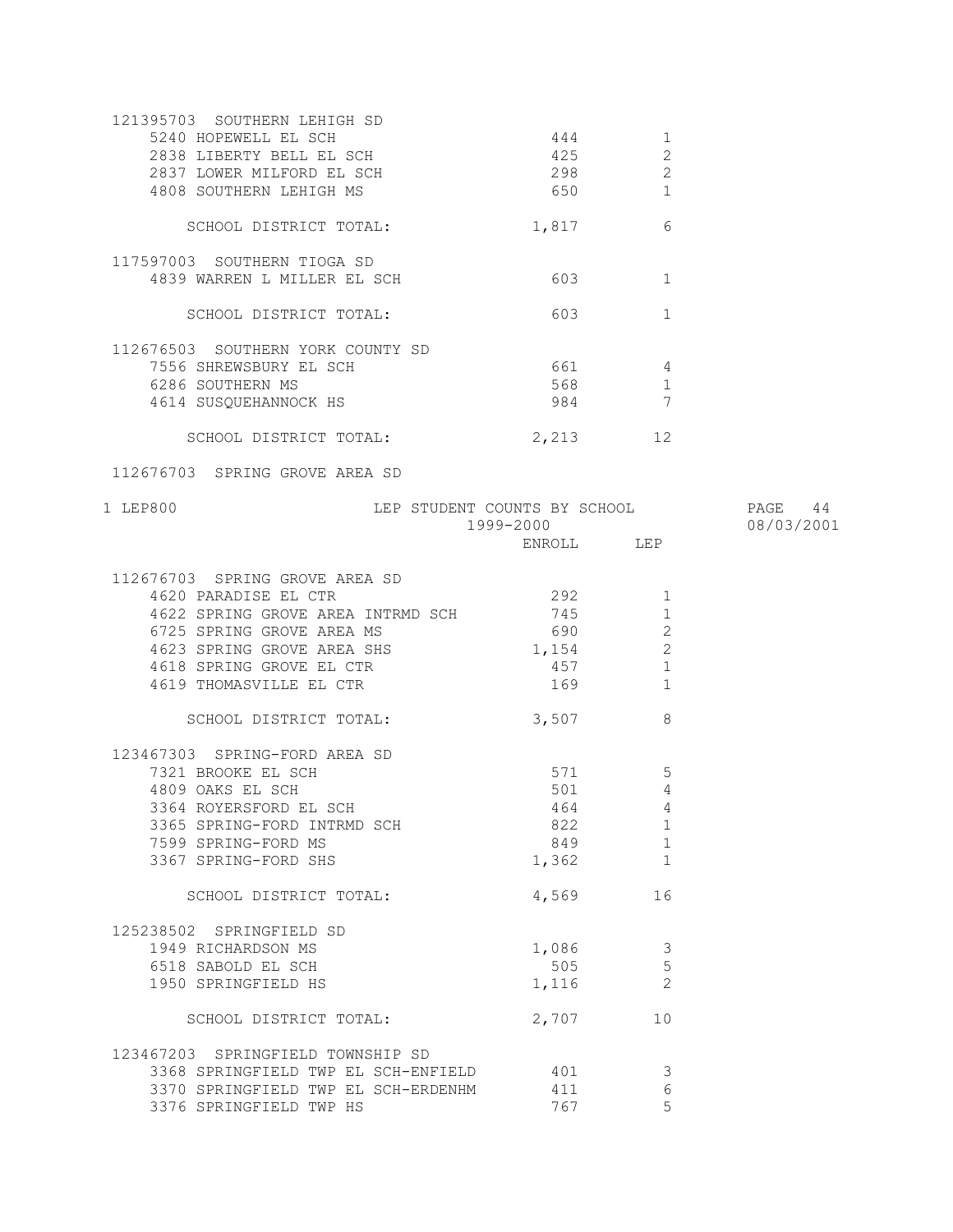| | ENROLL | LEP |
|---|---|---|
| **121395703 SOUTHERN LEHIGH SD** | | |
| 5240 HOPEWELL EL SCH | 444 | 1 |
| 2838 LIBERTY BELL EL SCH | 425 | 2 |
| 2837 LOWER MILFORD EL SCH | 298 | 2 |
| 4808 SOUTHERN LEHIGH MS | 650 | 1 |
| SCHOOL DISTRICT TOTAL: | 1,817 | 6 |
| **117597003 SOUTHERN TIOGA SD** | | |
| 4839 WARREN L MILLER EL SCH | 603 | 1 |
| SCHOOL DISTRICT TOTAL: | 603 | 1 |
| **112676503 SOUTHERN YORK COUNTY SD** | | |
| 7556 SHREWSBURY EL SCH | 661 | 4 |
| 6286 SOUTHERN MS | 568 | 1 |
| 4614 SUSQUEHANNOCK HS | 984 | 7 |
| SCHOOL DISTRICT TOTAL: | 2,213 | 12 |

112676703 SPRING GROVE AREA SD

LEP800 — LEP STUDENT COUNTS BY SCHOOL — 1999-2000 — 08/03/2001

| | ENROLL | LEP |
|---|---|---|
| **112676703 SPRING GROVE AREA SD** | | |
| 4620 PARADISE EL CTR | 292 | 1 |
| 4622 SPRING GROVE AREA INTRMD SCH | 745 | 1 |
| 6725 SPRING GROVE AREA MS | 690 | 2 |
| 4623 SPRING GROVE AREA SHS | 1,154 | 2 |
| 4618 SPRING GROVE EL CTR | 457 | 1 |
| 4619 THOMASVILLE EL CTR | 169 | 1 |
| SCHOOL DISTRICT TOTAL: | 3,507 | 8 |
| **123467303 SPRING-FORD AREA SD** | | |
| 7321 BROOKE EL SCH | 571 | 5 |
| 4809 OAKS EL SCH | 501 | 4 |
| 3364 ROYERSFORD EL SCH | 464 | 4 |
| 3365 SPRING-FORD INTRMD SCH | 822 | 1 |
| 7599 SPRING-FORD MS | 849 | 1 |
| 3367 SPRING-FORD SHS | 1,362 | 1 |
| SCHOOL DISTRICT TOTAL: | 4,569 | 16 |
| **125238502 SPRINGFIELD SD** | | |
| 1949 RICHARDSON MS | 1,086 | 3 |
| 6518 SABOLD EL SCH | 505 | 5 |
| 1950 SPRINGFIELD HS | 1,116 | 2 |
| SCHOOL DISTRICT TOTAL: | 2,707 | 10 |
| **123467203 SPRINGFIELD TOWNSHIP SD** | | |
| 3368 SPRINGFIELD TWP EL SCH-ENFIELD | 401 | 3 |
| 3370 SPRINGFIELD TWP EL SCH-ERDENHM | 411 | 6 |
| 3376 SPRINGFIELD TWP HS | 767 | 5 |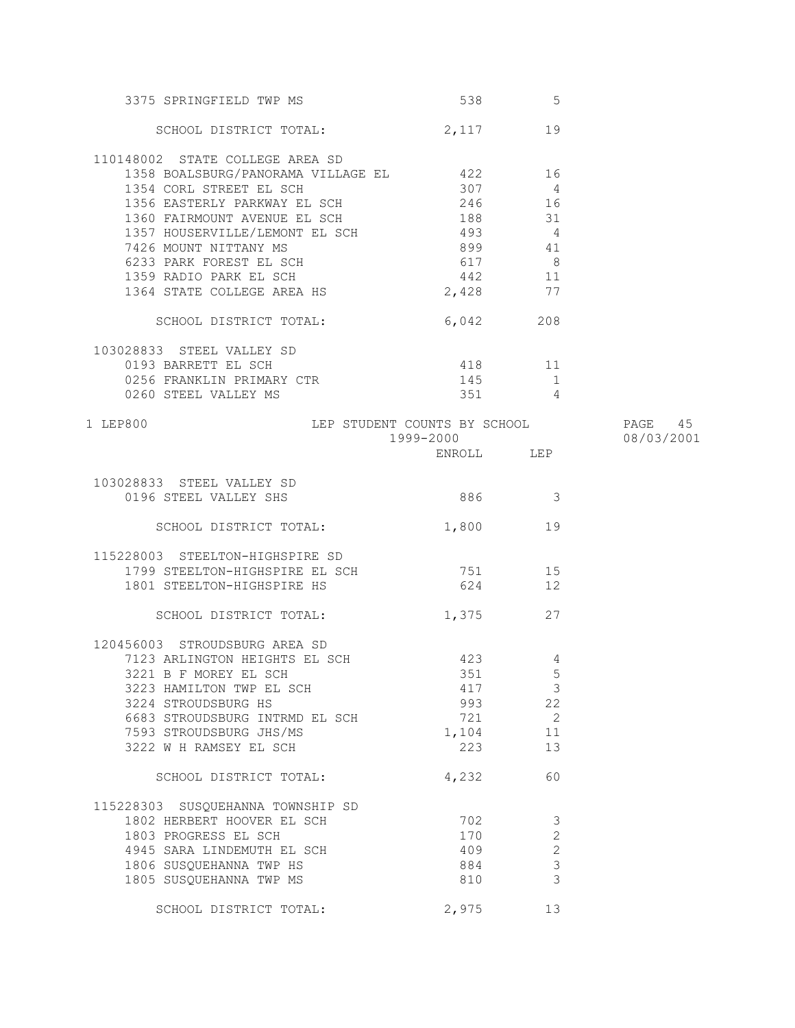| School | ENROLL | LEP |
|---|---|---|
| 3375 SPRINGFIELD TWP MS | 538 | 5 |
| SCHOOL DISTRICT TOTAL: | 2,117 | 19 |
| **110148002 STATE COLLEGE AREA SD** | | |
| 1358 BOALSBURG/PANORAMA VILLAGE EL | 422 | 16 |
| 1354 CORL STREET EL SCH | 307 | 4 |
| 1356 EASTERLY PARKWAY EL SCH | 246 | 16 |
| 1360 FAIRMOUNT AVENUE EL SCH | 188 | 31 |
| 1357 HOUSERVILLE/LEMONT EL SCH | 493 | 4 |
| 7426 MOUNT NITTANY MS | 899 | 41 |
| 6233 PARK FOREST EL SCH | 617 | 8 |
| 1359 RADIO PARK EL SCH | 442 | 11 |
| 1364 STATE COLLEGE AREA HS | 2,428 | 77 |
| SCHOOL DISTRICT TOTAL: | 6,042 | 208 |
| **103028833 STEEL VALLEY SD** | | |
| 0193 BARRETT EL SCH | 418 | 11 |
| 0256 FRANKLIN PRIMARY CTR | 145 | 1 |
| 0260 STEEL VALLEY MS | 351 | 4 |

LEP800 — LEP STUDENT COUNTS BY SCHOOL — 1999-2000 — 08/03/2001

| School | ENROLL | LEP |
|---|---|---|
| **103028833 STEEL VALLEY SD** | | |
| 0196 STEEL VALLEY SHS | 886 | 3 |
| SCHOOL DISTRICT TOTAL: | 1,800 | 19 |
| **115228003 STEELTON-HIGHSPIRE SD** | | |
| 1799 STEELTON-HIGHSPIRE EL SCH | 751 | 15 |
| 1801 STEELTON-HIGHSPIRE HS | 624 | 12 |
| SCHOOL DISTRICT TOTAL: | 1,375 | 27 |
| **120456003 STROUDSBURG AREA SD** | | |
| 7123 ARLINGTON HEIGHTS EL SCH | 423 | 4 |
| 3221 B F MOREY EL SCH | 351 | 5 |
| 3223 HAMILTON TWP EL SCH | 417 | 3 |
| 3224 STROUDSBURG HS | 993 | 22 |
| 6683 STROUDSBURG INTRMD EL SCH | 721 | 2 |
| 7593 STROUDSBURG JHS/MS | 1,104 | 11 |
| 3222 W H RAMSEY EL SCH | 223 | 13 |
| SCHOOL DISTRICT TOTAL: | 4,232 | 60 |
| **115228303 SUSQUEHANNA TOWNSHIP SD** | | |
| 1802 HERBERT HOOVER EL SCH | 702 | 3 |
| 1803 PROGRESS EL SCH | 170 | 2 |
| 4945 SARA LINDEMUTH EL SCH | 409 | 2 |
| 1806 SUSQUEHANNA TWP HS | 884 | 3 |
| 1805 SUSQUEHANNA TWP MS | 810 | 3 |
| SCHOOL DISTRICT TOTAL: | 2,975 | 13 |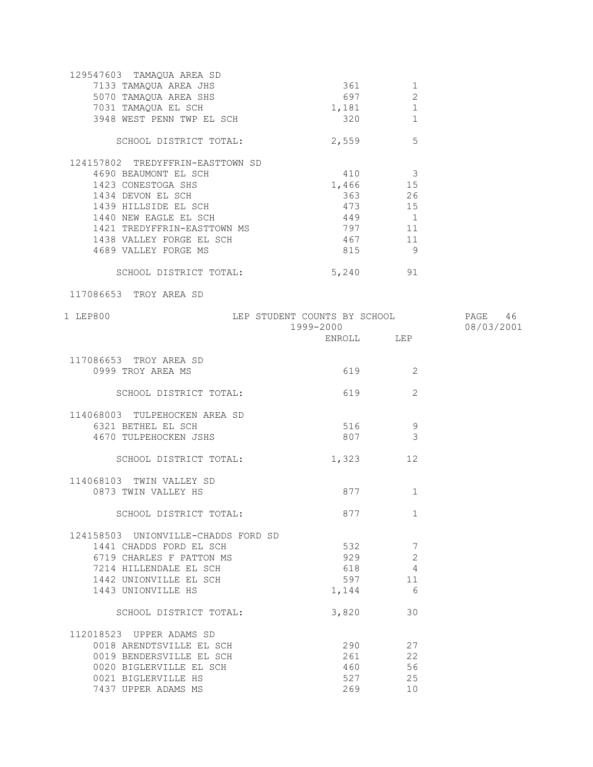| | ENROLL | LEP |
|---|---|---|
| **129547603 TAMAQUA AREA SD** | | |
| 7133 TAMAQUA AREA JHS | 361 | 1 |
| 5070 TAMAQUA AREA SHS | 697 | 2 |
| 7031 TAMAQUA EL SCH | 1,181 | 1 |
| 3948 WEST PENN TWP EL SCH | 320 | 1 |
| SCHOOL DISTRICT TOTAL: | 2,559 | 5 |
| **124157802 TREDYFFRIN-EASTTOWN SD** | | |
| 4690 BEAUMONT EL SCH | 410 | 3 |
| 1423 CONESTOGA SHS | 1,466 | 15 |
| 1434 DEVON EL SCH | 363 | 26 |
| 1439 HILLSIDE EL SCH | 473 | 15 |
| 1440 NEW EAGLE EL SCH | 449 | 1 |
| 1421 TREDYFFRIN-EASTTOWN MS | 797 | 11 |
| 1438 VALLEY FORGE EL SCH | 467 | 11 |
| 4689 VALLEY FORGE MS | 815 | 9 |
| SCHOOL DISTRICT TOTAL: | 5,240 | 91 |
| **117086653 TROY AREA SD** | | |

LEP800 — LEP STUDENT COUNTS BY SCHOOL — 1999-2000 — 08/03/2001

| | ENROLL | LEP |
|---|---|---|
| **117086653 TROY AREA SD** | | |
| 0999 TROY AREA MS | 619 | 2 |
| SCHOOL DISTRICT TOTAL: | 619 | 2 |
| **114068003 TULPEHOCKEN AREA SD** | | |
| 6321 BETHEL EL SCH | 516 | 9 |
| 4670 TULPEHOCKEN JSHS | 807 | 3 |
| SCHOOL DISTRICT TOTAL: | 1,323 | 12 |
| **114068103 TWIN VALLEY SD** | | |
| 0873 TWIN VALLEY HS | 877 | 1 |
| SCHOOL DISTRICT TOTAL: | 877 | 1 |
| **124158503 UNIONVILLE-CHADDS FORD SD** | | |
| 1441 CHADDS FORD EL SCH | 532 | 7 |
| 6719 CHARLES F PATTON MS | 929 | 2 |
| 7214 HILLENDALE EL SCH | 618 | 4 |
| 1442 UNIONVILLE EL SCH | 597 | 11 |
| 1443 UNIONVILLE HS | 1,144 | 6 |
| SCHOOL DISTRICT TOTAL: | 3,820 | 30 |
| **112018523 UPPER ADAMS SD** | | |
| 0018 ARENDTSVILLE EL SCH | 290 | 27 |
| 0019 BENDERSVILLE EL SCH | 261 | 22 |
| 0020 BIGLERVILLE EL SCH | 460 | 56 |
| 0021 BIGLERVILLE HS | 527 | 25 |
| 7437 UPPER ADAMS MS | 269 | 10 |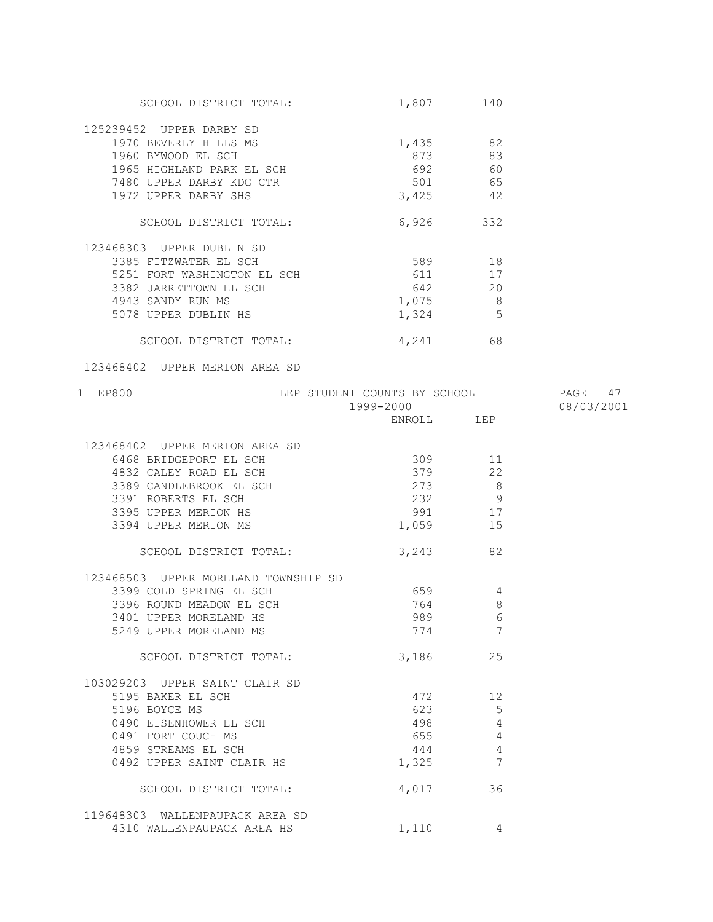| | ENROLL | LEP |
|---|---|---|
| SCHOOL DISTRICT TOTAL: | 1,807 | 140 |
| **125239452 UPPER DARBY SD** | | |
| 1970 BEVERLY HILLS MS | 1,435 | 82 |
| 1960 BYWOOD EL SCH | 873 | 83 |
| 1965 HIGHLAND PARK EL SCH | 692 | 60 |
| 7480 UPPER DARBY KDG CTR | 501 | 65 |
| 1972 UPPER DARBY SHS | 3,425 | 42 |
| SCHOOL DISTRICT TOTAL: | 6,926 | 332 |
| **123468303 UPPER DUBLIN SD** | | |
| 3385 FITZWATER EL SCH | 589 | 18 |
| 5251 FORT WASHINGTON EL SCH | 611 | 17 |
| 3382 JARRETTOWN EL SCH | 642 | 20 |
| 4943 SANDY RUN MS | 1,075 | 8 |
| 5078 UPPER DUBLIN HS | 1,324 | 5 |
| SCHOOL DISTRICT TOTAL: | 4,241 | 68 |

123468402 UPPER MERION AREA SD

LEP800 — LEP STUDENT COUNTS BY SCHOOL — 1999-2000 — 08/03/2001

| | ENROLL | LEP |
|---|---|---|
| **123468402 UPPER MERION AREA SD** | | |
| 6468 BRIDGEPORT EL SCH | 309 | 11 |
| 4832 CALEY ROAD EL SCH | 379 | 22 |
| 3389 CANDLEBROOK EL SCH | 273 | 8 |
| 3391 ROBERTS EL SCH | 232 | 9 |
| 3395 UPPER MERION HS | 991 | 17 |
| 3394 UPPER MERION MS | 1,059 | 15 |
| SCHOOL DISTRICT TOTAL: | 3,243 | 82 |
| **123468503 UPPER MORELAND TOWNSHIP SD** | | |
| 3399 COLD SPRING EL SCH | 659 | 4 |
| 3396 ROUND MEADOW EL SCH | 764 | 8 |
| 3401 UPPER MORELAND HS | 989 | 6 |
| 5249 UPPER MORELAND MS | 774 | 7 |
| SCHOOL DISTRICT TOTAL: | 3,186 | 25 |
| **103029203 UPPER SAINT CLAIR SD** | | |
| 5195 BAKER EL SCH | 472 | 12 |
| 5196 BOYCE MS | 623 | 5 |
| 0490 EISENHOWER EL SCH | 498 | 4 |
| 0491 FORT COUCH MS | 655 | 4 |
| 4859 STREAMS EL SCH | 444 | 4 |
| 0492 UPPER SAINT CLAIR HS | 1,325 | 7 |
| SCHOOL DISTRICT TOTAL: | 4,017 | 36 |
| **119648303 WALLENPAUPACK AREA SD** | | |
| 4310 WALLENPAUPACK AREA HS | 1,110 | 4 |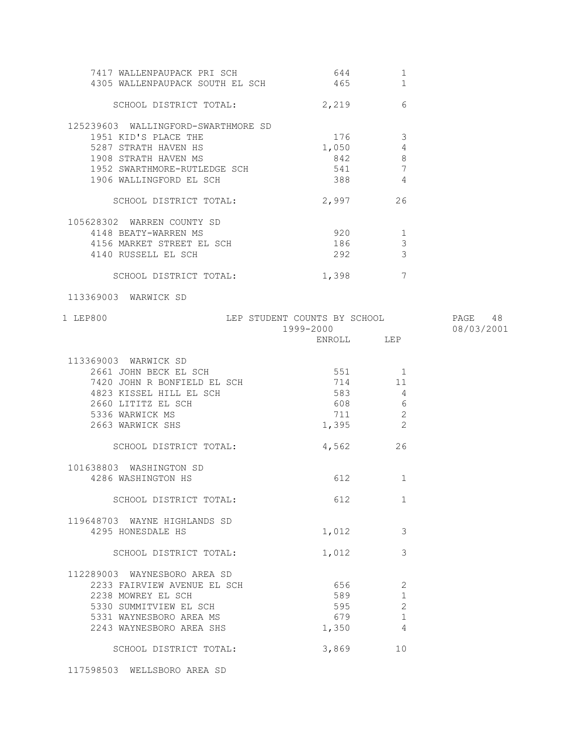| School | ENROLL | LEP |
|---|---|---|
| 7417 WALLENPAUPACK PRI SCH | 644 | 1 |
| 4305 WALLENPAUPACK SOUTH EL SCH | 465 | 1 |
| SCHOOL DISTRICT TOTAL: | 2,219 | 6 |
| **125239603 WALLINGFORD-SWARTHMORE SD** | | |
| 1951 KID'S PLACE THE | 176 | 3 |
| 5287 STRATH HAVEN HS | 1,050 | 4 |
| 1908 STRATH HAVEN MS | 842 | 8 |
| 1952 SWARTHMORE-RUTLEDGE SCH | 541 | 7 |
| 1906 WALLINGFORD EL SCH | 388 | 4 |
| SCHOOL DISTRICT TOTAL: | 2,997 | 26 |
| **105628302 WARREN COUNTY SD** | | |
| 4148 BEATY-WARREN MS | 920 | 1 |
| 4156 MARKET STREET EL SCH | 186 | 3 |
| 4140 RUSSELL EL SCH | 292 | 3 |
| SCHOOL DISTRICT TOTAL: | 1,398 | 7 |

113369003 WARWICK SD

LEP800 — LEP STUDENT COUNTS BY SCHOOL — 1999-2000 — 08/03/2001

| School | ENROLL | LEP |
|---|---|---|
| **113369003 WARWICK SD** | | |
| 2661 JOHN BECK EL SCH | 551 | 1 |
| 7420 JOHN R BONFIELD EL SCH | 714 | 11 |
| 4823 KISSEL HILL EL SCH | 583 | 4 |
| 2660 LITITZ EL SCH | 608 | 6 |
| 5336 WARWICK MS | 711 | 2 |
| 2663 WARWICK SHS | 1,395 | 2 |
| SCHOOL DISTRICT TOTAL: | 4,562 | 26 |
| **101638803 WASHINGTON SD** | | |
| 4286 WASHINGTON HS | 612 | 1 |
| SCHOOL DISTRICT TOTAL: | 612 | 1 |
| **119648703 WAYNE HIGHLANDS SD** | | |
| 4295 HONESDALE HS | 1,012 | 3 |
| SCHOOL DISTRICT TOTAL: | 1,012 | 3 |
| **112289003 WAYNESBORO AREA SD** | | |
| 2233 FAIRVIEW AVENUE EL SCH | 656 | 2 |
| 2238 MOWREY EL SCH | 589 | 1 |
| 5330 SUMMITVIEW EL SCH | 595 | 2 |
| 5331 WAYNESBORO AREA MS | 679 | 1 |
| 2243 WAYNESBORO AREA SHS | 1,350 | 4 |
| SCHOOL DISTRICT TOTAL: | 3,869 | 10 |

117598503 WELLSBORO AREA SD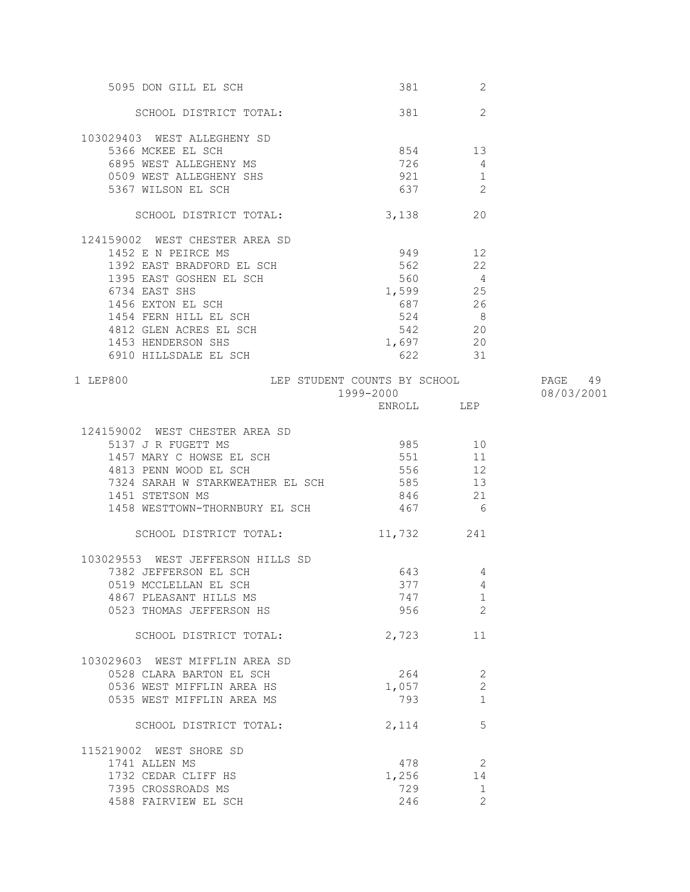| | ENROLL | LEP |
|---|---|---|
| 5095 DON GILL EL SCH | 381 | 2 |
| SCHOOL DISTRICT TOTAL: | 381 | 2 |
| **103029403 WEST ALLEGHENY SD** | | |
| 5366 MCKEE EL SCH | 854 | 13 |
| 6895 WEST ALLEGHENY MS | 726 | 4 |
| 0509 WEST ALLEGHENY SHS | 921 | 1 |
| 5367 WILSON EL SCH | 637 | 2 |
| SCHOOL DISTRICT TOTAL: | 3,138 | 20 |
| **124159002 WEST CHESTER AREA SD** | | |
| 1452 E N PEIRCE MS | 949 | 12 |
| 1392 EAST BRADFORD EL SCH | 562 | 22 |
| 1395 EAST GOSHEN EL SCH | 560 | 4 |
| 6734 EAST SHS | 1,599 | 25 |
| 1456 EXTON EL SCH | 687 | 26 |
| 1454 FERN HILL EL SCH | 524 | 8 |
| 4812 GLEN ACRES EL SCH | 542 | 20 |
| 1453 HENDERSON SHS | 1,697 | 20 |
| 6910 HILLSDALE EL SCH | 622 | 31 |

LEP800 — LEP STUDENT COUNTS BY SCHOOL — 1999-2000 — 08/03/2001

| | ENROLL | LEP |
|---|---|---|
| **124159002 WEST CHESTER AREA SD** | | |
| 5137 J R FUGETT MS | 985 | 10 |
| 1457 MARY C HOWSE EL SCH | 551 | 11 |
| 4813 PENN WOOD EL SCH | 556 | 12 |
| 7324 SARAH W STARKWEATHER EL SCH | 585 | 13 |
| 1451 STETSON MS | 846 | 21 |
| 1458 WESTTOWN-THORNBURY EL SCH | 467 | 6 |
| SCHOOL DISTRICT TOTAL: | 11,732 | 241 |
| **103029553 WEST JEFFERSON HILLS SD** | | |
| 7382 JEFFERSON EL SCH | 643 | 4 |
| 0519 MCCLELLAN EL SCH | 377 | 4 |
| 4867 PLEASANT HILLS MS | 747 | 1 |
| 0523 THOMAS JEFFERSON HS | 956 | 2 |
| SCHOOL DISTRICT TOTAL: | 2,723 | 11 |
| **103029603 WEST MIFFLIN AREA SD** | | |
| 0528 CLARA BARTON EL SCH | 264 | 2 |
| 0536 WEST MIFFLIN AREA HS | 1,057 | 2 |
| 0535 WEST MIFFLIN AREA MS | 793 | 1 |
| SCHOOL DISTRICT TOTAL: | 2,114 | 5 |
| **115219002 WEST SHORE SD** | | |
| 1741 ALLEN MS | 478 | 2 |
| 1732 CEDAR CLIFF HS | 1,256 | 14 |
| 7395 CROSSROADS MS | 729 | 1 |
| 4588 FAIRVIEW EL SCH | 246 | 2 |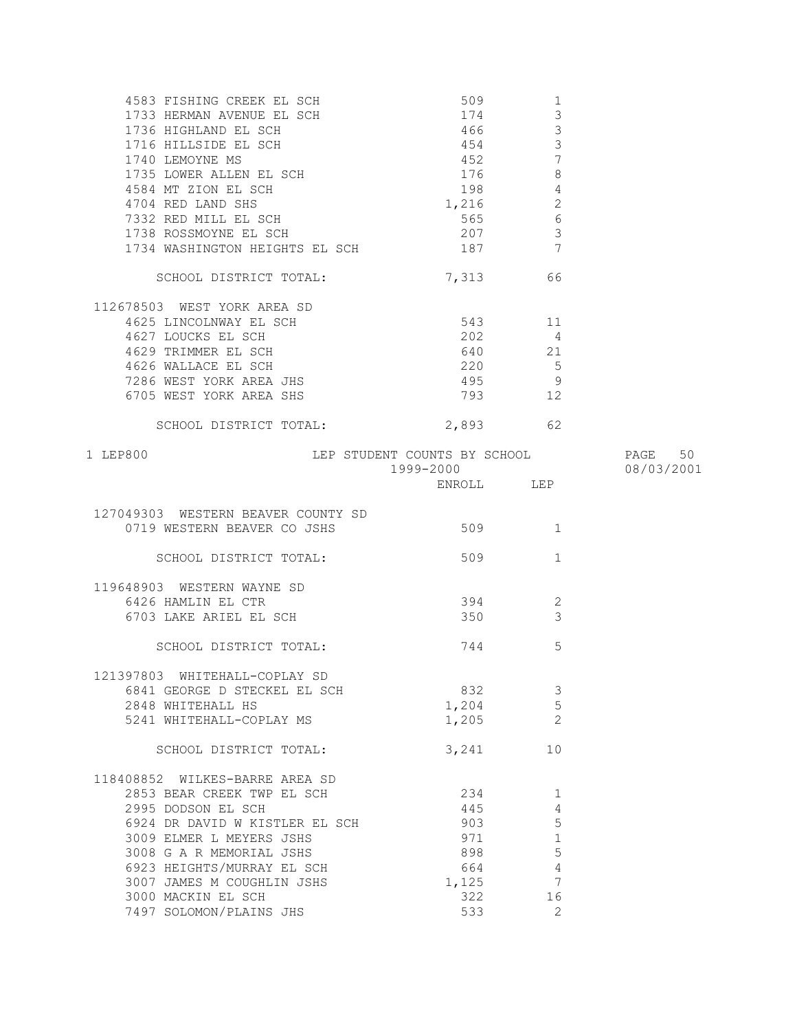| | ENROLL | LEP |
|---|---|---|
| 4583 FISHING CREEK EL SCH | 509 | 1 |
| 1733 HERMAN AVENUE EL SCH | 174 | 3 |
| 1736 HIGHLAND EL SCH | 466 | 3 |
| 1716 HILLSIDE EL SCH | 454 | 3 |
| 1740 LEMOYNE MS | 452 | 7 |
| 1735 LOWER ALLEN EL SCH | 176 | 8 |
| 4584 MT ZION EL SCH | 198 | 4 |
| 4704 RED LAND SHS | 1,216 | 2 |
| 7332 RED MILL EL SCH | 565 | 6 |
| 1738 ROSSMOYNE EL SCH | 207 | 3 |
| 1734 WASHINGTON HEIGHTS EL SCH | 187 | 7 |
| SCHOOL DISTRICT TOTAL: | 7,313 | 66 |
| **112678503 WEST YORK AREA SD** | | |
| 4625 LINCOLNWAY EL SCH | 543 | 11 |
| 4627 LOUCKS EL SCH | 202 | 4 |
| 4629 TRIMMER EL SCH | 640 | 21 |
| 4626 WALLACE EL SCH | 220 | 5 |
| 7286 WEST YORK AREA JHS | 495 | 9 |
| 6705 WEST YORK AREA SHS | 793 | 12 |
| SCHOOL DISTRICT TOTAL: | 2,893 | 62 |

1 LEP800 LEP STUDENT COUNTS BY SCHOOL 1999-2000 08/03/2001

| | ENROLL | LEP |
|---|---|---|
| **127049303 WESTERN BEAVER COUNTY SD** | | |
| 0719 WESTERN BEAVER CO JSHS | 509 | 1 |
| SCHOOL DISTRICT TOTAL: | 509 | 1 |
| **119648903 WESTERN WAYNE SD** | | |
| 6426 HAMLIN EL CTR | 394 | 2 |
| 6703 LAKE ARIEL EL SCH | 350 | 3 |
| SCHOOL DISTRICT TOTAL: | 744 | 5 |
| **121397803 WHITEHALL-COPLAY SD** | | |
| 6841 GEORGE D STECKEL EL SCH | 832 | 3 |
| 2848 WHITEHALL HS | 1,204 | 5 |
| 5241 WHITEHALL-COPLAY MS | 1,205 | 2 |
| SCHOOL DISTRICT TOTAL: | 3,241 | 10 |
| **118408852 WILKES-BARRE AREA SD** | | |
| 2853 BEAR CREEK TWP EL SCH | 234 | 1 |
| 2995 DODSON EL SCH | 445 | 4 |
| 6924 DR DAVID W KISTLER EL SCH | 903 | 5 |
| 3009 ELMER L MEYERS JSHS | 971 | 1 |
| 3008 G A R MEMORIAL JSHS | 898 | 5 |
| 6923 HEIGHTS/MURRAY EL SCH | 664 | 4 |
| 3007 JAMES M COUGHLIN JSHS | 1,125 | 7 |
| 3000 MACKIN EL SCH | 322 | 16 |
| 7497 SOLOMON/PLAINS JHS | 533 | 2 |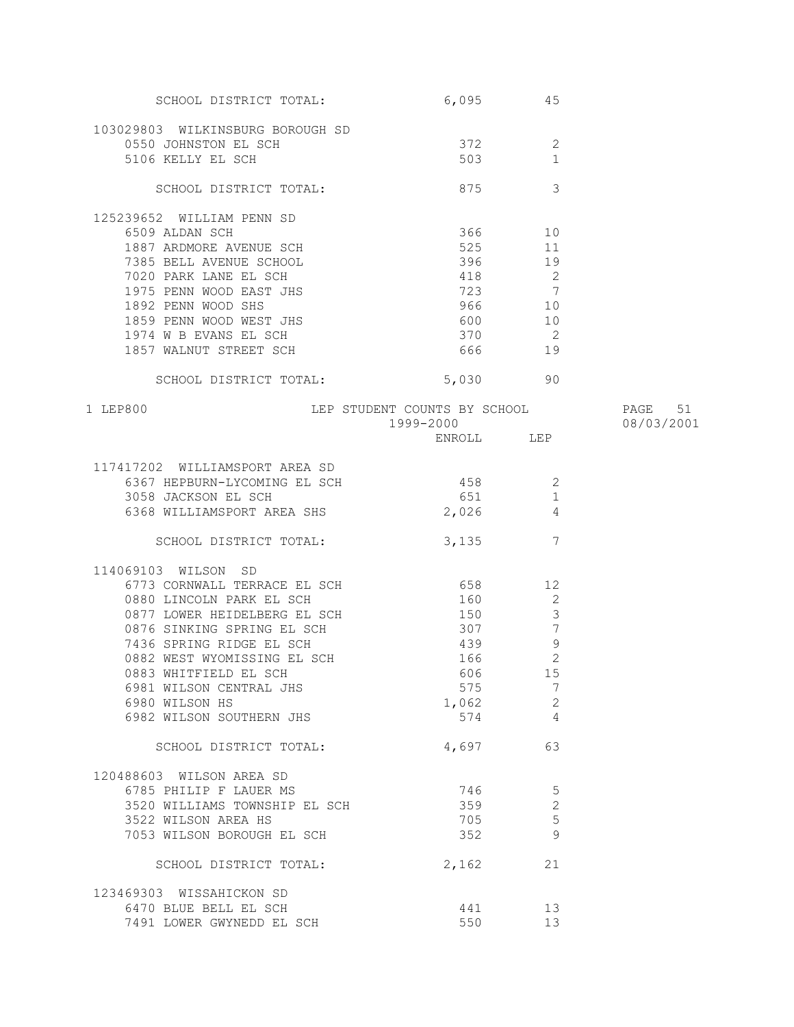| | ENROLL | LEP |
|---|---|---|
| SCHOOL DISTRICT TOTAL: | 6,095 | 45 |
| **103029803 WILKINSBURG BOROUGH SD** | | |
| 0550 JOHNSTON EL SCH | 372 | 2 |
| 5106 KELLY EL SCH | 503 | 1 |
| SCHOOL DISTRICT TOTAL: | 875 | 3 |
| **125239652 WILLIAM PENN SD** | | |
| 6509 ALDAN SCH | 366 | 10 |
| 1887 ARDMORE AVENUE SCH | 525 | 11 |
| 7385 BELL AVENUE SCHOOL | 396 | 19 |
| 7020 PARK LANE EL SCH | 418 | 2 |
| 1975 PENN WOOD EAST JHS | 723 | 7 |
| 1892 PENN WOOD SHS | 966 | 10 |
| 1859 PENN WOOD WEST JHS | 600 | 10 |
| 1974 W B EVANS EL SCH | 370 | 2 |
| 1857 WALNUT STREET SCH | 666 | 19 |
| SCHOOL DISTRICT TOTAL: | 5,030 | 90 |

1 LEP800

LEP STUDENT COUNTS BY SCHOOL

1999-2000

| | ENROLL | LEP |
|---|---|---|
| **117417202 WILLIAMSPORT AREA SD** | | |
| 6367 HEPBURN-LYCOMING EL SCH | 458 | 2 |
| 3058 JACKSON EL SCH | 651 | 1 |
| 6368 WILLIAMSPORT AREA SHS | 2,026 | 4 |
| SCHOOL DISTRICT TOTAL: | 3,135 | 7 |
| **114069103 WILSON SD** | | |
| 6773 CORNWALL TERRACE EL SCH | 658 | 12 |
| 0880 LINCOLN PARK EL SCH | 160 | 2 |
| 0877 LOWER HEIDELBERG EL SCH | 150 | 3 |
| 0876 SINKING SPRING EL SCH | 307 | 7 |
| 7436 SPRING RIDGE EL SCH | 439 | 9 |
| 0882 WEST WYOMISSING EL SCH | 166 | 2 |
| 0883 WHITFIELD EL SCH | 606 | 15 |
| 6981 WILSON CENTRAL JHS | 575 | 7 |
| 6980 WILSON HS | 1,062 | 2 |
| 6982 WILSON SOUTHERN JHS | 574 | 4 |
| SCHOOL DISTRICT TOTAL: | 4,697 | 63 |
| **120488603 WILSON AREA SD** | | |
| 6785 PHILIP F LAUER MS | 746 | 5 |
| 3520 WILLIAMS TOWNSHIP EL SCH | 359 | 2 |
| 3522 WILSON AREA HS | 705 | 5 |
| 7053 WILSON BOROUGH EL SCH | 352 | 9 |
| SCHOOL DISTRICT TOTAL: | 2,162 | 21 |
| **123469303 WISSAHICKON SD** | | |
| 6470 BLUE BELL EL SCH | 441 | 13 |
| 7491 LOWER GWYNEDD EL SCH | 550 | 13 |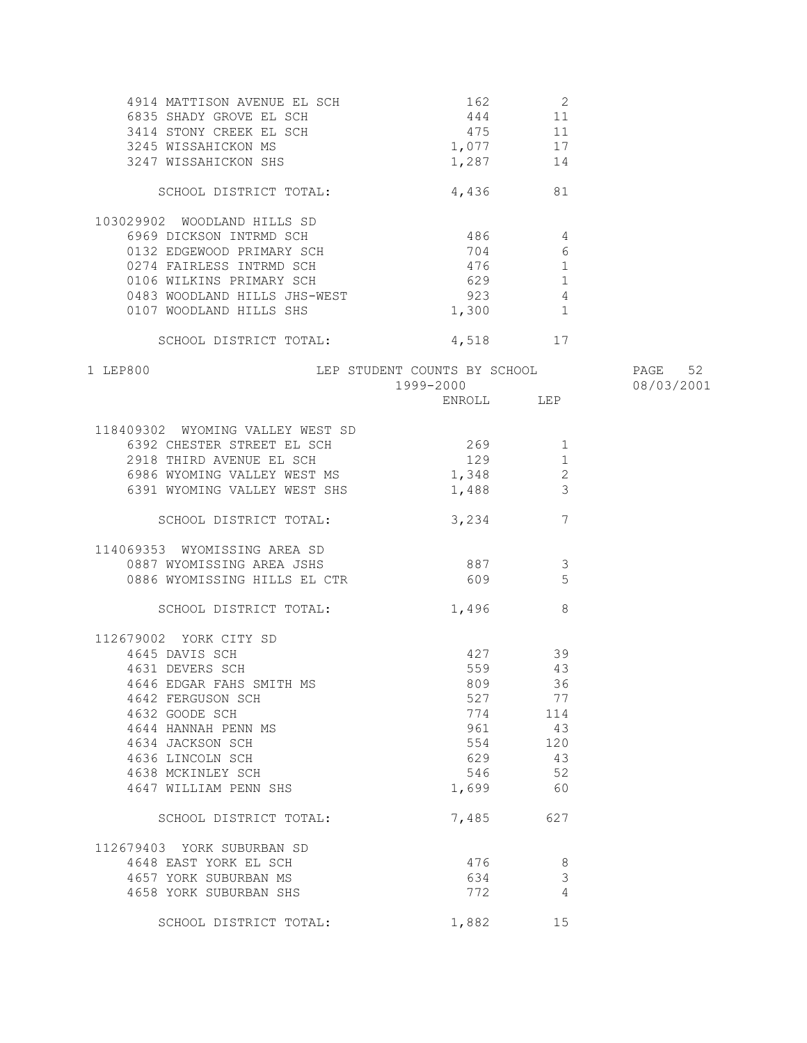| School | ENROLL | LEP |
|---|---|---|
| 4914 MATTISON AVENUE EL SCH | 162 | 2 |
| 6835 SHADY GROVE EL SCH | 444 | 11 |
| 3414 STONY CREEK EL SCH | 475 | 11 |
| 3245 WISSAHICKON MS | 1,077 | 17 |
| 3247 WISSAHICKON SHS | 1,287 | 14 |
| SCHOOL DISTRICT TOTAL: | 4,436 | 81 |
| **103029902 WOODLAND HILLS SD** | | |
| 6969 DICKSON INTRMD SCH | 486 | 4 |
| 0132 EDGEWOOD PRIMARY SCH | 704 | 6 |
| 0274 FAIRLESS INTRMD SCH | 476 | 1 |
| 0106 WILKINS PRIMARY SCH | 629 | 1 |
| 0483 WOODLAND HILLS JHS-WEST | 923 | 4 |
| 0107 WOODLAND HILLS SHS | 1,300 | 1 |
| SCHOOL DISTRICT TOTAL: | 4,518 | 17 |

LEP800 — LEP STUDENT COUNTS BY SCHOOL — 1999-2000 — 08/03/2001

| School | ENROLL | LEP |
|---|---|---|
| **118409302 WYOMING VALLEY WEST SD** | | |
| 6392 CHESTER STREET EL SCH | 269 | 1 |
| 2918 THIRD AVENUE EL SCH | 129 | 1 |
| 6986 WYOMING VALLEY WEST MS | 1,348 | 2 |
| 6391 WYOMING VALLEY WEST SHS | 1,488 | 3 |
| SCHOOL DISTRICT TOTAL: | 3,234 | 7 |
| **114069353 WYOMISSING AREA SD** | | |
| 0887 WYOMISSING AREA JSHS | 887 | 3 |
| 0886 WYOMISSING HILLS EL CTR | 609 | 5 |
| SCHOOL DISTRICT TOTAL: | 1,496 | 8 |
| **112679002 YORK CITY SD** | | |
| 4645 DAVIS SCH | 427 | 39 |
| 4631 DEVERS SCH | 559 | 43 |
| 4646 EDGAR FAHS SMITH MS | 809 | 36 |
| 4642 FERGUSON SCH | 527 | 77 |
| 4632 GOODE SCH | 774 | 114 |
| 4644 HANNAH PENN MS | 961 | 43 |
| 4634 JACKSON SCH | 554 | 120 |
| 4636 LINCOLN SCH | 629 | 43 |
| 4638 MCKINLEY SCH | 546 | 52 |
| 4647 WILLIAM PENN SHS | 1,699 | 60 |
| SCHOOL DISTRICT TOTAL: | 7,485 | 627 |
| **112679403 YORK SUBURBAN SD** | | |
| 4648 EAST YORK EL SCH | 476 | 8 |
| 4657 YORK SUBURBAN MS | 634 | 3 |
| 4658 YORK SUBURBAN SHS | 772 | 4 |
| SCHOOL DISTRICT TOTAL: | 1,882 | 15 |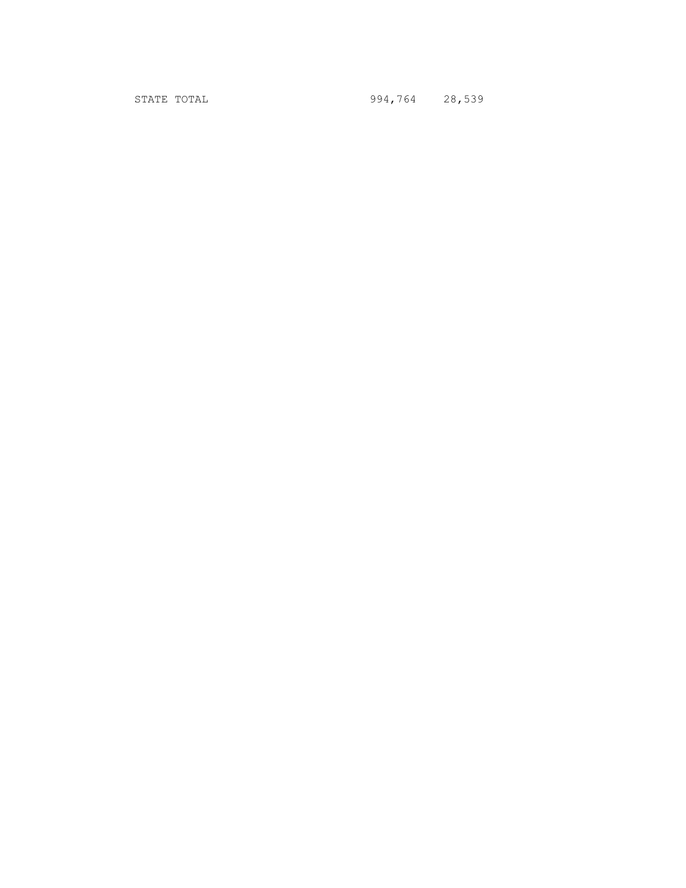| | | |
|---|---|---|
| STATE TOTAL | 994,764 | 28,539 |